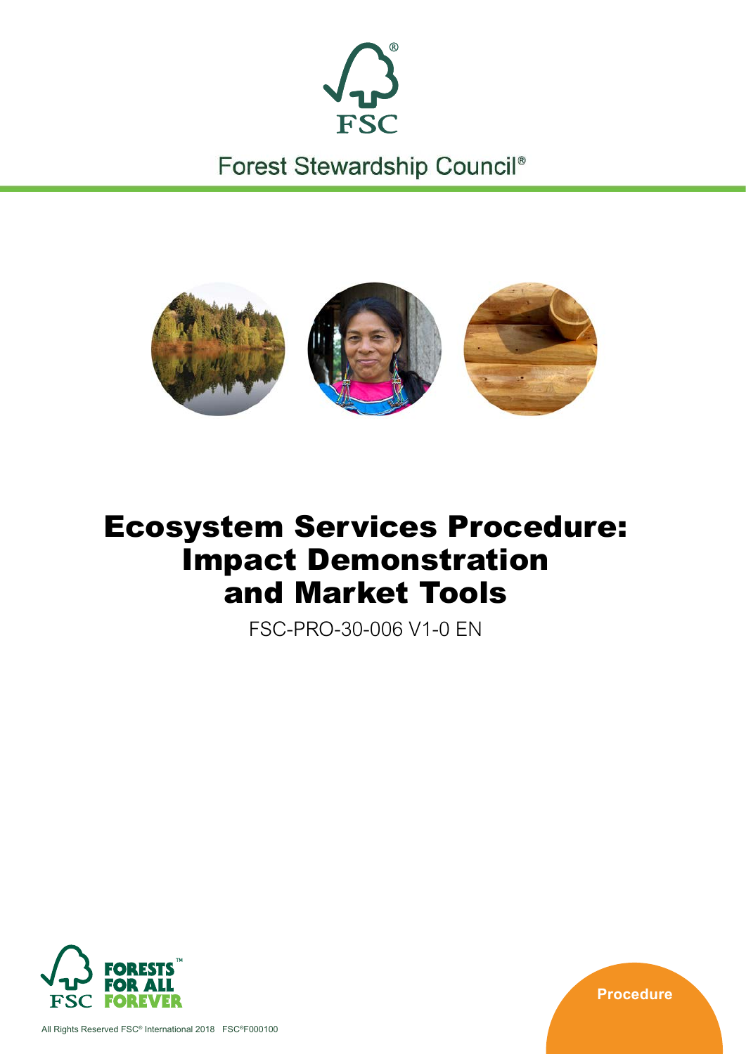FSC

Forest Stewardship Council®

# Ecosystem Services Procedure: Impact Demonstration and Market Tools

FSC-PRO-30-006 V1-0 EN

FORESTS FOR ALL FOREVER

Procedure

All Rights Reserved FSC® International 2018 FSC®F000100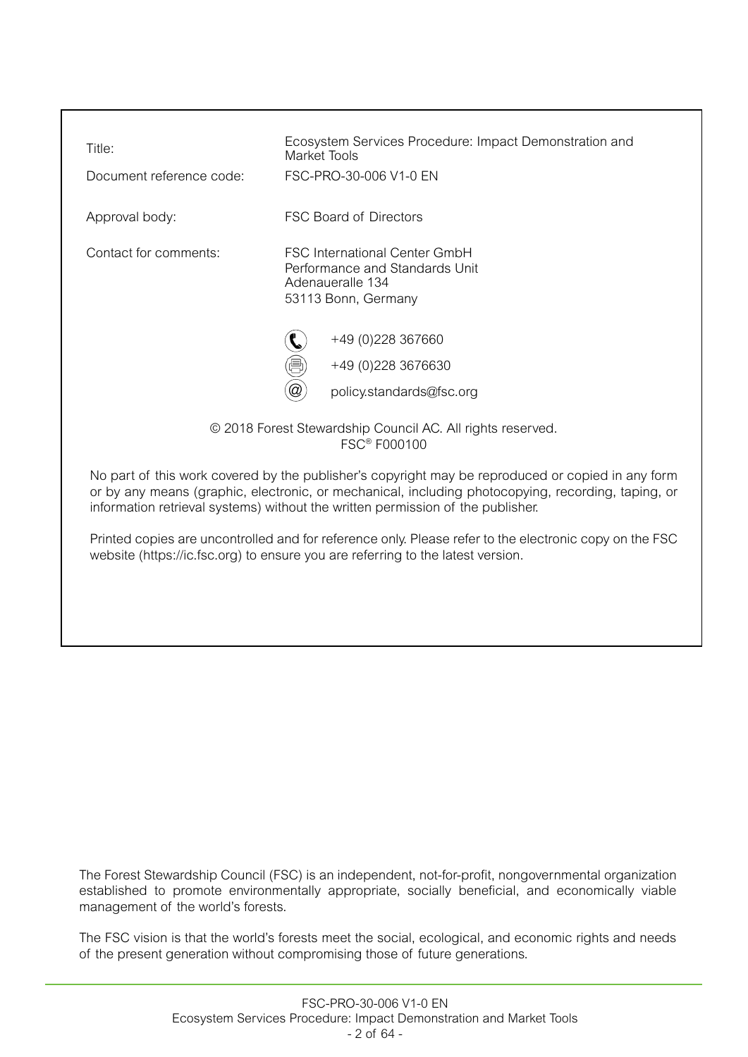| | |
|---|---|
| Title: | Ecosystem Services Procedure: Impact Demonstration and Market Tools |
| Document reference code: | FSC-PRO-30-006 V1-0 EN |
| Approval body: | FSC Board of Directors |
| Contact for comments: | FSC International Center GmbH<br>Performance and Standards Unit<br>Adenaueralle 134<br>53113 Bonn, Germany |
| | +49 (0)228 367660 |
| | +49 (0)228 3676630 |
| | policy.standards@fsc.org |

© 2018 Forest Stewardship Council AC. All rights reserved.
FSC® F000100

No part of this work covered by the publisher's copyright may be reproduced or copied in any form or by any means (graphic, electronic, or mechanical, including photocopying, recording, taping, or information retrieval systems) without the written permission of the publisher.

Printed copies are uncontrolled and for reference only. Please refer to the electronic copy on the FSC website (https://ic.fsc.org) to ensure you are referring to the latest version.

The Forest Stewardship Council (FSC) is an independent, not-for-profit, nongovernmental organization established to promote environmentally appropriate, socially beneficial, and economically viable management of the world's forests.

The FSC vision is that the world's forests meet the social, ecological, and economic rights and needs of the present generation without compromising those of future generations.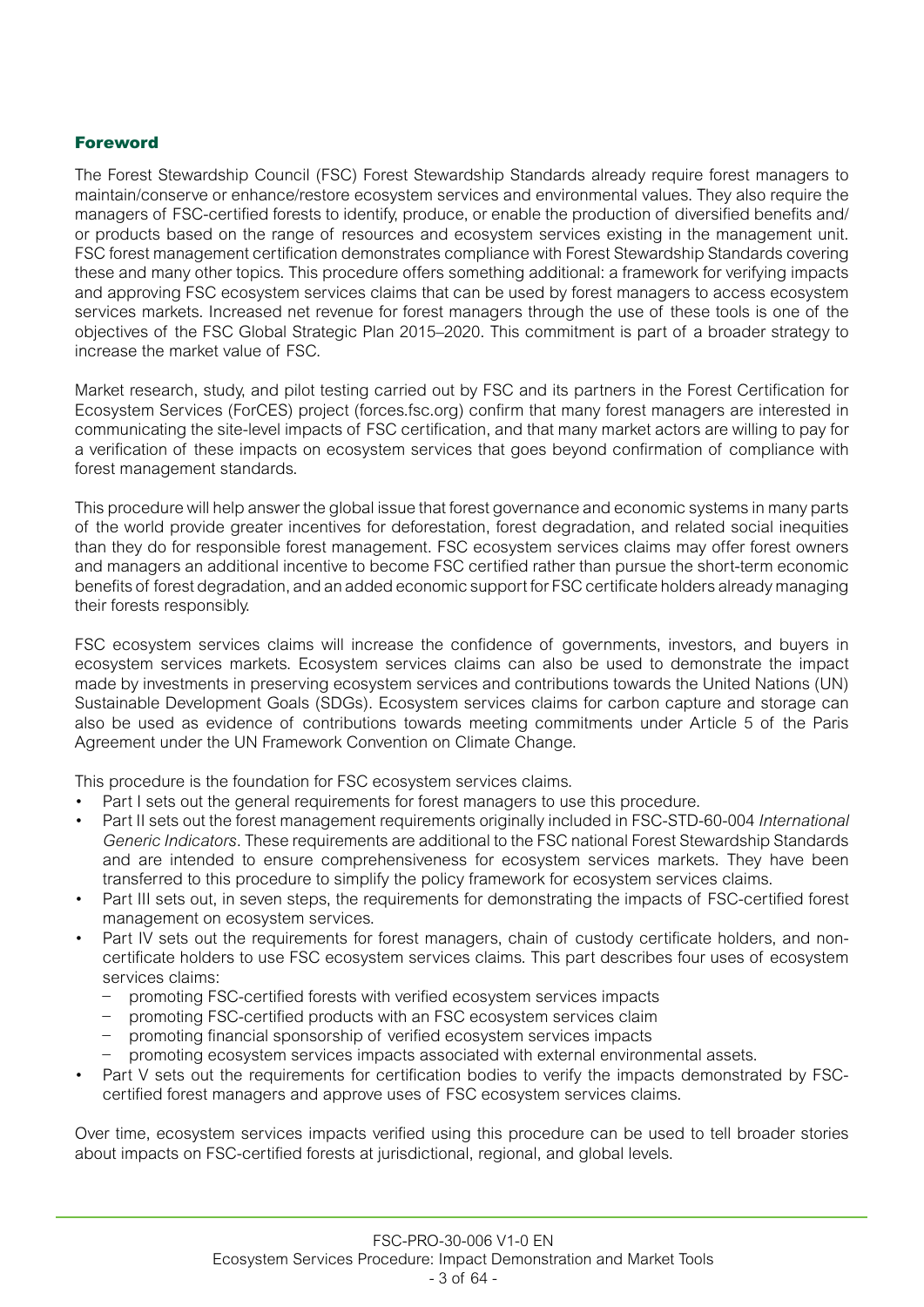## Foreword

The Forest Stewardship Council (FSC) Forest Stewardship Standards already require forest managers to maintain/conserve or enhance/restore ecosystem services and environmental values. They also require the managers of FSC-certified forests to identify, produce, or enable the production of diversified benefits and/or products based on the range of resources and ecosystem services existing in the management unit. FSC forest management certification demonstrates compliance with Forest Stewardship Standards covering these and many other topics. This procedure offers something additional: a framework for verifying impacts and approving FSC ecosystem services claims that can be used by forest managers to access ecosystem services markets. Increased net revenue for forest managers through the use of these tools is one of the objectives of the FSC Global Strategic Plan 2015–2020. This commitment is part of a broader strategy to increase the market value of FSC.

Market research, study, and pilot testing carried out by FSC and its partners in the Forest Certification for Ecosystem Services (ForCES) project (forces.fsc.org) confirm that many forest managers are interested in communicating the site-level impacts of FSC certification, and that many market actors are willing to pay for a verification of these impacts on ecosystem services that goes beyond confirmation of compliance with forest management standards.

This procedure will help answer the global issue that forest governance and economic systems in many parts of the world provide greater incentives for deforestation, forest degradation, and related social inequities than they do for responsible forest management. FSC ecosystem services claims may offer forest owners and managers an additional incentive to become FSC certified rather than pursue the short-term economic benefits of forest degradation, and an added economic support for FSC certificate holders already managing their forests responsibly.

FSC ecosystem services claims will increase the confidence of governments, investors, and buyers in ecosystem services markets. Ecosystem services claims can also be used to demonstrate the impact made by investments in preserving ecosystem services and contributions towards the United Nations (UN) Sustainable Development Goals (SDGs). Ecosystem services claims for carbon capture and storage can also be used as evidence of contributions towards meeting commitments under Article 5 of the Paris Agreement under the UN Framework Convention on Climate Change.

This procedure is the foundation for FSC ecosystem services claims.

- Part I sets out the general requirements for forest managers to use this procedure.
- Part II sets out the forest management requirements originally included in FSC-STD-60-004 *International Generic Indicators*. These requirements are additional to the FSC national Forest Stewardship Standards and are intended to ensure comprehensiveness for ecosystem services markets. They have been transferred to this procedure to simplify the policy framework for ecosystem services claims.
- Part III sets out, in seven steps, the requirements for demonstrating the impacts of FSC-certified forest management on ecosystem services.
- Part IV sets out the requirements for forest managers, chain of custody certificate holders, and non-certificate holders to use FSC ecosystem services claims. This part describes four uses of ecosystem services claims:
  - promoting FSC-certified forests with verified ecosystem services impacts
  - promoting FSC-certified products with an FSC ecosystem services claim
  - promoting financial sponsorship of verified ecosystem services impacts
  - promoting ecosystem services impacts associated with external environmental assets.
- Part V sets out the requirements for certification bodies to verify the impacts demonstrated by FSC-certified forest managers and approve uses of FSC ecosystem services claims.

Over time, ecosystem services impacts verified using this procedure can be used to tell broader stories about impacts on FSC-certified forests at jurisdictional, regional, and global levels.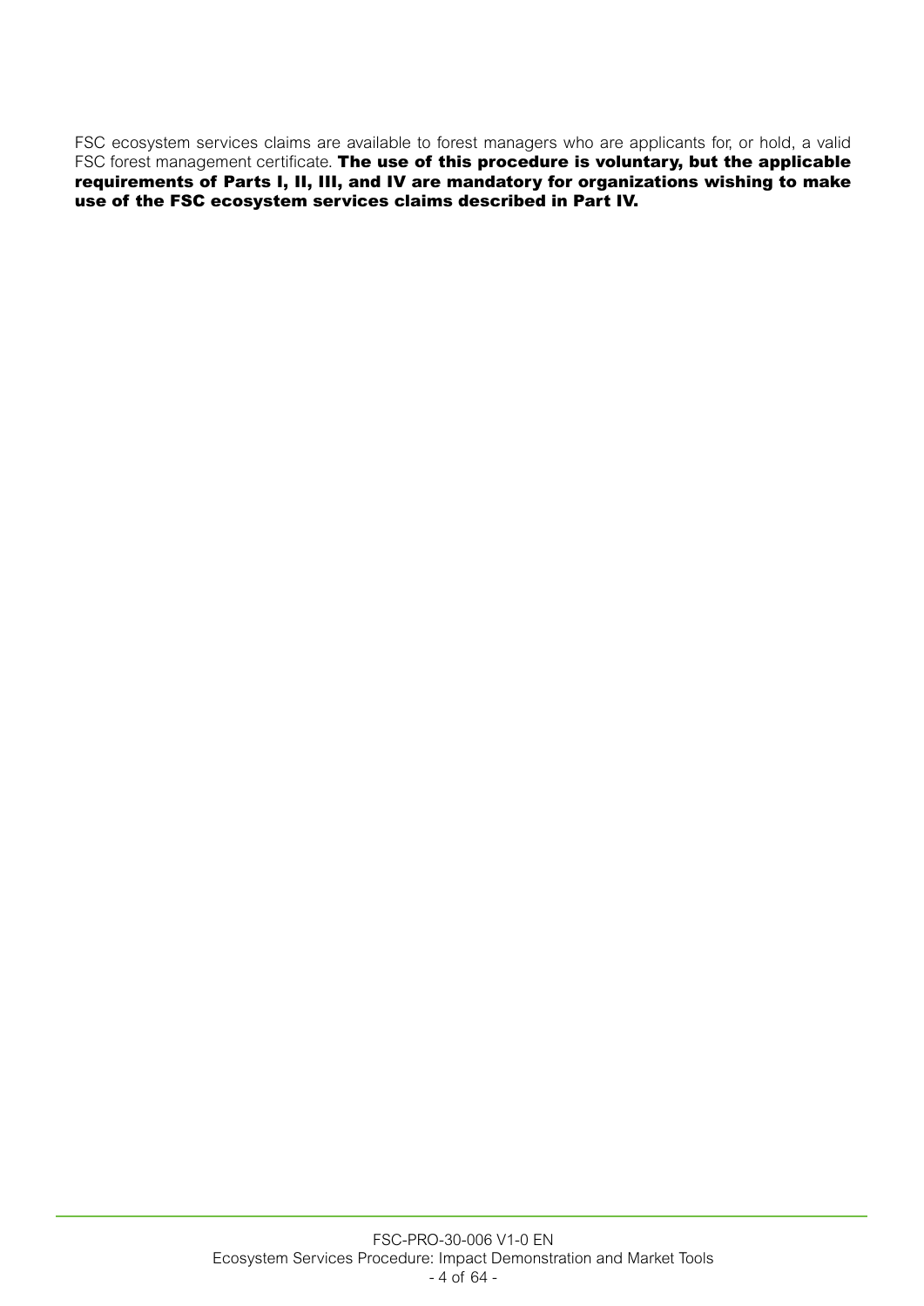FSC ecosystem services claims are available to forest managers who are applicants for, or hold, a valid FSC forest management certificate. **The use of this procedure is voluntary, but the applicable requirements of Parts I, II, III, and IV are mandatory for organizations wishing to make use of the FSC ecosystem services claims described in Part IV.**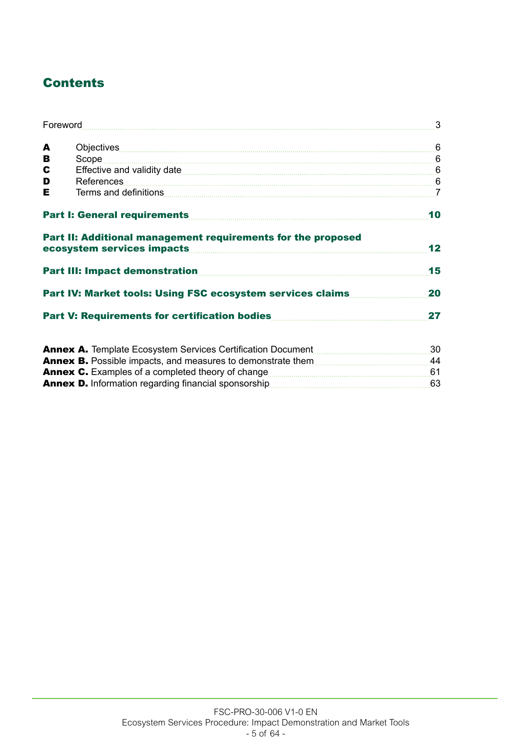# Contents

| | | |
|---|---|---|
| Foreword | | 3 |
| **A** | Objectives | 6 |
| **B** | Scope | 6 |
| **C** | Effective and validity date | 6 |
| **D** | References | 6 |
| **E** | Terms and definitions | 7 |
| **Part I: General requirements** | | **10** |
| **Part II: Additional management requirements for the proposed ecosystem services impacts** | | **12** |
| **Part III: Impact demonstration** | | **15** |
| **Part IV: Market tools: Using FSC ecosystem services claims** | | **20** |
| **Part V: Requirements for certification bodies** | | **27** |
| **Annex A.** Template Ecosystem Services Certification Document | | 30 |
| **Annex B.** Possible impacts, and measures to demonstrate them | | 44 |
| **Annex C.** Examples of a completed theory of change | | 61 |
| **Annex D.** Information regarding financial sponsorship | | 63 |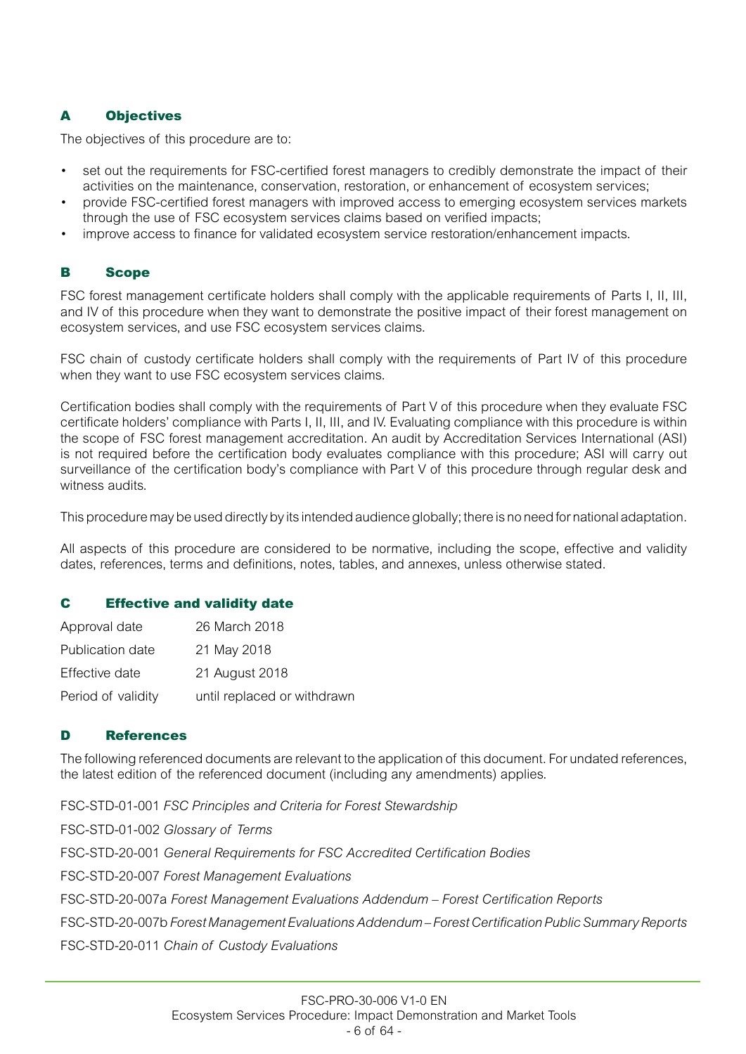## A Objectives

The objectives of this procedure are to:

- set out the requirements for FSC-certified forest managers to credibly demonstrate the impact of their activities on the maintenance, conservation, restoration, or enhancement of ecosystem services;
- provide FSC-certified forest managers with improved access to emerging ecosystem services markets through the use of FSC ecosystem services claims based on verified impacts;
- improve access to finance for validated ecosystem service restoration/enhancement impacts.

## B Scope

FSC forest management certificate holders shall comply with the applicable requirements of Parts I, II, III, and IV of this procedure when they want to demonstrate the positive impact of their forest management on ecosystem services, and use FSC ecosystem services claims.

FSC chain of custody certificate holders shall comply with the requirements of Part IV of this procedure when they want to use FSC ecosystem services claims.

Certification bodies shall comply with the requirements of Part V of this procedure when they evaluate FSC certificate holders' compliance with Parts I, II, III, and IV. Evaluating compliance with this procedure is within the scope of FSC forest management accreditation. An audit by Accreditation Services International (ASI) is not required before the certification body evaluates compliance with this procedure; ASI will carry out surveillance of the certification body's compliance with Part V of this procedure through regular desk and witness audits.

This procedure may be used directly by its intended audience globally; there is no need for national adaptation.

All aspects of this procedure are considered to be normative, including the scope, effective and validity dates, references, terms and definitions, notes, tables, and annexes, unless otherwise stated.

## C Effective and validity date

| | |
|---|---|
| Approval date | 26 March 2018 |
| Publication date | 21 May 2018 |
| Effective date | 21 August 2018 |
| Period of validity | until replaced or withdrawn |

## D References

The following referenced documents are relevant to the application of this document. For undated references, the latest edition of the referenced document (including any amendments) applies.

FSC-STD-01-001 *FSC Principles and Criteria for Forest Stewardship*

FSC-STD-01-002 *Glossary of Terms*

FSC-STD-20-001 *General Requirements for FSC Accredited Certification Bodies*

FSC-STD-20-007 *Forest Management Evaluations*

FSC-STD-20-007a *Forest Management Evaluations Addendum – Forest Certification Reports*

FSC-STD-20-007b *Forest Management Evaluations Addendum – Forest Certification Public Summary Reports*

FSC-STD-20-011 *Chain of Custody Evaluations*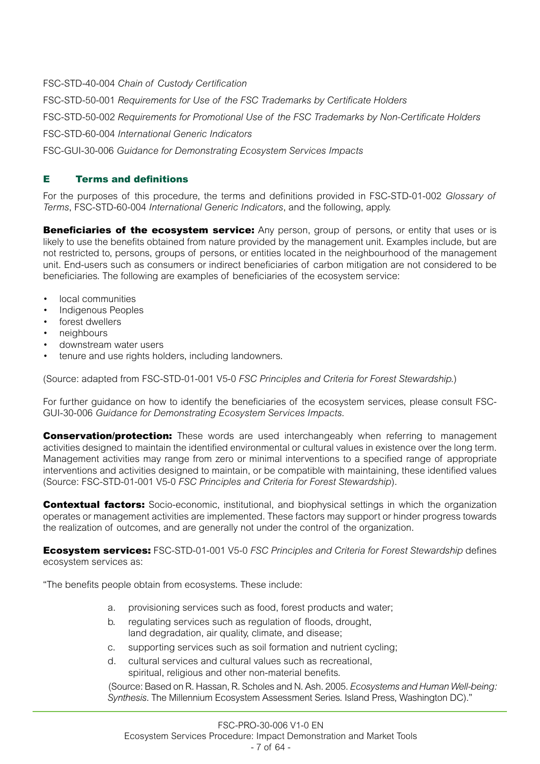FSC-STD-40-004 *Chain of Custody Certification*

FSC-STD-50-001 *Requirements for Use of the FSC Trademarks by Certificate Holders*

FSC-STD-50-002 *Requirements for Promotional Use of the FSC Trademarks by Non-Certificate Holders*

FSC-STD-60-004 *International Generic Indicators*

FSC-GUI-30-006 *Guidance for Demonstrating Ecosystem Services Impacts*

## E Terms and definitions

For the purposes of this procedure, the terms and definitions provided in FSC-STD-01-002 *Glossary of Terms*, FSC-STD-60-004 *International Generic Indicators*, and the following, apply.

**Beneficiaries of the ecosystem service:** Any person, group of persons, or entity that uses or is likely to use the benefits obtained from nature provided by the management unit. Examples include, but are not restricted to, persons, groups of persons, or entities located in the neighbourhood of the management unit. End-users such as consumers or indirect beneficiaries of carbon mitigation are not considered to be beneficiaries. The following are examples of beneficiaries of the ecosystem service:

- local communities
- Indigenous Peoples
- forest dwellers
- neighbours
- downstream water users
- tenure and use rights holders, including landowners.

(Source: adapted from FSC-STD-01-001 V5-0 *FSC Principles and Criteria for Forest Stewardship.*)

For further guidance on how to identify the beneficiaries of the ecosystem services, please consult FSC-GUI-30-006 *Guidance for Demonstrating Ecosystem Services Impacts.*

**Conservation/protection:** These words are used interchangeably when referring to management activities designed to maintain the identified environmental or cultural values in existence over the long term. Management activities may range from zero or minimal interventions to a specified range of appropriate interventions and activities designed to maintain, or be compatible with maintaining, these identified values (Source: FSC-STD-01-001 V5-0 *FSC Principles and Criteria for Forest Stewardship*).

**Contextual factors:** Socio-economic, institutional, and biophysical settings in which the organization operates or management activities are implemented. These factors may support or hinder progress towards the realization of outcomes, and are generally not under the control of the organization.

**Ecosystem services:** FSC-STD-01-001 V5-0 *FSC Principles and Criteria for Forest Stewardship* defines ecosystem services as:

"The benefits people obtain from ecosystems. These include:

a. provisioning services such as food, forest products and water;

b. regulating services such as regulation of floods, drought, land degradation, air quality, climate, and disease;

c. supporting services such as soil formation and nutrient cycling;

d. cultural services and cultural values such as recreational, spiritual, religious and other non-material benefits.

(Source: Based on R. Hassan, R. Scholes and N. Ash. 2005. *Ecosystems and Human Well-being: Synthesis*. The Millennium Ecosystem Assessment Series. Island Press, Washington DC)."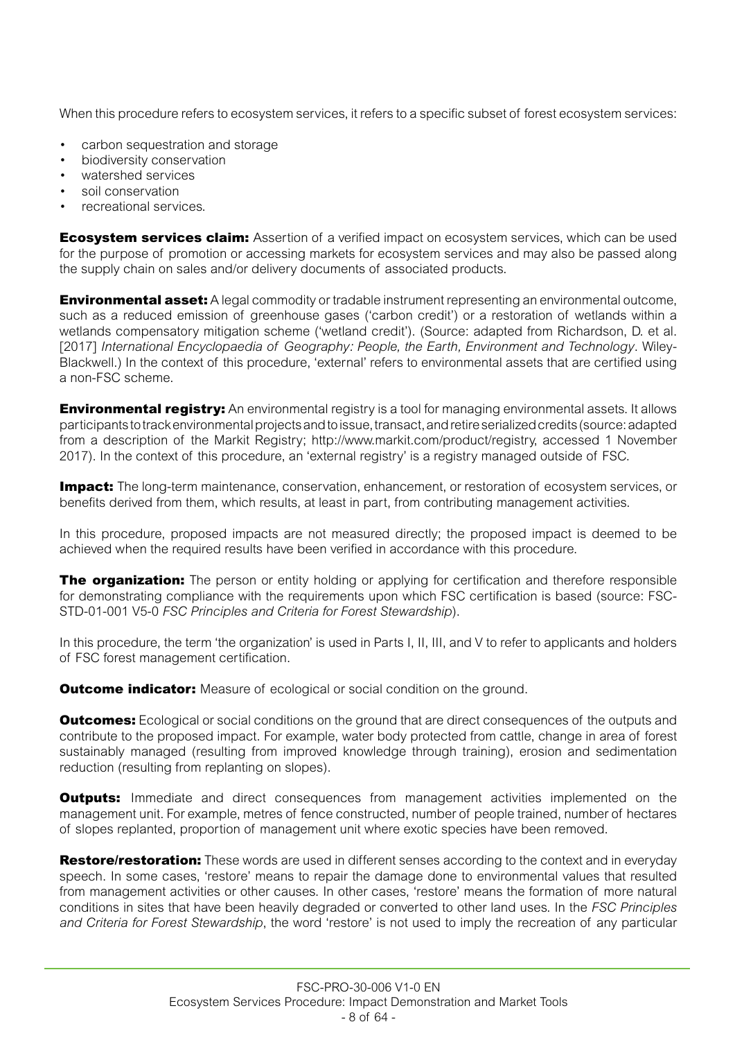When this procedure refers to ecosystem services, it refers to a specific subset of forest ecosystem services:

- carbon sequestration and storage
- biodiversity conservation
- watershed services
- soil conservation
- recreational services.

**Ecosystem services claim:** Assertion of a verified impact on ecosystem services, which can be used for the purpose of promotion or accessing markets for ecosystem services and may also be passed along the supply chain on sales and/or delivery documents of associated products.

**Environmental asset:** A legal commodity or tradable instrument representing an environmental outcome, such as a reduced emission of greenhouse gases ('carbon credit') or a restoration of wetlands within a wetlands compensatory mitigation scheme ('wetland credit'). (Source: adapted from Richardson, D. et al. [2017] *International Encyclopaedia of Geography: People, the Earth, Environment and Technology*. Wiley-Blackwell.) In the context of this procedure, 'external' refers to environmental assets that are certified using a non-FSC scheme.

**Environmental registry:** An environmental registry is a tool for managing environmental assets. It allows participants to track environmental projects and to issue, transact, and retire serialized credits (source: adapted from a description of the Markit Registry; http://www.markit.com/product/registry, accessed 1 November 2017). In the context of this procedure, an 'external registry' is a registry managed outside of FSC.

**Impact:** The long-term maintenance, conservation, enhancement, or restoration of ecosystem services, or benefits derived from them, which results, at least in part, from contributing management activities.

In this procedure, proposed impacts are not measured directly; the proposed impact is deemed to be achieved when the required results have been verified in accordance with this procedure.

**The organization:** The person or entity holding or applying for certification and therefore responsible for demonstrating compliance with the requirements upon which FSC certification is based (source: FSC-STD-01-001 V5-0 *FSC Principles and Criteria for Forest Stewardship*).

In this procedure, the term 'the organization' is used in Parts I, II, III, and V to refer to applicants and holders of FSC forest management certification.

**Outcome indicator:** Measure of ecological or social condition on the ground.

**Outcomes:** Ecological or social conditions on the ground that are direct consequences of the outputs and contribute to the proposed impact. For example, water body protected from cattle, change in area of forest sustainably managed (resulting from improved knowledge through training), erosion and sedimentation reduction (resulting from replanting on slopes).

**Outputs:** Immediate and direct consequences from management activities implemented on the management unit. For example, metres of fence constructed, number of people trained, number of hectares of slopes replanted, proportion of management unit where exotic species have been removed.

**Restore/restoration:** These words are used in different senses according to the context and in everyday speech. In some cases, 'restore' means to repair the damage done to environmental values that resulted from management activities or other causes. In other cases, 'restore' means the formation of more natural conditions in sites that have been heavily degraded or converted to other land uses. In the *FSC Principles and Criteria for Forest Stewardship*, the word 'restore' is not used to imply the recreation of any particular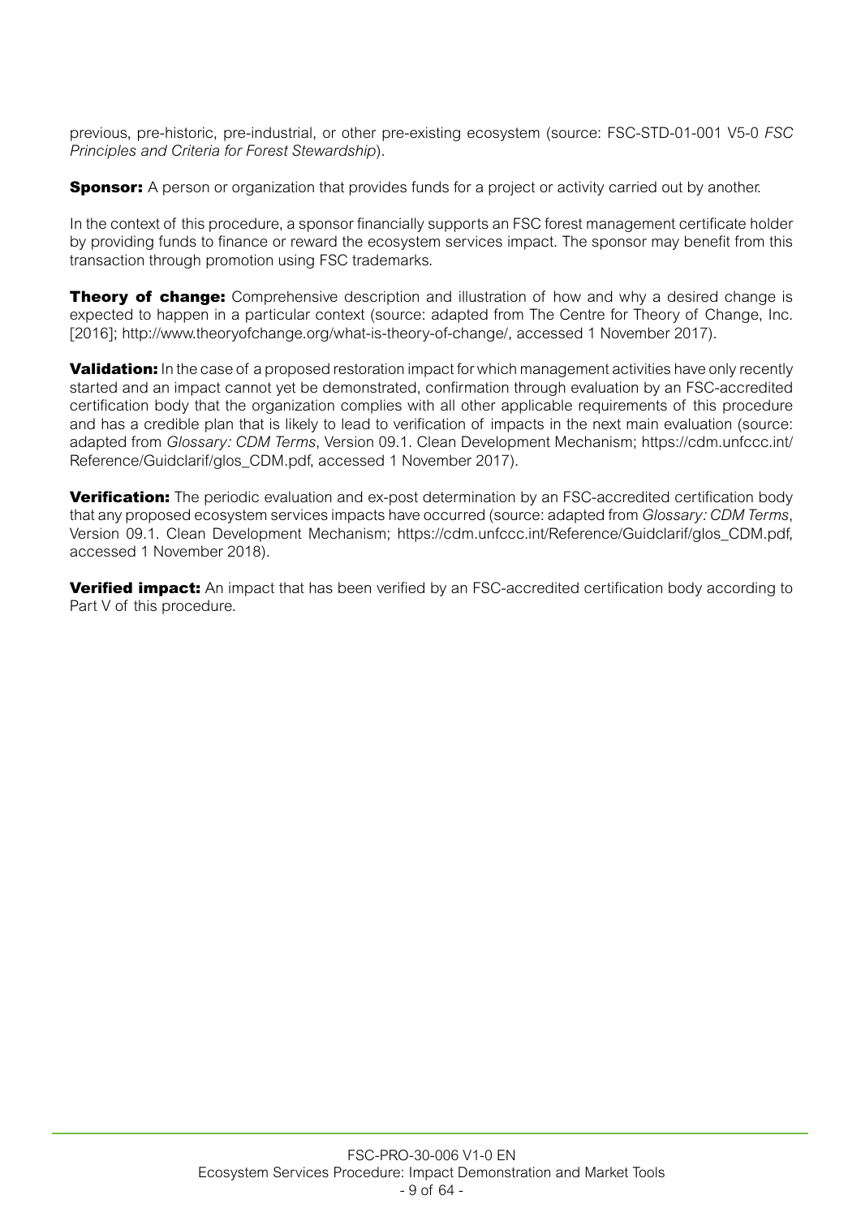previous, pre-historic, pre-industrial, or other pre-existing ecosystem (source: FSC-STD-01-001 V5-0 *FSC Principles and Criteria for Forest Stewardship*).

**Sponsor:** A person or organization that provides funds for a project or activity carried out by another.

In the context of this procedure, a sponsor financially supports an FSC forest management certificate holder by providing funds to finance or reward the ecosystem services impact. The sponsor may benefit from this transaction through promotion using FSC trademarks.

**Theory of change:** Comprehensive description and illustration of how and why a desired change is expected to happen in a particular context (source: adapted from The Centre for Theory of Change, Inc. [2016]; http://www.theoryofchange.org/what-is-theory-of-change/, accessed 1 November 2017).

**Validation:** In the case of a proposed restoration impact for which management activities have only recently started and an impact cannot yet be demonstrated, confirmation through evaluation by an FSC-accredited certification body that the organization complies with all other applicable requirements of this procedure and has a credible plan that is likely to lead to verification of impacts in the next main evaluation (source: adapted from *Glossary: CDM Terms*, Version 09.1. Clean Development Mechanism; https://cdm.unfccc.int/Reference/Guidclarif/glos_CDM.pdf, accessed 1 November 2017).

**Verification:** The periodic evaluation and ex-post determination by an FSC-accredited certification body that any proposed ecosystem services impacts have occurred (source: adapted from *Glossary: CDM Terms*, Version 09.1. Clean Development Mechanism; https://cdm.unfccc.int/Reference/Guidclarif/glos_CDM.pdf, accessed 1 November 2018).

**Verified impact:** An impact that has been verified by an FSC-accredited certification body according to Part V of this procedure.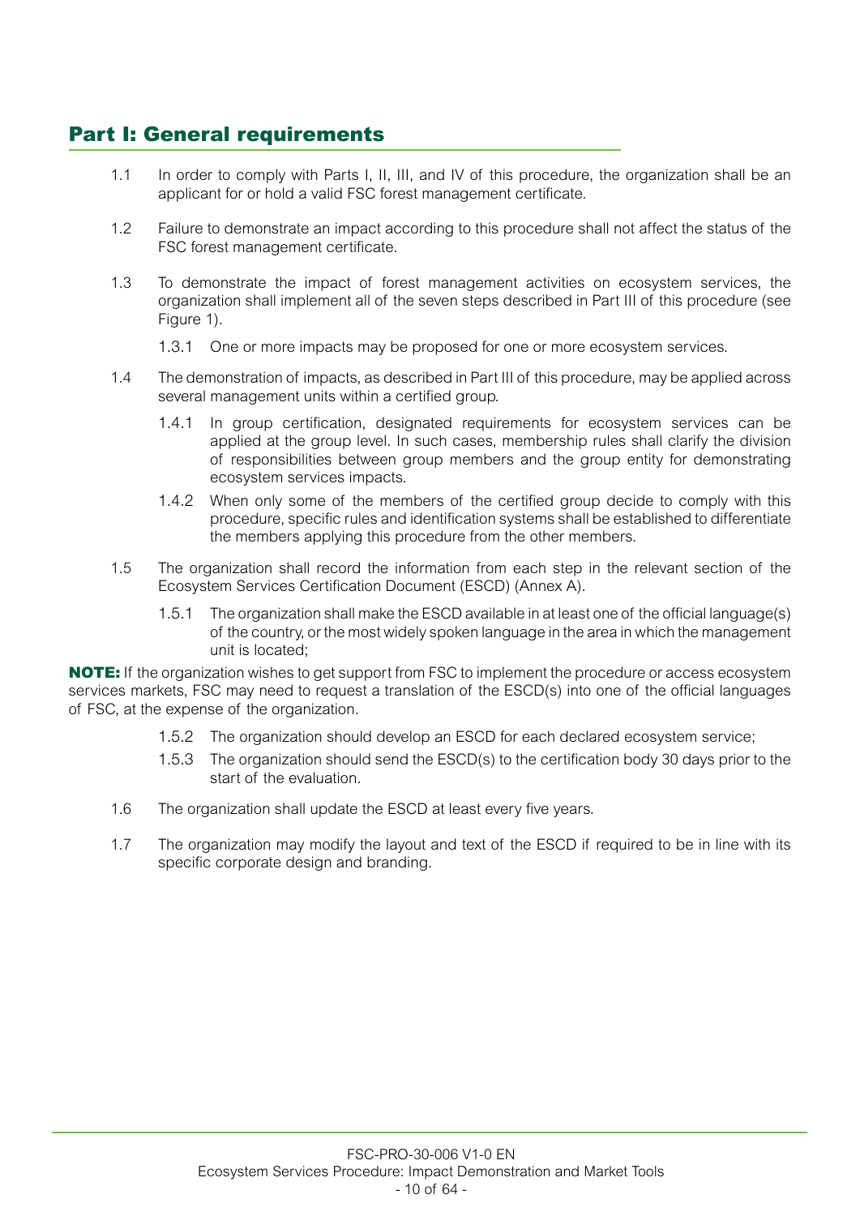## Part I: General requirements

1.1 In order to comply with Parts I, II, III, and IV of this procedure, the organization shall be an applicant for or hold a valid FSC forest management certificate.

1.2 Failure to demonstrate an impact according to this procedure shall not affect the status of the FSC forest management certificate.

1.3 To demonstrate the impact of forest management activities on ecosystem services, the organization shall implement all of the seven steps described in Part III of this procedure (see Figure 1).

   1.3.1 One or more impacts may be proposed for one or more ecosystem services.

1.4 The demonstration of impacts, as described in Part III of this procedure, may be applied across several management units within a certified group.

   1.4.1 In group certification, designated requirements for ecosystem services can be applied at the group level. In such cases, membership rules shall clarify the division of responsibilities between group members and the group entity for demonstrating ecosystem services impacts.

   1.4.2 When only some of the members of the certified group decide to comply with this procedure, specific rules and identification systems shall be established to differentiate the members applying this procedure from the other members.

1.5 The organization shall record the information from each step in the relevant section of the Ecosystem Services Certification Document (ESCD) (Annex A).

   1.5.1 The organization shall make the ESCD available in at least one of the official language(s) of the country, or the most widely spoken language in the area in which the management unit is located;

**NOTE:** If the organization wishes to get support from FSC to implement the procedure or access ecosystem services markets, FSC may need to request a translation of the ESCD(s) into one of the official languages of FSC, at the expense of the organization.

   1.5.2 The organization should develop an ESCD for each declared ecosystem service;

   1.5.3 The organization should send the ESCD(s) to the certification body 30 days prior to the start of the evaluation.

1.6 The organization shall update the ESCD at least every five years.

1.7 The organization may modify the layout and text of the ESCD if required to be in line with its specific corporate design and branding.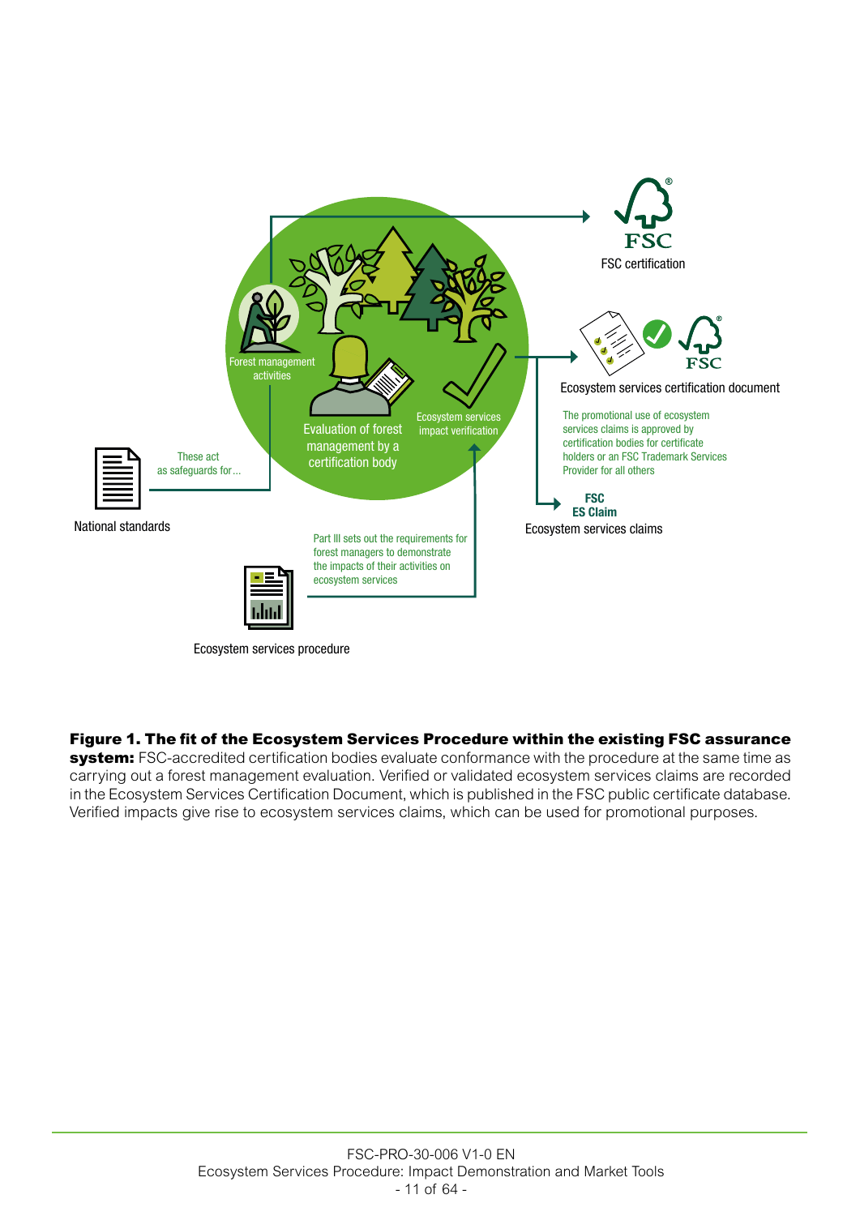FSC certification

Ecosystem services certification document

The promotional use of ecosystem services claims is approved by certification bodies for certificate holders or an FSC Trademark Services Provider for all others

FSC ES Claim

Ecosystem services claims

Forest management activities

Evaluation of forest management by a certification body

Ecosystem services impact verification

These act as safeguards for…

National standards

Part III sets out the requirements for forest managers to demonstrate the impacts of their activities on ecosystem services

Ecosystem services procedure

**Figure 1. The fit of the Ecosystem Services Procedure within the existing FSC assurance system:** FSC-accredited certification bodies evaluate conformance with the procedure at the same time as carrying out a forest management evaluation. Verified or validated ecosystem services claims are recorded in the Ecosystem Services Certification Document, which is published in the FSC public certificate database. Verified impacts give rise to ecosystem services claims, which can be used for promotional purposes.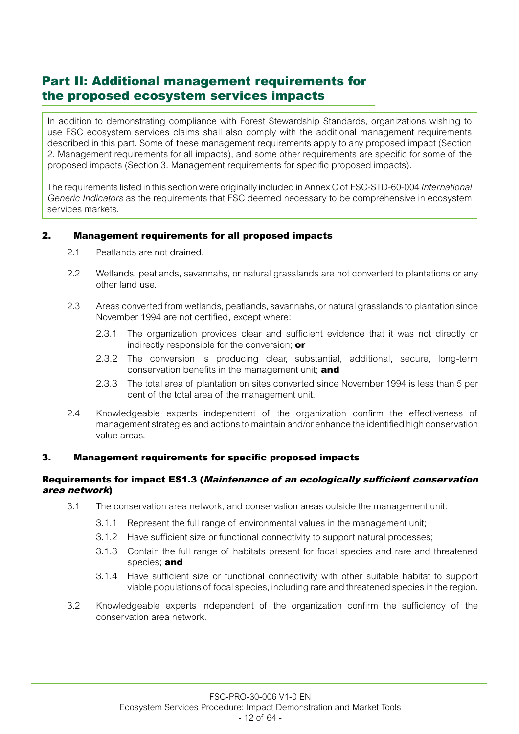# Part II: Additional management requirements for the proposed ecosystem services impacts

In addition to demonstrating compliance with Forest Stewardship Standards, organizations wishing to use FSC ecosystem services claims shall also comply with the additional management requirements described in this part. Some of these management requirements apply to any proposed impact (Section 2. Management requirements for all impacts), and some other requirements are specific for some of the proposed impacts (Section 3. Management requirements for specific proposed impacts).

The requirements listed in this section were originally included in Annex C of FSC-STD-60-004 *International Generic Indicators* as the requirements that FSC deemed necessary to be comprehensive in ecosystem services markets.

## 2. Management requirements for all proposed impacts

2.1 Peatlands are not drained.

2.2 Wetlands, peatlands, savannahs, or natural grasslands are not converted to plantations or any other land use.

2.3 Areas converted from wetlands, peatlands, savannahs, or natural grasslands to plantation since November 1994 are not certified, except where:

- 2.3.1 The organization provides clear and sufficient evidence that it was not directly or indirectly responsible for the conversion; **or**
- 2.3.2 The conversion is producing clear, substantial, additional, secure, long-term conservation benefits in the management unit; **and**
- 2.3.3 The total area of plantation on sites converted since November 1994 is less than 5 per cent of the total area of the management unit.

2.4 Knowledgeable experts independent of the organization confirm the effectiveness of management strategies and actions to maintain and/or enhance the identified high conservation value areas.

## 3. Management requirements for specific proposed impacts

### Requirements for impact ES1.3 (*Maintenance of an ecologically sufficient conservation area network*)

3.1 The conservation area network, and conservation areas outside the management unit:

- 3.1.1 Represent the full range of environmental values in the management unit;
- 3.1.2 Have sufficient size or functional connectivity to support natural processes;
- 3.1.3 Contain the full range of habitats present for focal species and rare and threatened species; **and**
- 3.1.4 Have sufficient size or functional connectivity with other suitable habitat to support viable populations of focal species, including rare and threatened species in the region.

3.2 Knowledgeable experts independent of the organization confirm the sufficiency of the conservation area network.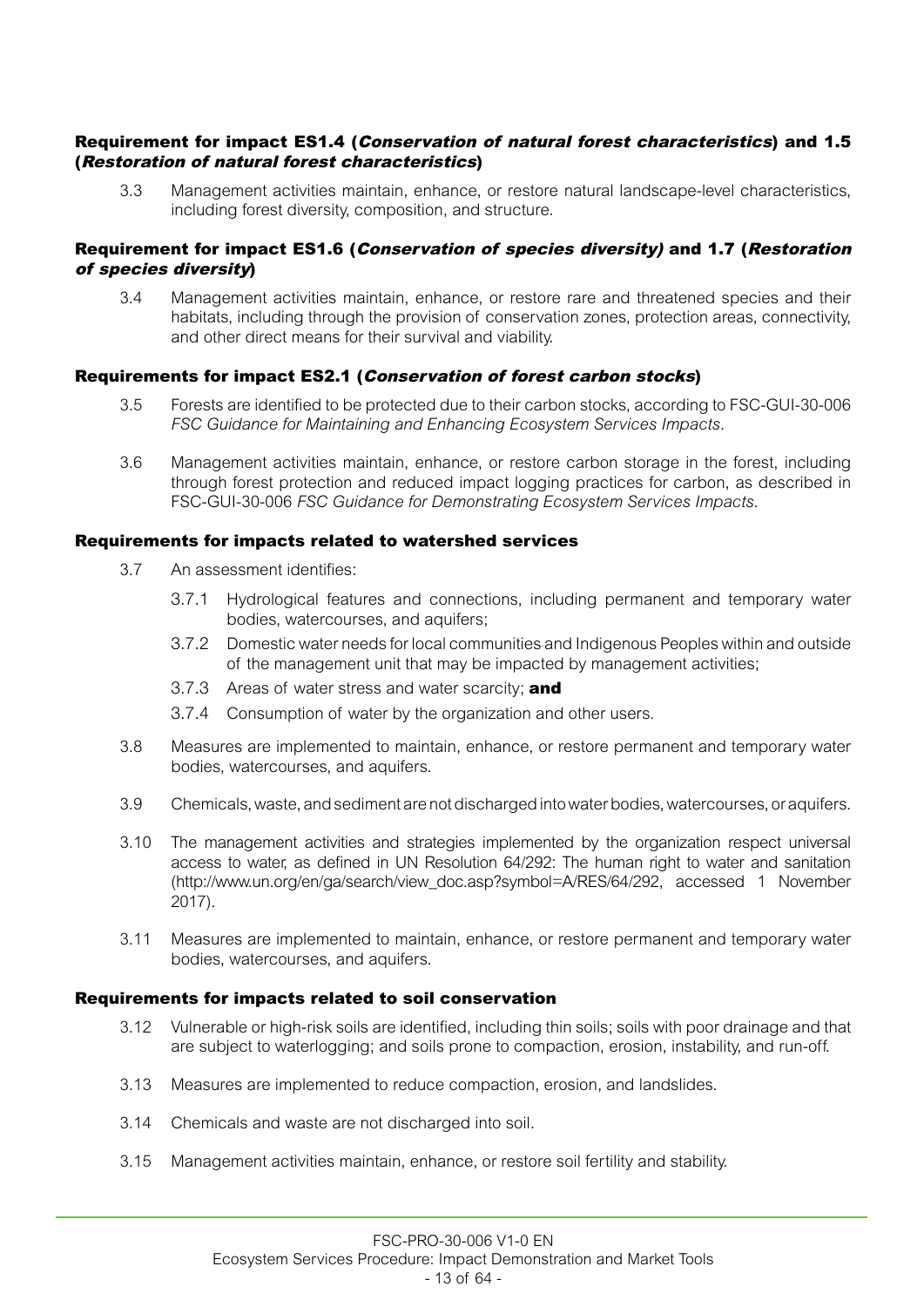### Requirement for impact ES1.4 (*Conservation of natural forest characteristics*) and 1.5 (*Restoration of natural forest characteristics*)

3.3 Management activities maintain, enhance, or restore natural landscape-level characteristics, including forest diversity, composition, and structure.

### Requirement for impact ES1.6 (*Conservation of species diversity)* and 1.7 (*Restoration of species diversity*)

3.4 Management activities maintain, enhance, or restore rare and threatened species and their habitats, including through the provision of conservation zones, protection areas, connectivity, and other direct means for their survival and viability.

### Requirements for impact ES2.1 (*Conservation of forest carbon stocks*)

3.5 Forests are identified to be protected due to their carbon stocks, according to FSC-GUI-30-006 *FSC Guidance for Maintaining and Enhancing Ecosystem Services Impacts*.

3.6 Management activities maintain, enhance, or restore carbon storage in the forest, including through forest protection and reduced impact logging practices for carbon, as described in FSC-GUI-30-006 *FSC Guidance for Demonstrating Ecosystem Services Impacts*.

### Requirements for impacts related to watershed services

3.7 An assessment identifies:

3.7.1 Hydrological features and connections, including permanent and temporary water bodies, watercourses, and aquifers;

3.7.2 Domestic water needs for local communities and Indigenous Peoples within and outside of the management unit that may be impacted by management activities;

3.7.3 Areas of water stress and water scarcity; **and**

3.7.4 Consumption of water by the organization and other users.

3.8 Measures are implemented to maintain, enhance, or restore permanent and temporary water bodies, watercourses, and aquifers.

3.9 Chemicals, waste, and sediment are not discharged into water bodies, watercourses, or aquifers.

3.10 The management activities and strategies implemented by the organization respect universal access to water, as defined in UN Resolution 64/292: The human right to water and sanitation (http://www.un.org/en/ga/search/view_doc.asp?symbol=A/RES/64/292, accessed 1 November 2017).

3.11 Measures are implemented to maintain, enhance, or restore permanent and temporary water bodies, watercourses, and aquifers.

### Requirements for impacts related to soil conservation

3.12 Vulnerable or high-risk soils are identified, including thin soils; soils with poor drainage and that are subject to waterlogging; and soils prone to compaction, erosion, instability, and run-off.

3.13 Measures are implemented to reduce compaction, erosion, and landslides.

3.14 Chemicals and waste are not discharged into soil.

3.15 Management activities maintain, enhance, or restore soil fertility and stability.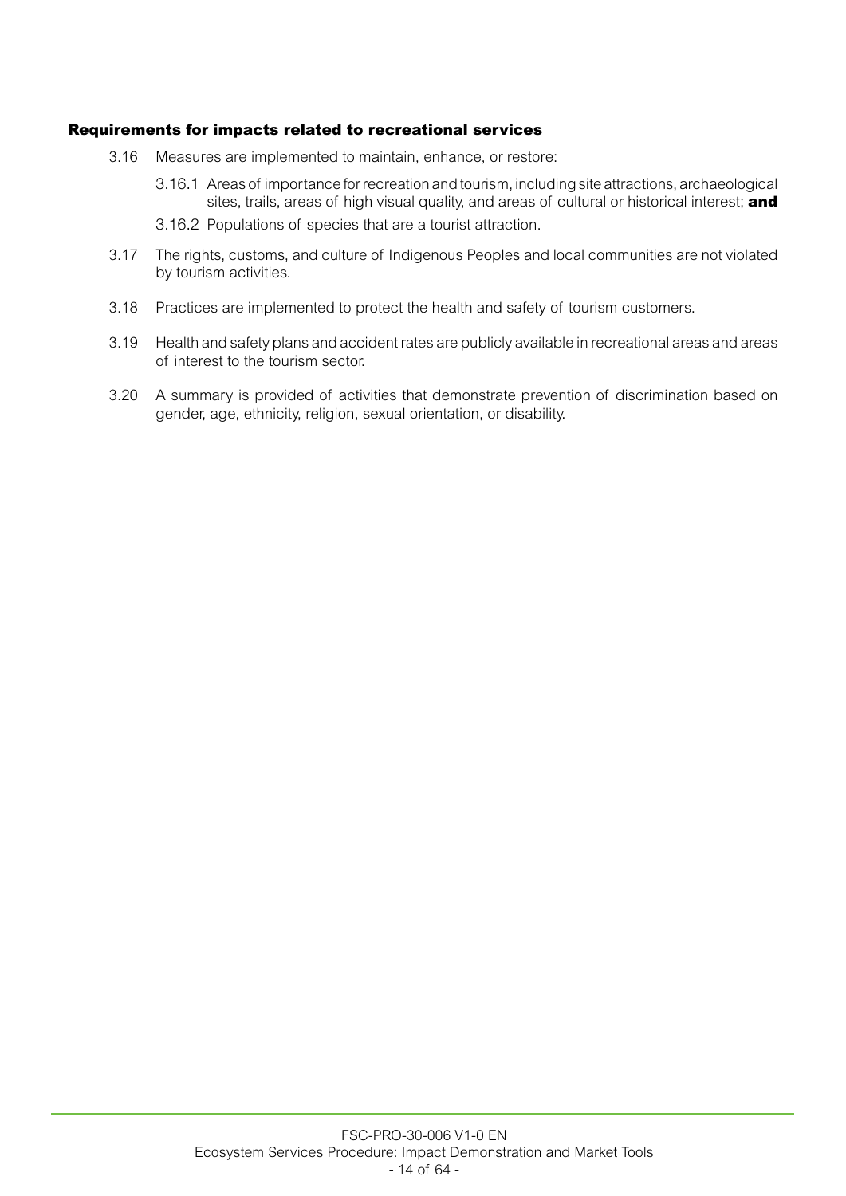### Requirements for impacts related to recreational services

3.16 Measures are implemented to maintain, enhance, or restore:

3.16.1 Areas of importance for recreation and tourism, including site attractions, archaeological sites, trails, areas of high visual quality, and areas of cultural or historical interest; **and**

3.16.2 Populations of species that are a tourist attraction.

3.17 The rights, customs, and culture of Indigenous Peoples and local communities are not violated by tourism activities.

3.18 Practices are implemented to protect the health and safety of tourism customers.

3.19 Health and safety plans and accident rates are publicly available in recreational areas and areas of interest to the tourism sector.

3.20 A summary is provided of activities that demonstrate prevention of discrimination based on gender, age, ethnicity, religion, sexual orientation, or disability.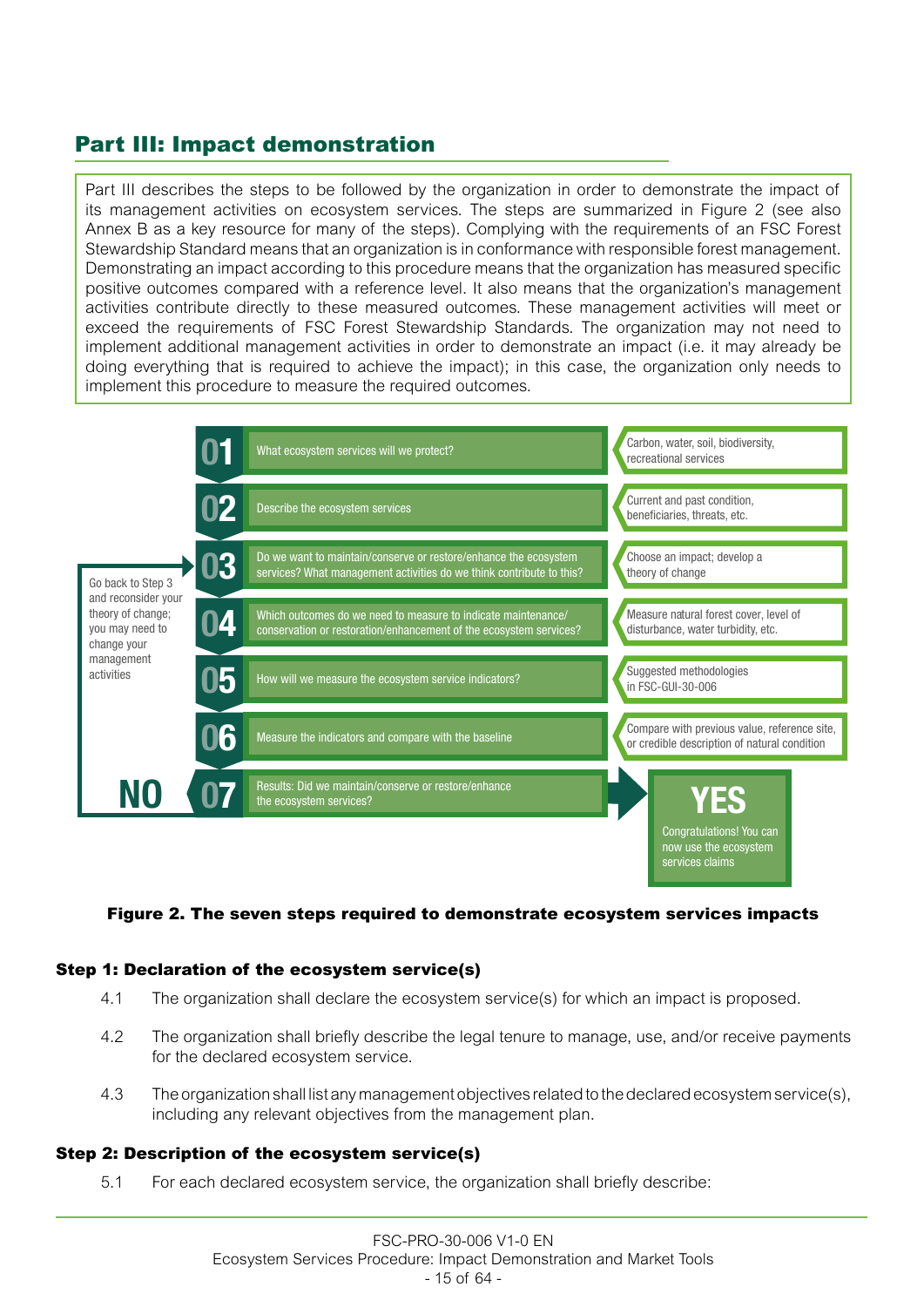## Part III: Impact demonstration

Part III describes the steps to be followed by the organization in order to demonstrate the impact of its management activities on ecosystem services. The steps are summarized in Figure 2 (see also Annex B as a key resource for many of the steps). Complying with the requirements of an FSC Forest Stewardship Standard means that an organization is in conformance with responsible forest management. Demonstrating an impact according to this procedure means that the organization has measured specific positive outcomes compared with a reference level. It also means that the organization's management activities contribute directly to these measured outcomes. These management activities will meet or exceed the requirements of FSC Forest Stewardship Standards. The organization may not need to implement additional management activities in order to demonstrate an impact (i.e. it may already be doing everything that is required to achieve the impact); in this case, the organization only needs to implement this procedure to measure the required outcomes.

| Step | Question | Notes |
|---|---|---|
| 01 | What ecosystem services will we protect? | Carbon, water, soil, biodiversity, recreational services |
| 02 | Describe the ecosystem services | Current and past condition, beneficiaries, threats, etc. |
| 03 | Do we want to maintain/conserve or restore/enhance the ecosystem services? What management activities do we think contribute to this? | Choose an impact; develop a theory of change |
| 04 | Which outcomes do we need to measure to indicate maintenance/ conservation or restoration/enhancement of the ecosystem services? | Measure natural forest cover, level of disturbance, water turbidity, etc. |
| 05 | How will we measure the ecosystem service indicators? | Suggested methodologies in FSC-GUI-30-006 |
| 06 | Measure the indicators and compare with the baseline | Compare with previous value, reference site, or credible description of natural condition |
| 07 | Results: Did we maintain/conserve or restore/enhance the ecosystem services? | **YES:** Congratulations! You can now use the ecosystem services claims<br>**NO:** Go back to Step 3 and reconsider your theory of change; you may need to change your management activities |

**Figure 2. The seven steps required to demonstrate ecosystem services impacts**

### Step 1: Declaration of the ecosystem service(s)

4.1 The organization shall declare the ecosystem service(s) for which an impact is proposed.

4.2 The organization shall briefly describe the legal tenure to manage, use, and/or receive payments for the declared ecosystem service.

4.3 The organization shall list any management objectives related to the declared ecosystem service(s), including any relevant objectives from the management plan.

### Step 2: Description of the ecosystem service(s)

5.1 For each declared ecosystem service, the organization shall briefly describe: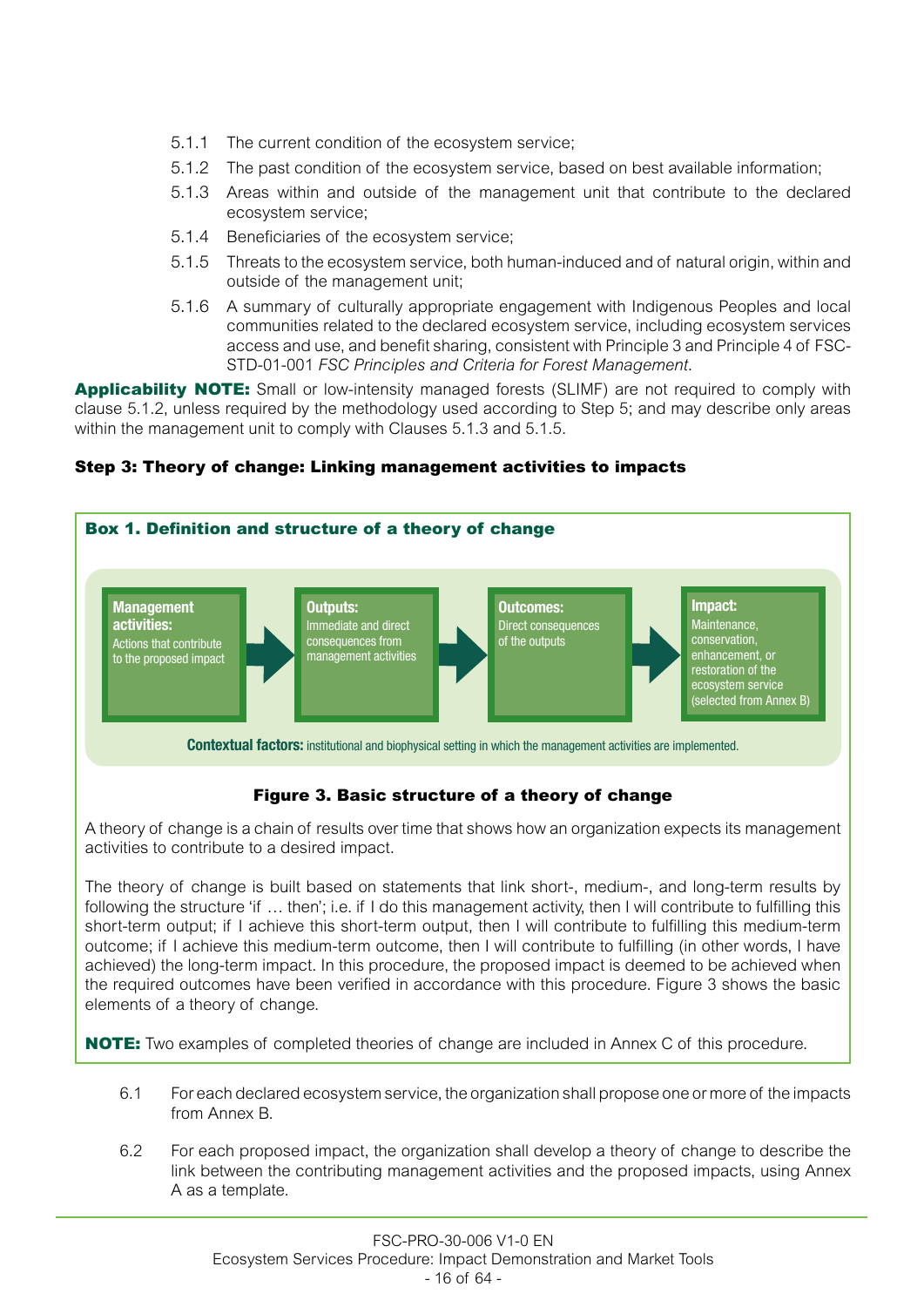5.1.1 The current condition of the ecosystem service;

5.1.2 The past condition of the ecosystem service, based on best available information;

5.1.3 Areas within and outside of the management unit that contribute to the declared ecosystem service;

5.1.4 Beneficiaries of the ecosystem service;

5.1.5 Threats to the ecosystem service, both human-induced and of natural origin, within and outside of the management unit;

5.1.6 A summary of culturally appropriate engagement with Indigenous Peoples and local communities related to the declared ecosystem service, including ecosystem services access and use, and benefit sharing, consistent with Principle 3 and Principle 4 of FSC-STD-01-001 *FSC Principles and Criteria for Forest Management*.

**Applicability NOTE:** Small or low-intensity managed forests (SLIMF) are not required to comply with clause 5.1.2, unless required by the methodology used according to Step 5; and may describe only areas within the management unit to comply with Clauses 5.1.3 and 5.1.5.

### Step 3: Theory of change: Linking management activities to impacts

**Box 1. Definition and structure of a theory of change**

**Management activities:** Actions that contribute to the proposed impact → **Outputs:** Immediate and direct consequences from management activities → **Outcomes:** Direct consequences of the outputs → **Impact:** Maintenance, conservation, enhancement, or restoration of the ecosystem service (selected from Annex B)

**Contextual factors:** institutional and biophysical setting in which the management activities are implemented.

**Figure 3. Basic structure of a theory of change**

A theory of change is a chain of results over time that shows how an organization expects its management activities to contribute to a desired impact.

The theory of change is built based on statements that link short-, medium-, and long-term results by following the structure 'if … then'; i.e. if I do this management activity, then I will contribute to fulfilling this short-term output; if I achieve this short-term output, then I will contribute to fulfilling this medium-term outcome; if I achieve this medium-term outcome, then I will contribute to fulfilling (in other words, I have achieved) the long-term impact. In this procedure, the proposed impact is deemed to be achieved when the required outcomes have been verified in accordance with this procedure. Figure 3 shows the basic elements of a theory of change.

**NOTE:** Two examples of completed theories of change are included in Annex C of this procedure.

6.1 For each declared ecosystem service, the organization shall propose one or more of the impacts from Annex B.

6.2 For each proposed impact, the organization shall develop a theory of change to describe the link between the contributing management activities and the proposed impacts, using Annex A as a template.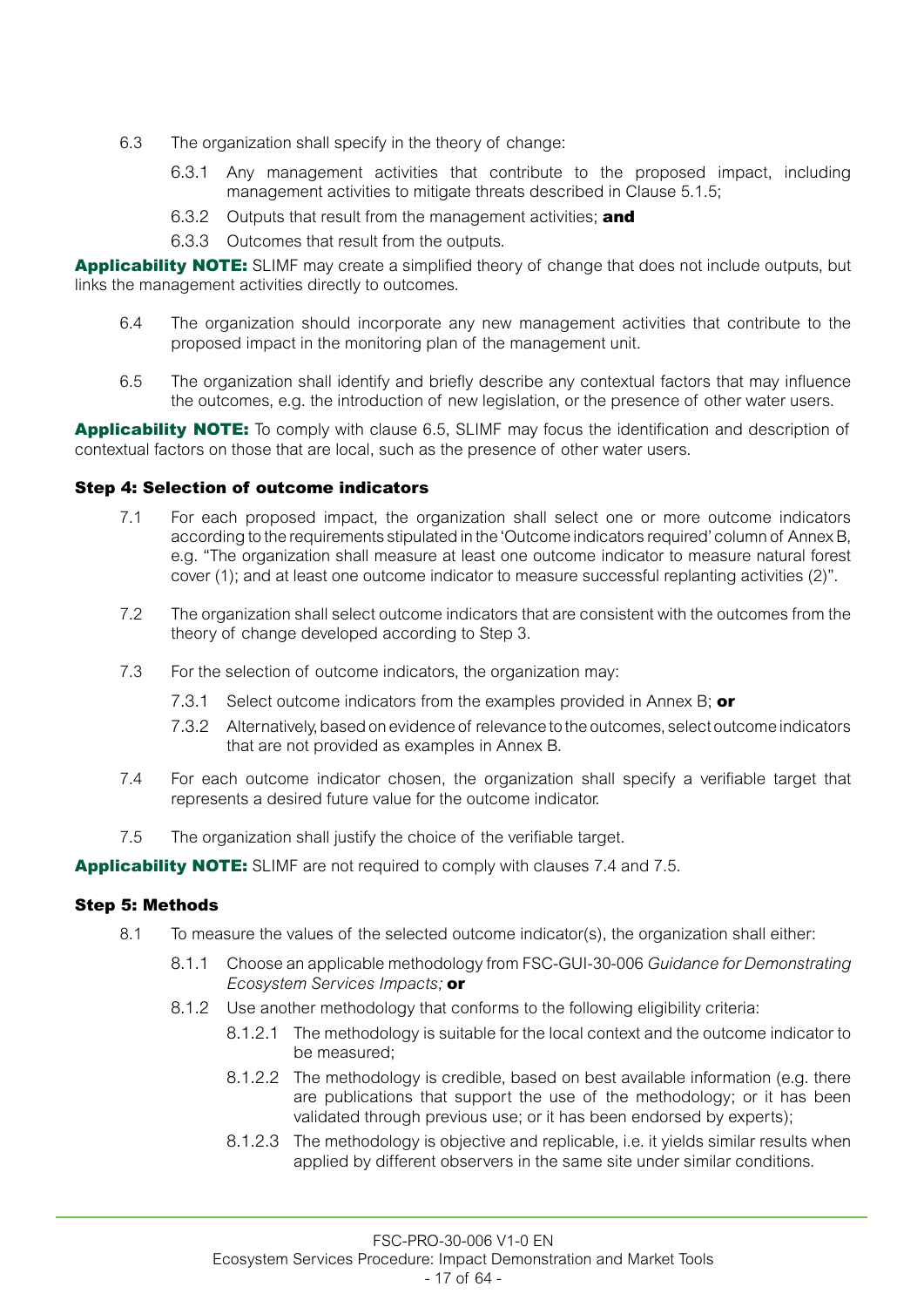6.3 The organization shall specify in the theory of change:

6.3.1 Any management activities that contribute to the proposed impact, including management activities to mitigate threats described in Clause 5.1.5;

6.3.2 Outputs that result from the management activities; **and**

6.3.3 Outcomes that result from the outputs.

**Applicability NOTE:** SLIMF may create a simplified theory of change that does not include outputs, but links the management activities directly to outcomes.

6.4 The organization should incorporate any new management activities that contribute to the proposed impact in the monitoring plan of the management unit.

6.5 The organization shall identify and briefly describe any contextual factors that may influence the outcomes, e.g. the introduction of new legislation, or the presence of other water users.

**Applicability NOTE:** To comply with clause 6.5, SLIMF may focus the identification and description of contextual factors on those that are local, such as the presence of other water users.

### Step 4: Selection of outcome indicators

7.1 For each proposed impact, the organization shall select one or more outcome indicators according to the requirements stipulated in the 'Outcome indicators required' column of Annex B, e.g. "The organization shall measure at least one outcome indicator to measure natural forest cover (1); and at least one outcome indicator to measure successful replanting activities (2)".

7.2 The organization shall select outcome indicators that are consistent with the outcomes from the theory of change developed according to Step 3.

7.3 For the selection of outcome indicators, the organization may:

7.3.1 Select outcome indicators from the examples provided in Annex B; **or**

7.3.2 Alternatively, based on evidence of relevance to the outcomes, select outcome indicators that are not provided as examples in Annex B.

7.4 For each outcome indicator chosen, the organization shall specify a verifiable target that represents a desired future value for the outcome indicator.

7.5 The organization shall justify the choice of the verifiable target.

**Applicability NOTE:** SLIMF are not required to comply with clauses 7.4 and 7.5.

### Step 5: Methods

8.1 To measure the values of the selected outcome indicator(s), the organization shall either:

8.1.1 Choose an applicable methodology from FSC-GUI-30-006 *Guidance for Demonstrating Ecosystem Services Impacts;* **or**

8.1.2 Use another methodology that conforms to the following eligibility criteria:

8.1.2.1 The methodology is suitable for the local context and the outcome indicator to be measured;

8.1.2.2 The methodology is credible, based on best available information (e.g. there are publications that support the use of the methodology; or it has been validated through previous use; or it has been endorsed by experts);

8.1.2.3 The methodology is objective and replicable, i.e. it yields similar results when applied by different observers in the same site under similar conditions.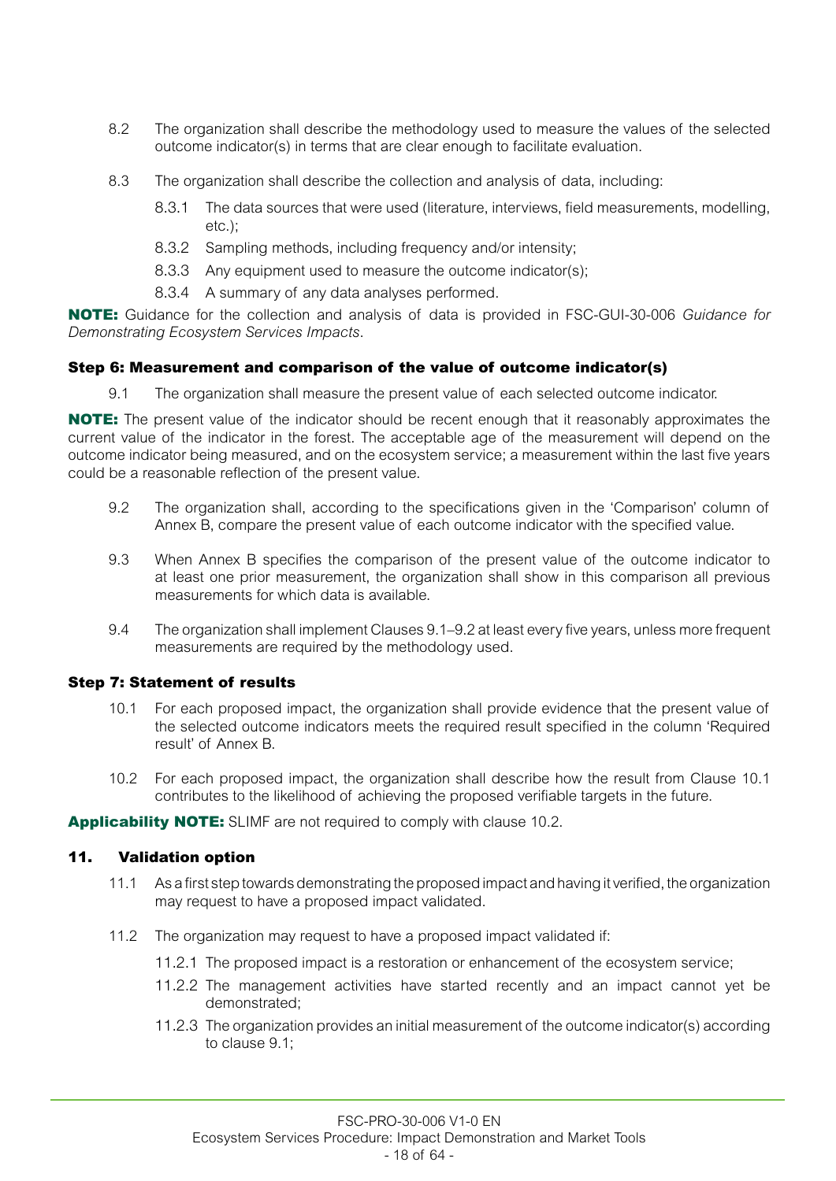8.2 The organization shall describe the methodology used to measure the values of the selected outcome indicator(s) in terms that are clear enough to facilitate evaluation.

8.3 The organization shall describe the collection and analysis of data, including:

- 8.3.1 The data sources that were used (literature, interviews, field measurements, modelling, etc.);
- 8.3.2 Sampling methods, including frequency and/or intensity;
- 8.3.3 Any equipment used to measure the outcome indicator(s);
- 8.3.4 A summary of any data analyses performed.

**NOTE:** Guidance for the collection and analysis of data is provided in FSC-GUI-30-006 *Guidance for Demonstrating Ecosystem Services Impacts*.

### Step 6: Measurement and comparison of the value of outcome indicator(s)

9.1 The organization shall measure the present value of each selected outcome indicator.

**NOTE:** The present value of the indicator should be recent enough that it reasonably approximates the current value of the indicator in the forest. The acceptable age of the measurement will depend on the outcome indicator being measured, and on the ecosystem service; a measurement within the last five years could be a reasonable reflection of the present value.

9.2 The organization shall, according to the specifications given in the 'Comparison' column of Annex B, compare the present value of each outcome indicator with the specified value.

9.3 When Annex B specifies the comparison of the present value of the outcome indicator to at least one prior measurement, the organization shall show in this comparison all previous measurements for which data is available.

9.4 The organization shall implement Clauses 9.1–9.2 at least every five years, unless more frequent measurements are required by the methodology used.

### Step 7: Statement of results

10.1 For each proposed impact, the organization shall provide evidence that the present value of the selected outcome indicators meets the required result specified in the column 'Required result' of Annex B.

10.2 For each proposed impact, the organization shall describe how the result from Clause 10.1 contributes to the likelihood of achieving the proposed verifiable targets in the future.

**Applicability NOTE:** SLIMF are not required to comply with clause 10.2.

## 11. Validation option

11.1 As a first step towards demonstrating the proposed impact and having it verified, the organization may request to have a proposed impact validated.

11.2 The organization may request to have a proposed impact validated if:

- 11.2.1 The proposed impact is a restoration or enhancement of the ecosystem service;
- 11.2.2 The management activities have started recently and an impact cannot yet be demonstrated;
- 11.2.3 The organization provides an initial measurement of the outcome indicator(s) according to clause 9.1;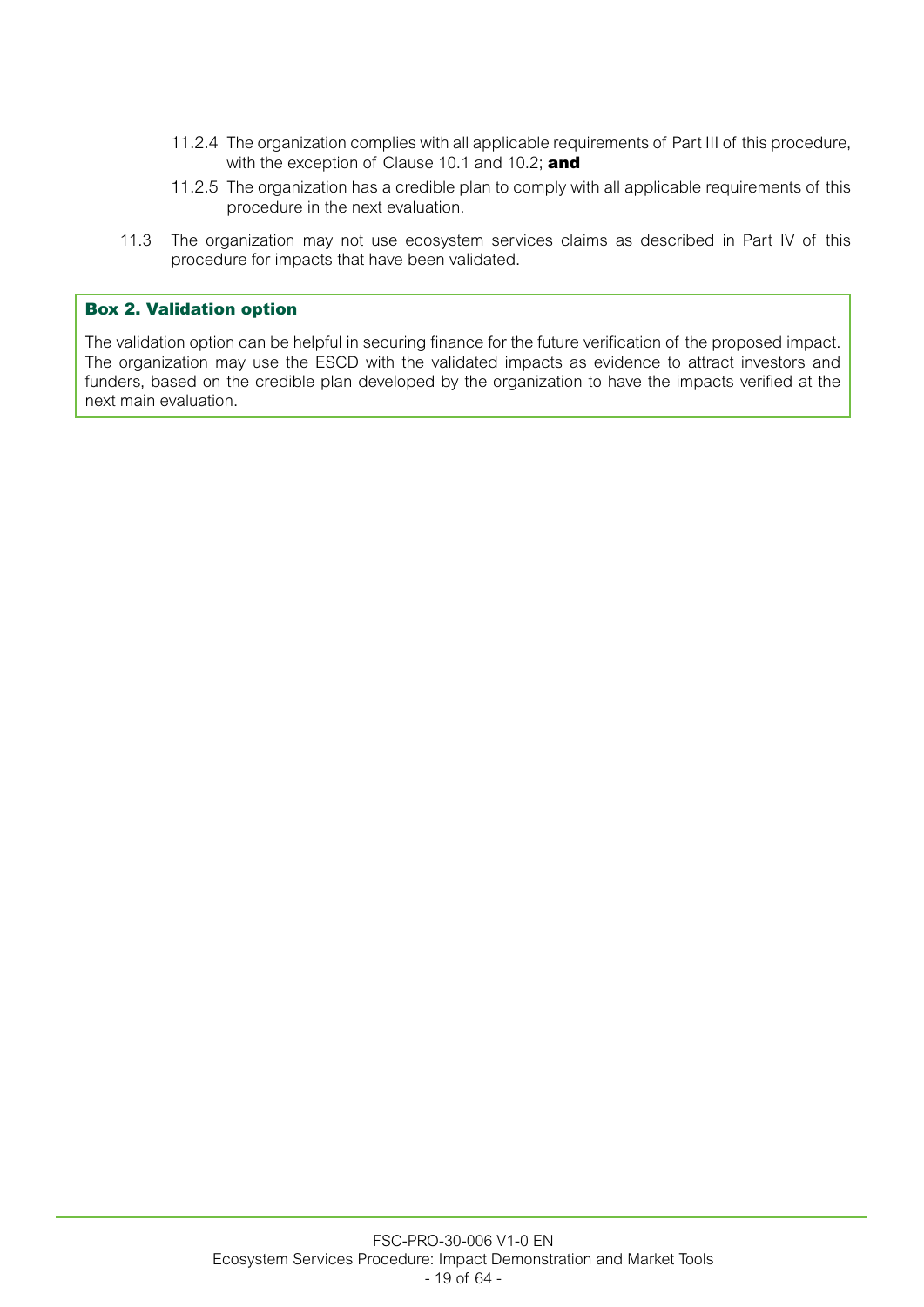11.2.4 The organization complies with all applicable requirements of Part III of this procedure, with the exception of Clause 10.1 and 10.2; **and**

11.2.5 The organization has a credible plan to comply with all applicable requirements of this procedure in the next evaluation.

11.3 The organization may not use ecosystem services claims as described in Part IV of this procedure for impacts that have been validated.

**Box 2. Validation option**

The validation option can be helpful in securing finance for the future verification of the proposed impact. The organization may use the ESCD with the validated impacts as evidence to attract investors and funders, based on the credible plan developed by the organization to have the impacts verified at the next main evaluation.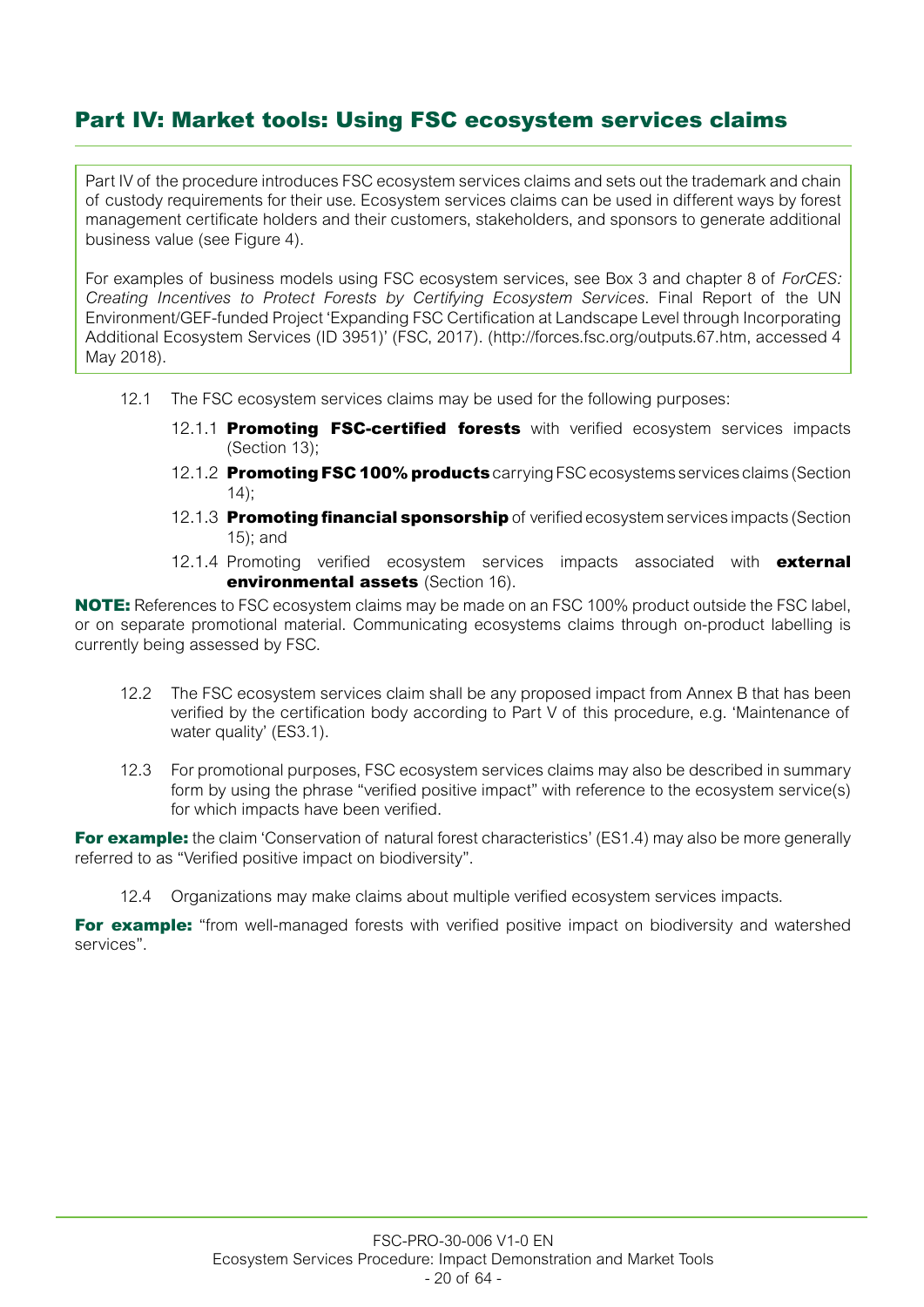# Part IV: Market tools: Using FSC ecosystem services claims

Part IV of the procedure introduces FSC ecosystem services claims and sets out the trademark and chain of custody requirements for their use. Ecosystem services claims can be used in different ways by forest management certificate holders and their customers, stakeholders, and sponsors to generate additional business value (see Figure 4).

For examples of business models using FSC ecosystem services, see Box 3 and chapter 8 of *ForCES: Creating Incentives to Protect Forests by Certifying Ecosystem Services*. Final Report of the UN Environment/GEF-funded Project 'Expanding FSC Certification at Landscape Level through Incorporating Additional Ecosystem Services (ID 3951)' (FSC, 2017). (http://forces.fsc.org/outputs.67.htm, accessed 4 May 2018).

12.1 The FSC ecosystem services claims may be used for the following purposes:

- 12.1.1 **Promoting FSC-certified forests** with verified ecosystem services impacts (Section 13);
- 12.1.2 **Promoting FSC 100% products** carrying FSC ecosystems services claims (Section 14);
- 12.1.3 **Promoting financial sponsorship** of verified ecosystem services impacts (Section 15); and
- 12.1.4 Promoting verified ecosystem services impacts associated with **external environmental assets** (Section 16).

**NOTE:** References to FSC ecosystem claims may be made on an FSC 100% product outside the FSC label, or on separate promotional material. Communicating ecosystems claims through on-product labelling is currently being assessed by FSC.

12.2 The FSC ecosystem services claim shall be any proposed impact from Annex B that has been verified by the certification body according to Part V of this procedure, e.g. 'Maintenance of water quality' (ES3.1).

12.3 For promotional purposes, FSC ecosystem services claims may also be described in summary form by using the phrase "verified positive impact" with reference to the ecosystem service(s) for which impacts have been verified.

**For example:** the claim 'Conservation of natural forest characteristics' (ES1.4) may also be more generally referred to as "Verified positive impact on biodiversity".

12.4 Organizations may make claims about multiple verified ecosystem services impacts.

**For example:** "from well-managed forests with verified positive impact on biodiversity and watershed services".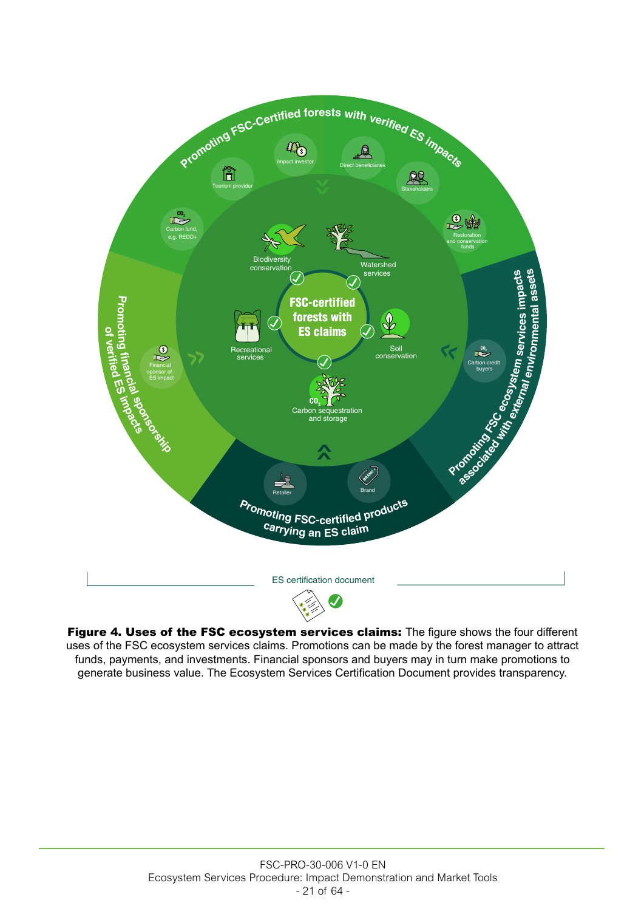Promoting FSC-Certified forests with verified ES impacts

Impact investor

Direct beneficiaries

Tourism provider

Stakeholders

Carbon fund, e.g. REDD+

Restoration and conservation funds

Biodiversity conservation

Watershed services

FSC-certified forests with ES claims

Recreational services

Soil conservation

Carbon sequestration and storage

Promoting financial sponsorship of verified ES impacts

Financial sponsor of ES impact

Promoting FSC ecosystem services impacts associated with external environmental assets

Carbon credit buyers

Retailer

Brand

Promoting FSC-certified products carrying an ES claim

ES certification document

**Figure 4. Uses of the FSC ecosystem services claims:** The figure shows the four different uses of the FSC ecosystem services claims. Promotions can be made by the forest manager to attract funds, payments, and investments. Financial sponsors and buyers may in turn make promotions to generate business value. The Ecosystem Services Certification Document provides transparency.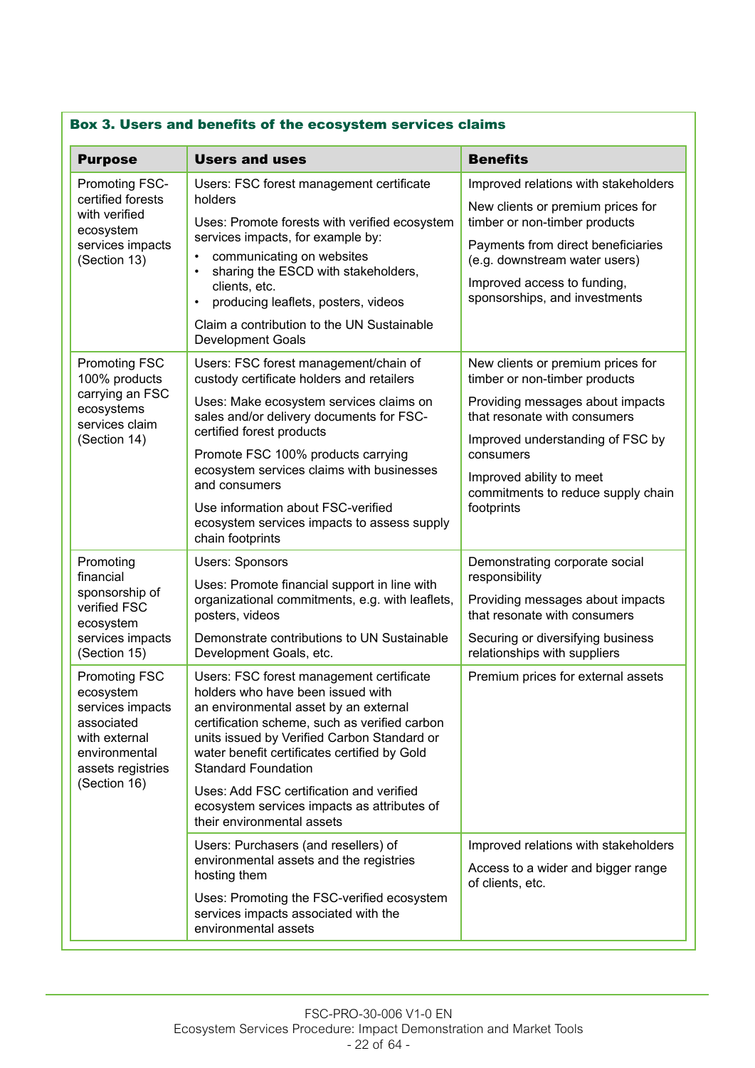**Box 3. Users and benefits of the ecosystem services claims**

| Purpose | Users and uses | Benefits |
|---|---|---|
| Promoting FSC-certified forests with verified ecosystem services impacts (Section 13) | Users: FSC forest management certificate holders<br><br>Uses: Promote forests with verified ecosystem services impacts, for example by:<br>• communicating on websites<br>• sharing the ESCD with stakeholders, clients, etc.<br>• producing leaflets, posters, videos<br><br>Claim a contribution to the UN Sustainable Development Goals | Improved relations with stakeholders<br><br>New clients or premium prices for timber or non-timber products<br><br>Payments from direct beneficiaries (e.g. downstream water users)<br><br>Improved access to funding, sponsorships, and investments |
| Promoting FSC 100% products carrying an FSC ecosystems services claim (Section 14) | Users: FSC forest management/chain of custody certificate holders and retailers<br><br>Uses: Make ecosystem services claims on sales and/or delivery documents for FSC-certified forest products<br><br>Promote FSC 100% products carrying ecosystem services claims with businesses and consumers<br><br>Use information about FSC-verified ecosystem services impacts to assess supply chain footprints | New clients or premium prices for timber or non-timber products<br><br>Providing messages about impacts that resonate with consumers<br><br>Improved understanding of FSC by consumers<br><br>Improved ability to meet commitments to reduce supply chain footprints |
| Promoting financial sponsorship of verified FSC ecosystem services impacts (Section 15) | Users: Sponsors<br><br>Uses: Promote financial support in line with organizational commitments, e.g. with leaflets, posters, videos<br><br>Demonstrate contributions to UN Sustainable Development Goals, etc. | Demonstrating corporate social responsibility<br><br>Providing messages about impacts that resonate with consumers<br><br>Securing or diversifying business relationships with suppliers |
| Promoting FSC ecosystem services impacts associated with external environmental assets registries (Section 16) | Users: FSC forest management certificate holders who have been issued with an environmental asset by an external certification scheme, such as verified carbon units issued by Verified Carbon Standard or water benefit certificates certified by Gold Standard Foundation<br><br>Uses: Add FSC certification and verified ecosystem services impacts as attributes of their environmental assets | Premium prices for external assets |
| | Users: Purchasers (and resellers) of environmental assets and the registries hosting them<br><br>Uses: Promoting the FSC-verified ecosystem services impacts associated with the environmental assets | Improved relations with stakeholders<br><br>Access to a wider and bigger range of clients, etc. |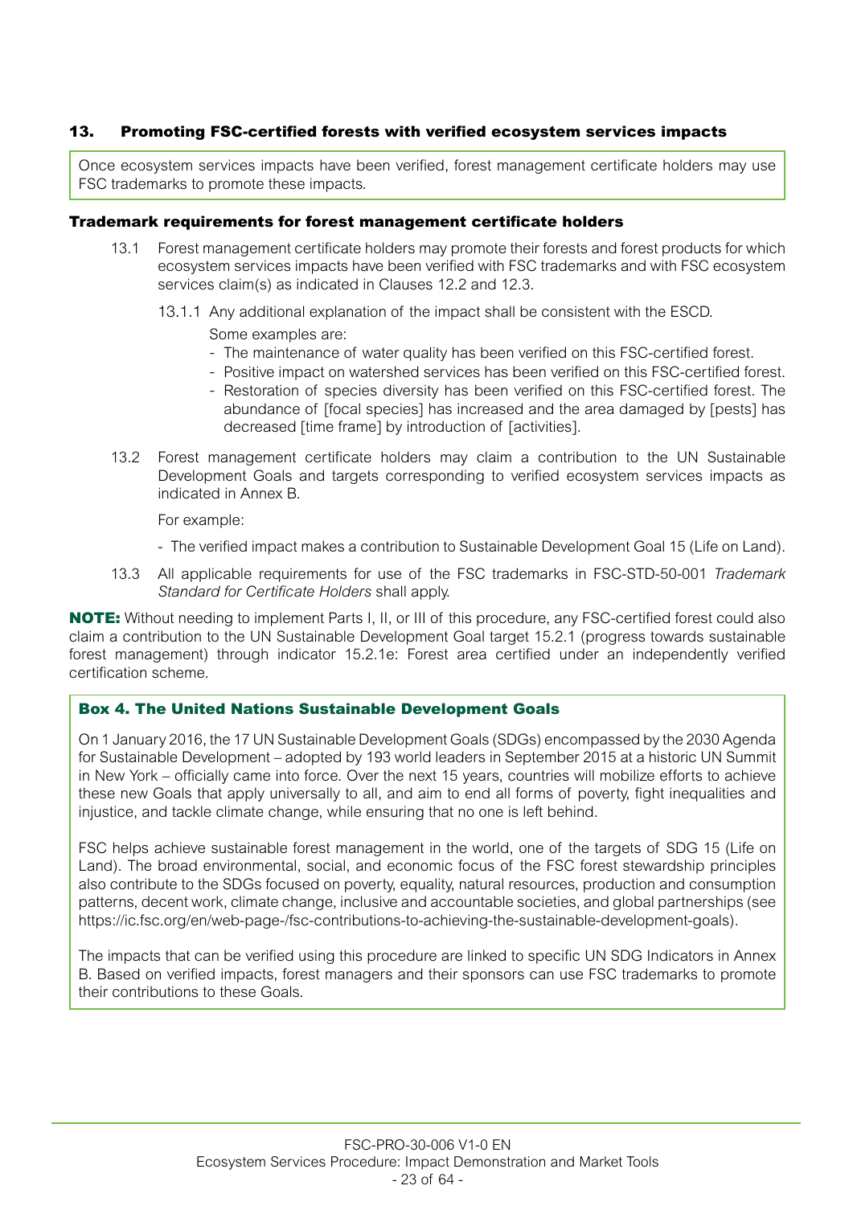## 13. Promoting FSC-certified forests with verified ecosystem services impacts

Once ecosystem services impacts have been verified, forest management certificate holders may use FSC trademarks to promote these impacts.

### Trademark requirements for forest management certificate holders

13.1 Forest management certificate holders may promote their forests and forest products for which ecosystem services impacts have been verified with FSC trademarks and with FSC ecosystem services claim(s) as indicated in Clauses 12.2 and 12.3.

13.1.1 Any additional explanation of the impact shall be consistent with the ESCD.

Some examples are:

- The maintenance of water quality has been verified on this FSC-certified forest.
- Positive impact on watershed services has been verified on this FSC-certified forest.
- Restoration of species diversity has been verified on this FSC-certified forest. The abundance of [focal species] has increased and the area damaged by [pests] has decreased [time frame] by introduction of [activities].

13.2 Forest management certificate holders may claim a contribution to the UN Sustainable Development Goals and targets corresponding to verified ecosystem services impacts as indicated in Annex B.

For example:

- The verified impact makes a contribution to Sustainable Development Goal 15 (Life on Land).

13.3 All applicable requirements for use of the FSC trademarks in FSC-STD-50-001 *Trademark Standard for Certificate Holders* shall apply.

**NOTE:** Without needing to implement Parts I, II, or III of this procedure, any FSC-certified forest could also claim a contribution to the UN Sustainable Development Goal target 15.2.1 (progress towards sustainable forest management) through indicator 15.2.1e: Forest area certified under an independently verified certification scheme.

**Box 4. The United Nations Sustainable Development Goals**

On 1 January 2016, the 17 UN Sustainable Development Goals (SDGs) encompassed by the 2030 Agenda for Sustainable Development – adopted by 193 world leaders in September 2015 at a historic UN Summit in New York – officially came into force. Over the next 15 years, countries will mobilize efforts to achieve these new Goals that apply universally to all, and aim to end all forms of poverty, fight inequalities and injustice, and tackle climate change, while ensuring that no one is left behind.

FSC helps achieve sustainable forest management in the world, one of the targets of SDG 15 (Life on Land). The broad environmental, social, and economic focus of the FSC forest stewardship principles also contribute to the SDGs focused on poverty, equality, natural resources, production and consumption patterns, decent work, climate change, inclusive and accountable societies, and global partnerships (see https://ic.fsc.org/en/web-page-/fsc-contributions-to-achieving-the-sustainable-development-goals).

The impacts that can be verified using this procedure are linked to specific UN SDG Indicators in Annex B. Based on verified impacts, forest managers and their sponsors can use FSC trademarks to promote their contributions to these Goals.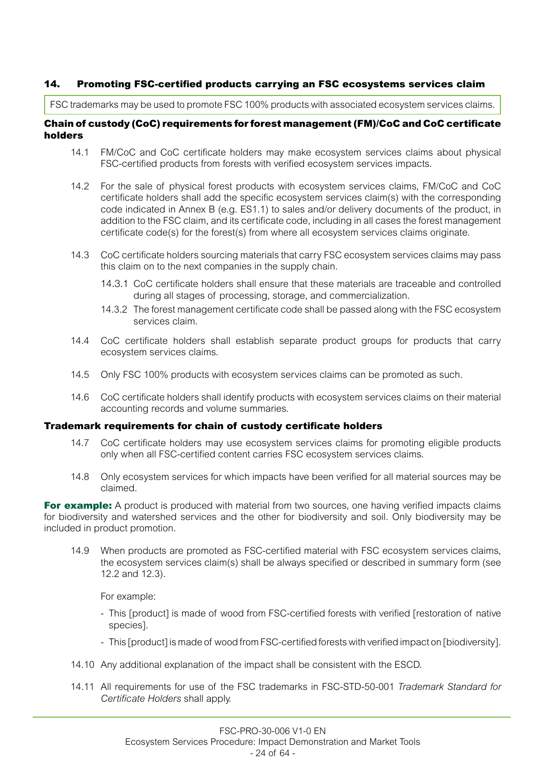## 14. Promoting FSC-certified products carrying an FSC ecosystems services claim

FSC trademarks may be used to promote FSC 100% products with associated ecosystem services claims.

### Chain of custody (CoC) requirements for forest management (FM)/CoC and CoC certificate holders

14.1 FM/CoC and CoC certificate holders may make ecosystem services claims about physical FSC-certified products from forests with verified ecosystem services impacts.

14.2 For the sale of physical forest products with ecosystem services claims, FM/CoC and CoC certificate holders shall add the specific ecosystem services claim(s) with the corresponding code indicated in Annex B (e.g. ES1.1) to sales and/or delivery documents of the product, in addition to the FSC claim, and its certificate code, including in all cases the forest management certificate code(s) for the forest(s) from where all ecosystem services claims originate.

14.3 CoC certificate holders sourcing materials that carry FSC ecosystem services claims may pass this claim on to the next companies in the supply chain.

14.3.1 CoC certificate holders shall ensure that these materials are traceable and controlled during all stages of processing, storage, and commercialization.

14.3.2 The forest management certificate code shall be passed along with the FSC ecosystem services claim.

14.4 CoC certificate holders shall establish separate product groups for products that carry ecosystem services claims.

14.5 Only FSC 100% products with ecosystem services claims can be promoted as such.

14.6 CoC certificate holders shall identify products with ecosystem services claims on their material accounting records and volume summaries.

### Trademark requirements for chain of custody certificate holders

14.7 CoC certificate holders may use ecosystem services claims for promoting eligible products only when all FSC-certified content carries FSC ecosystem services claims.

14.8 Only ecosystem services for which impacts have been verified for all material sources may be claimed.

**For example:** A product is produced with material from two sources, one having verified impacts claims for biodiversity and watershed services and the other for biodiversity and soil. Only biodiversity may be included in product promotion.

14.9 When products are promoted as FSC-certified material with FSC ecosystem services claims, the ecosystem services claim(s) shall be always specified or described in summary form (see 12.2 and 12.3).

For example:

- This [product] is made of wood from FSC-certified forests with verified [restoration of native species].
- This [product] is made of wood from FSC-certified forests with verified impact on [biodiversity].

14.10 Any additional explanation of the impact shall be consistent with the ESCD.

14.11 All requirements for use of the FSC trademarks in FSC-STD-50-001 *Trademark Standard for Certificate Holders* shall apply.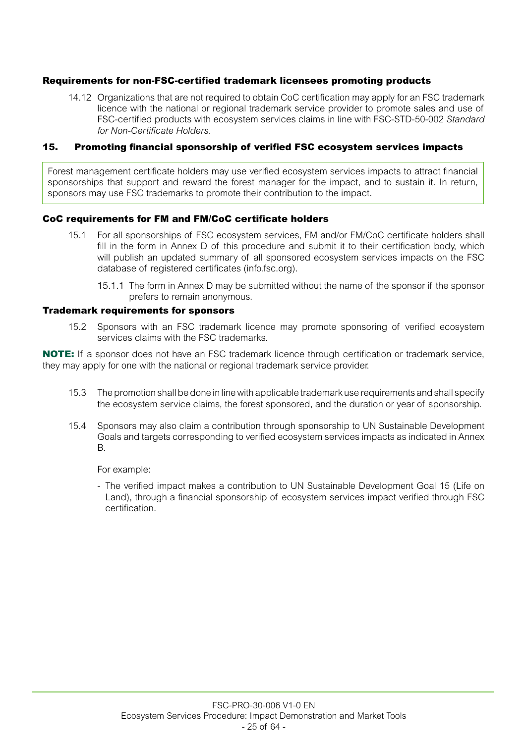### Requirements for non-FSC-certified trademark licensees promoting products

14.12 Organizations that are not required to obtain CoC certification may apply for an FSC trademark licence with the national or regional trademark service provider to promote sales and use of FSC-certified products with ecosystem services claims in line with FSC-STD-50-002 *Standard for Non-Certificate Holders*.

## 15. Promoting financial sponsorship of verified FSC ecosystem services impacts

Forest management certificate holders may use verified ecosystem services impacts to attract financial sponsorships that support and reward the forest manager for the impact, and to sustain it. In return, sponsors may use FSC trademarks to promote their contribution to the impact.

### CoC requirements for FM and FM/CoC certificate holders

15.1 For all sponsorships of FSC ecosystem services, FM and/or FM/CoC certificate holders shall fill in the form in Annex D of this procedure and submit it to their certification body, which will publish an updated summary of all sponsored ecosystem services impacts on the FSC database of registered certificates (info.fsc.org).

15.1.1 The form in Annex D may be submitted without the name of the sponsor if the sponsor prefers to remain anonymous.

### Trademark requirements for sponsors

15.2 Sponsors with an FSC trademark licence may promote sponsoring of verified ecosystem services claims with the FSC trademarks.

**NOTE:** If a sponsor does not have an FSC trademark licence through certification or trademark service, they may apply for one with the national or regional trademark service provider.

15.3 The promotion shall be done in line with applicable trademark use requirements and shall specify the ecosystem service claims, the forest sponsored, and the duration or year of sponsorship.

15.4 Sponsors may also claim a contribution through sponsorship to UN Sustainable Development Goals and targets corresponding to verified ecosystem services impacts as indicated in Annex B.

For example:

- The verified impact makes a contribution to UN Sustainable Development Goal 15 (Life on Land), through a financial sponsorship of ecosystem services impact verified through FSC certification.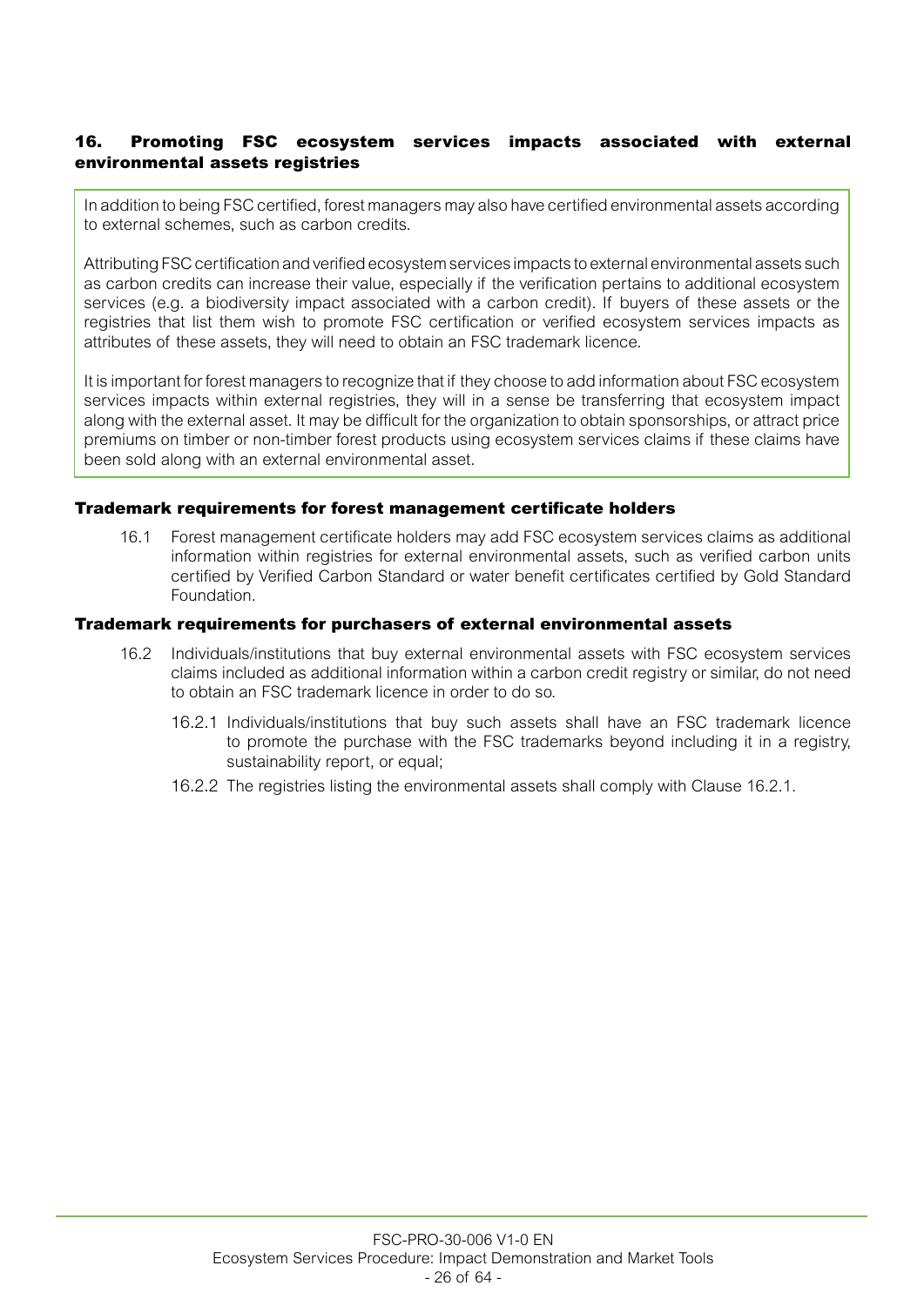## 16. Promoting FSC ecosystem services impacts associated with external environmental assets registries

In addition to being FSC certified, forest managers may also have certified environmental assets according to external schemes, such as carbon credits.

Attributing FSC certification and verified ecosystem services impacts to external environmental assets such as carbon credits can increase their value, especially if the verification pertains to additional ecosystem services (e.g. a biodiversity impact associated with a carbon credit). If buyers of these assets or the registries that list them wish to promote FSC certification or verified ecosystem services impacts as attributes of these assets, they will need to obtain an FSC trademark licence.

It is important for forest managers to recognize that if they choose to add information about FSC ecosystem services impacts within external registries, they will in a sense be transferring that ecosystem impact along with the external asset. It may be difficult for the organization to obtain sponsorships, or attract price premiums on timber or non-timber forest products using ecosystem services claims if these claims have been sold along with an external environmental asset.

### Trademark requirements for forest management certificate holders

16.1 Forest management certificate holders may add FSC ecosystem services claims as additional information within registries for external environmental assets, such as verified carbon units certified by Verified Carbon Standard or water benefit certificates certified by Gold Standard Foundation.

### Trademark requirements for purchasers of external environmental assets

16.2 Individuals/institutions that buy external environmental assets with FSC ecosystem services claims included as additional information within a carbon credit registry or similar, do not need to obtain an FSC trademark licence in order to do so.

16.2.1 Individuals/institutions that buy such assets shall have an FSC trademark licence to promote the purchase with the FSC trademarks beyond including it in a registry, sustainability report, or equal;

16.2.2 The registries listing the environmental assets shall comply with Clause 16.2.1.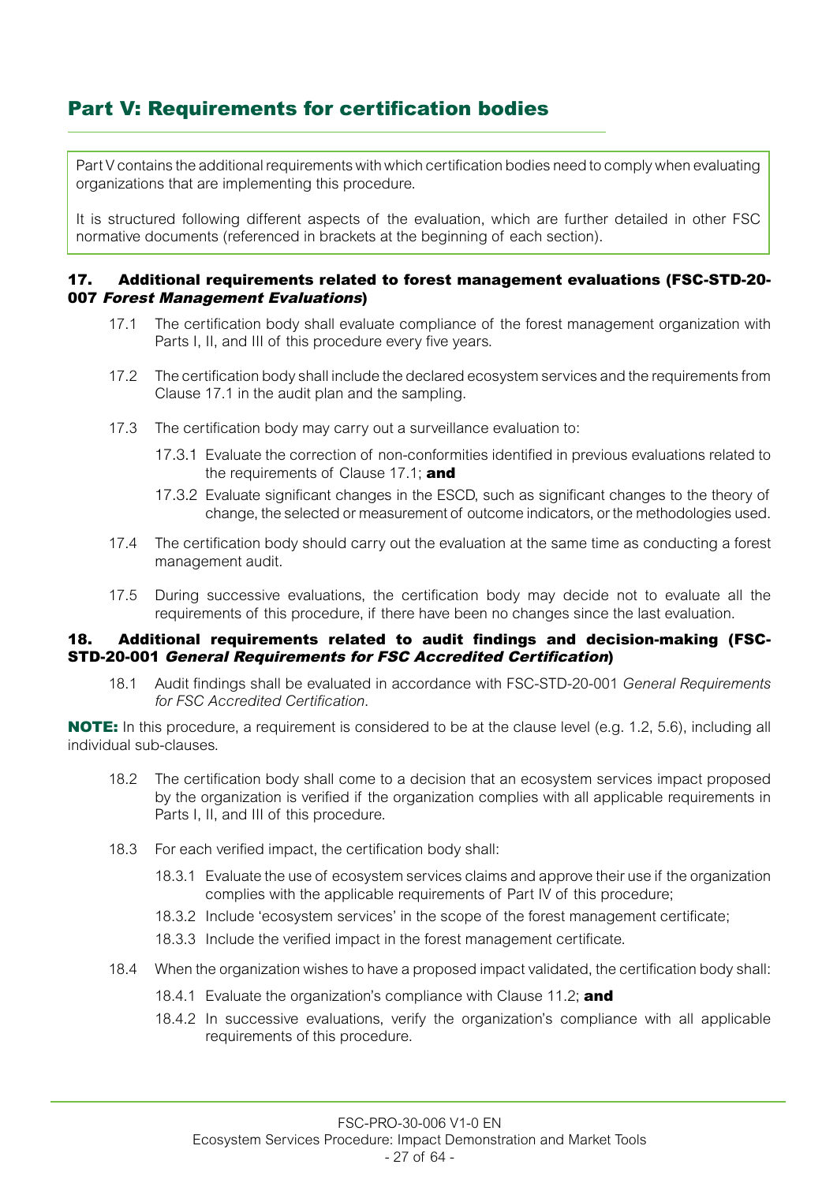# Part V: Requirements for certification bodies

Part V contains the additional requirements with which certification bodies need to comply when evaluating organizations that are implementing this procedure.

It is structured following different aspects of the evaluation, which are further detailed in other FSC normative documents (referenced in brackets at the beginning of each section).

## 17. Additional requirements related to forest management evaluations (FSC-STD-20-007 *Forest Management Evaluations*)

17.1 The certification body shall evaluate compliance of the forest management organization with Parts I, II, and III of this procedure every five years.

17.2 The certification body shall include the declared ecosystem services and the requirements from Clause 17.1 in the audit plan and the sampling.

17.3 The certification body may carry out a surveillance evaluation to:

17.3.1 Evaluate the correction of non-conformities identified in previous evaluations related to the requirements of Clause 17.1; **and**

17.3.2 Evaluate significant changes in the ESCD, such as significant changes to the theory of change, the selected or measurement of outcome indicators, or the methodologies used.

17.4 The certification body should carry out the evaluation at the same time as conducting a forest management audit.

17.5 During successive evaluations, the certification body may decide not to evaluate all the requirements of this procedure, if there have been no changes since the last evaluation.

## 18. Additional requirements related to audit findings and decision-making (FSC-STD-20-001 *General Requirements for FSC Accredited Certification*)

18.1 Audit findings shall be evaluated in accordance with FSC-STD-20-001 *General Requirements for FSC Accredited Certification*.

**NOTE:** In this procedure, a requirement is considered to be at the clause level (e.g. 1.2, 5.6), including all individual sub-clauses.

18.2 The certification body shall come to a decision that an ecosystem services impact proposed by the organization is verified if the organization complies with all applicable requirements in Parts I, II, and III of this procedure.

18.3 For each verified impact, the certification body shall:

18.3.1 Evaluate the use of ecosystem services claims and approve their use if the organization complies with the applicable requirements of Part IV of this procedure;

18.3.2 Include 'ecosystem services' in the scope of the forest management certificate;

18.3.3 Include the verified impact in the forest management certificate.

18.4 When the organization wishes to have a proposed impact validated, the certification body shall:

18.4.1 Evaluate the organization's compliance with Clause 11.2; **and**

18.4.2 In successive evaluations, verify the organization's compliance with all applicable requirements of this procedure.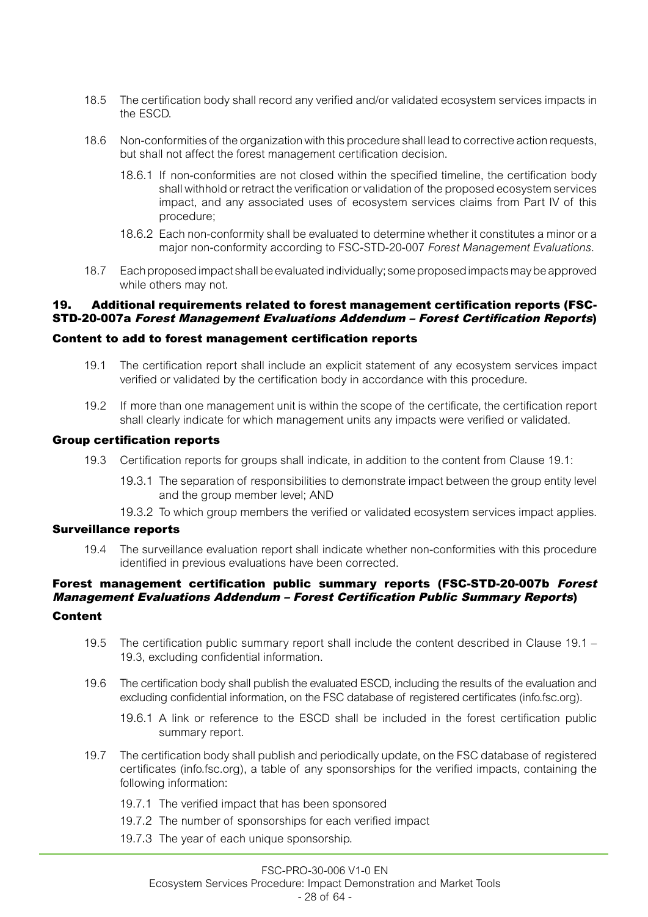18.5 The certification body shall record any verified and/or validated ecosystem services impacts in the ESCD.

18.6 Non-conformities of the organization with this procedure shall lead to corrective action requests, but shall not affect the forest management certification decision.

18.6.1 If non-conformities are not closed within the specified timeline, the certification body shall withhold or retract the verification or validation of the proposed ecosystem services impact, and any associated uses of ecosystem services claims from Part IV of this procedure;

18.6.2 Each non-conformity shall be evaluated to determine whether it constitutes a minor or a major non-conformity according to FSC-STD-20-007 *Forest Management Evaluations*.

18.7 Each proposed impact shall be evaluated individually; some proposed impacts may be approved while others may not.

## 19. Additional requirements related to forest management certification reports (FSC-STD-20-007a *Forest Management Evaluations Addendum – Forest Certification Reports*)

### Content to add to forest management certification reports

19.1 The certification report shall include an explicit statement of any ecosystem services impact verified or validated by the certification body in accordance with this procedure.

19.2 If more than one management unit is within the scope of the certificate, the certification report shall clearly indicate for which management units any impacts were verified or validated.

### Group certification reports

19.3 Certification reports for groups shall indicate, in addition to the content from Clause 19.1:

19.3.1 The separation of responsibilities to demonstrate impact between the group entity level and the group member level; AND

19.3.2 To which group members the verified or validated ecosystem services impact applies.

### Surveillance reports

19.4 The surveillance evaluation report shall indicate whether non-conformities with this procedure identified in previous evaluations have been corrected.

### Forest management certification public summary reports (FSC-STD-20-007b *Forest Management Evaluations Addendum – Forest Certification Public Summary Reports*)

### Content

19.5 The certification public summary report shall include the content described in Clause 19.1 – 19.3, excluding confidential information.

19.6 The certification body shall publish the evaluated ESCD, including the results of the evaluation and excluding confidential information, on the FSC database of registered certificates (info.fsc.org).

19.6.1 A link or reference to the ESCD shall be included in the forest certification public summary report.

19.7 The certification body shall publish and periodically update, on the FSC database of registered certificates (info.fsc.org), a table of any sponsorships for the verified impacts, containing the following information:

19.7.1 The verified impact that has been sponsored

19.7.2 The number of sponsorships for each verified impact

19.7.3 The year of each unique sponsorship.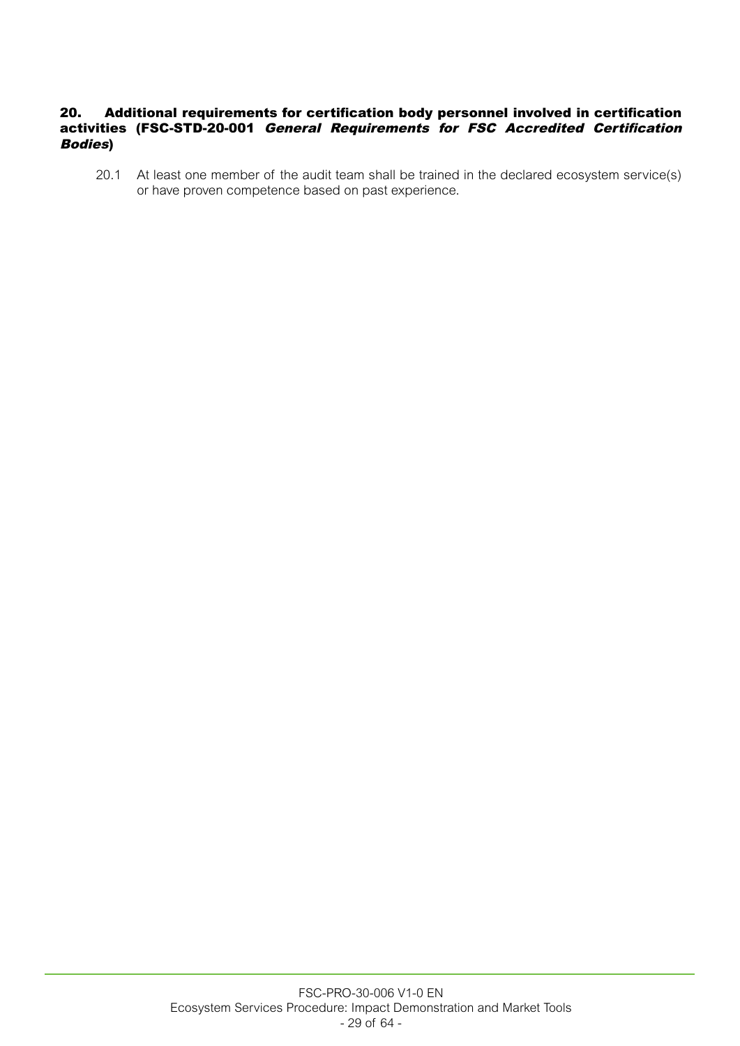## 20. Additional requirements for certification body personnel involved in certification activities (FSC-STD-20-001 *General Requirements for FSC Accredited Certification Bodies*)

20.1 At least one member of the audit team shall be trained in the declared ecosystem service(s) or have proven competence based on past experience.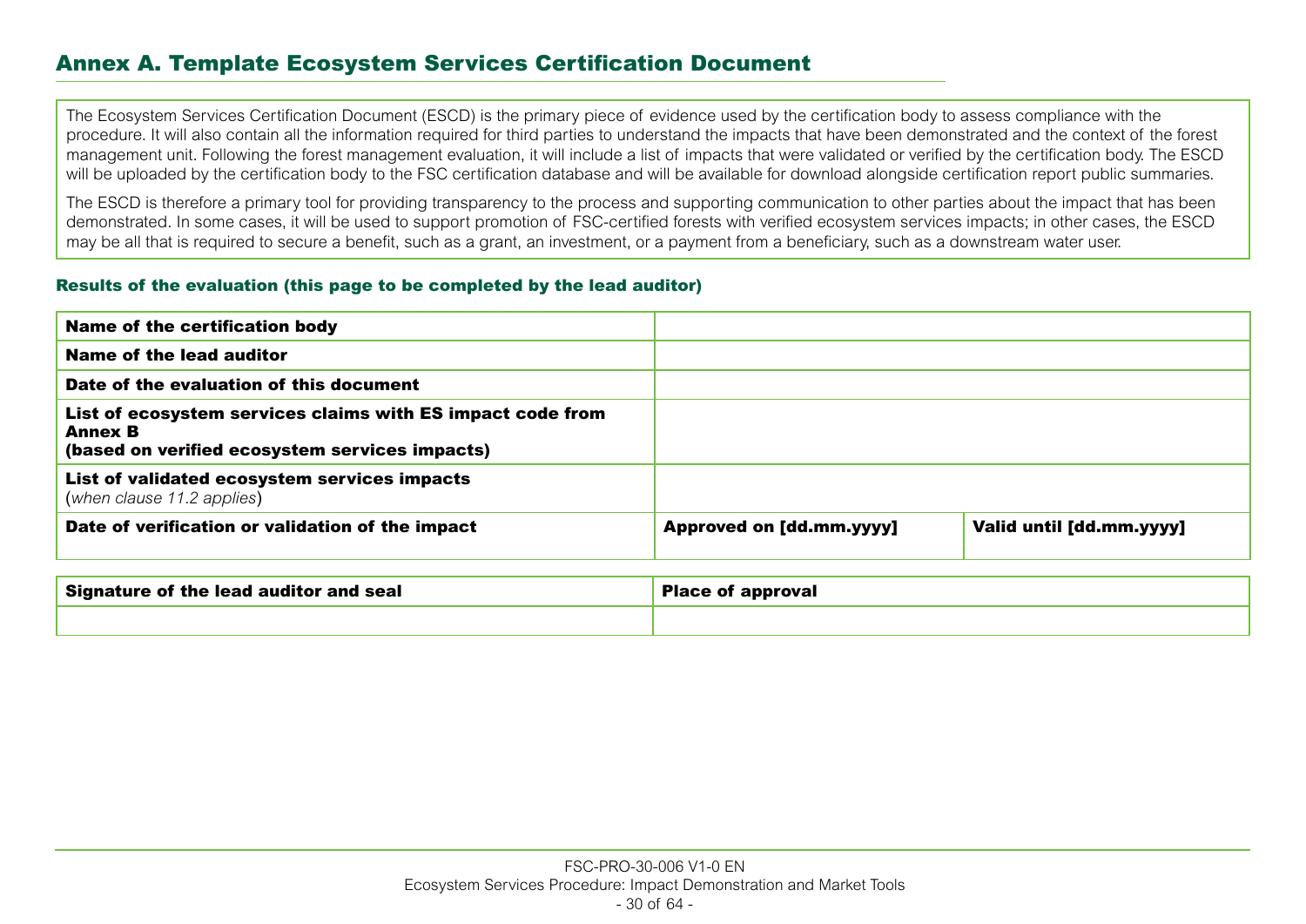## Annex A. Template Ecosystem Services Certification Document

The Ecosystem Services Certification Document (ESCD) is the primary piece of evidence used by the certification body to assess compliance with the procedure. It will also contain all the information required for third parties to understand the impacts that have been demonstrated and the context of the forest management unit. Following the forest management evaluation, it will include a list of impacts that were validated or verified by the certification body. The ESCD will be uploaded by the certification body to the FSC certification database and will be available for download alongside certification report public summaries.

The ESCD is therefore a primary tool for providing transparency to the process and supporting communication to other parties about the impact that has been demonstrated. In some cases, it will be used to support promotion of FSC-certified forests with verified ecosystem services impacts; in other cases, the ESCD may be all that is required to secure a benefit, such as a grant, an investment, or a payment from a beneficiary, such as a downstream water user.

### Results of the evaluation (this page to be completed by the lead auditor)

| | | |
|---|---|---|
| **Name of the certification body** | | |
| **Name of the lead auditor** | | |
| **Date of the evaluation of this document** | | |
| **List of ecosystem services claims with ES impact code from Annex B (based on verified ecosystem services impacts)** | | |
| **List of validated ecosystem services impacts** (*when clause 11.2 applies*) | | |
| **Date of verification or validation of the impact** | **Approved on [dd.mm.yyyy]** | **Valid until [dd.mm.yyyy]** |

| **Signature of the lead auditor and seal** | **Place of approval** |
|---|---|
| | |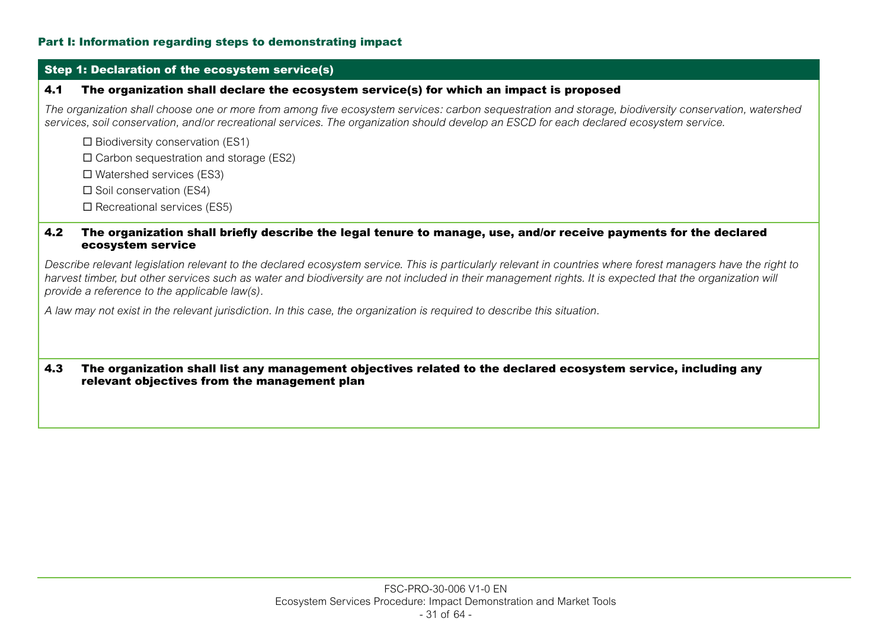**Part I: Information regarding steps to demonstrating impact**

## Step 1: Declaration of the ecosystem service(s)

**4.1 The organization shall declare the ecosystem service(s) for which an impact is proposed**

*The organization shall choose one or more from among five ecosystem services: carbon sequestration and storage, biodiversity conservation, watershed services, soil conservation, and/or recreational services. The organization should develop an ESCD for each declared ecosystem service.*

☐ Biodiversity conservation (ES1)

☐ Carbon sequestration and storage (ES2)

☐ Watershed services (ES3)

☐ Soil conservation (ES4)

☐ Recreational services (ES5)

**4.2 The organization shall briefly describe the legal tenure to manage, use, and/or receive payments for the declared ecosystem service**

*Describe relevant legislation relevant to the declared ecosystem service. This is particularly relevant in countries where forest managers have the right to harvest timber, but other services such as water and biodiversity are not included in their management rights. It is expected that the organization will provide a reference to the applicable law(s).*

*A law may not exist in the relevant jurisdiction. In this case, the organization is required to describe this situation.*

**4.3 The organization shall list any management objectives related to the declared ecosystem service, including any relevant objectives from the management plan**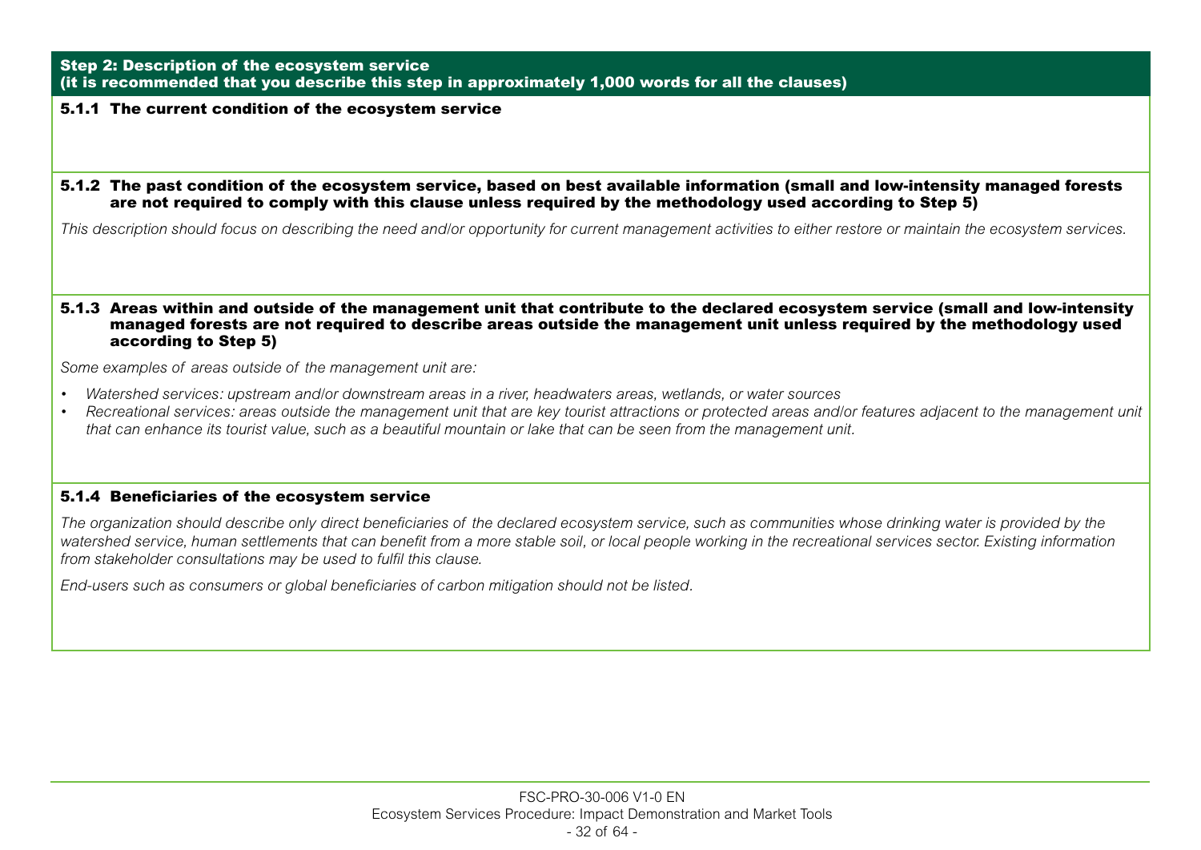**Step 2: Description of the ecosystem service**
**(it is recommended that you describe this step in approximately 1,000 words for all the clauses)**

**5.1.1 The current condition of the ecosystem service**

**5.1.2 The past condition of the ecosystem service, based on best available information (small and low-intensity managed forests are not required to comply with this clause unless required by the methodology used according to Step 5)**

*This description should focus on describing the need and/or opportunity for current management activities to either restore or maintain the ecosystem services.*

**5.1.3 Areas within and outside of the management unit that contribute to the declared ecosystem service (small and low-intensity managed forests are not required to describe areas outside the management unit unless required by the methodology used according to Step 5)**

*Some examples of areas outside of the management unit are:*

- *Watershed services: upstream and/or downstream areas in a river, headwaters areas, wetlands, or water sources*
- *Recreational services: areas outside the management unit that are key tourist attractions or protected areas and/or features adjacent to the management unit that can enhance its tourist value, such as a beautiful mountain or lake that can be seen from the management unit.*

**5.1.4 Beneficiaries of the ecosystem service**

*The organization should describe only direct beneficiaries of the declared ecosystem service, such as communities whose drinking water is provided by the watershed service, human settlements that can benefit from a more stable soil, or local people working in the recreational services sector. Existing information from stakeholder consultations may be used to fulfil this clause.*

*End-users such as consumers or global beneficiaries of carbon mitigation should not be listed.*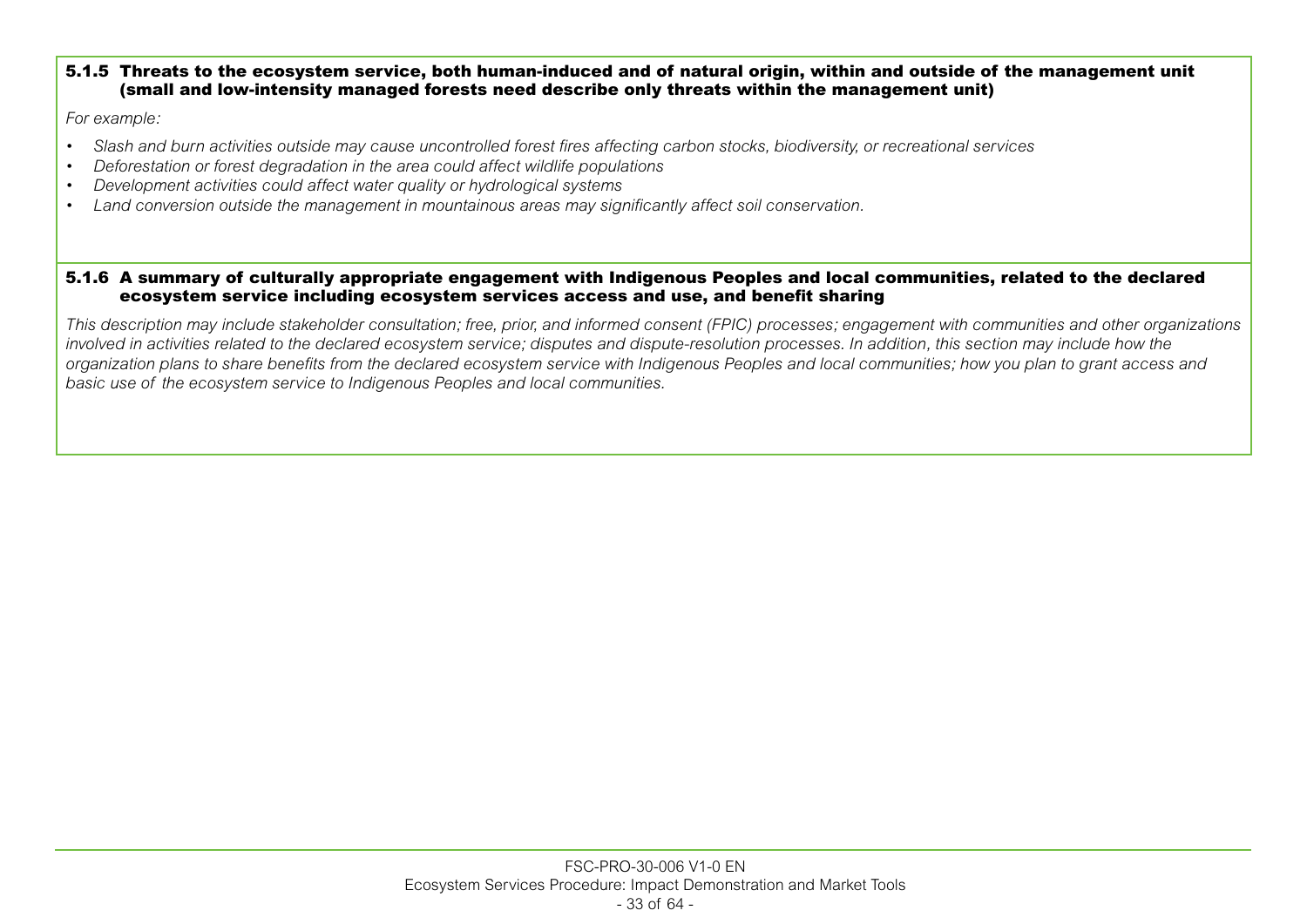**5.1.5 Threats to the ecosystem service, both human-induced and of natural origin, within and outside of the management unit (small and low-intensity managed forests need describe only threats within the management unit)**

*For example:*

- *Slash and burn activities outside may cause uncontrolled forest fires affecting carbon stocks, biodiversity, or recreational services*
- *Deforestation or forest degradation in the area could affect wildlife populations*
- *Development activities could affect water quality or hydrological systems*
- *Land conversion outside the management in mountainous areas may significantly affect soil conservation.*

**5.1.6 A summary of culturally appropriate engagement with Indigenous Peoples and local communities, related to the declared ecosystem service including ecosystem services access and use, and benefit sharing**

*This description may include stakeholder consultation; free, prior, and informed consent (FPIC) processes; engagement with communities and other organizations involved in activities related to the declared ecosystem service; disputes and dispute-resolution processes. In addition, this section may include how the organization plans to share benefits from the declared ecosystem service with Indigenous Peoples and local communities; how you plan to grant access and basic use of the ecosystem service to Indigenous Peoples and local communities.*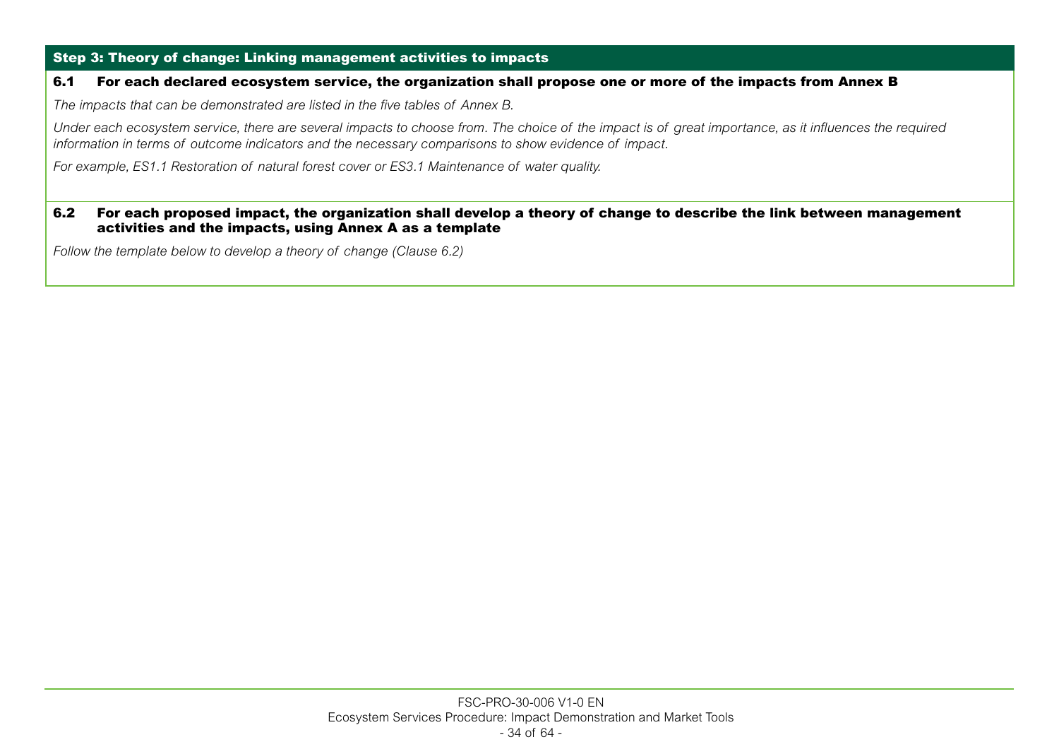## Step 3: Theory of change: Linking management activities to impacts

### 6.1 For each declared ecosystem service, the organization shall propose one or more of the impacts from Annex B

*The impacts that can be demonstrated are listed in the five tables of Annex B.*

*Under each ecosystem service, there are several impacts to choose from. The choice of the impact is of great importance, as it influences the required information in terms of outcome indicators and the necessary comparisons to show evidence of impact.*

*For example, ES1.1 Restoration of natural forest cover or ES3.1 Maintenance of water quality.*

### 6.2 For each proposed impact, the organization shall develop a theory of change to describe the link between management activities and the impacts, using Annex A as a template

*Follow the template below to develop a theory of change (Clause 6.2)*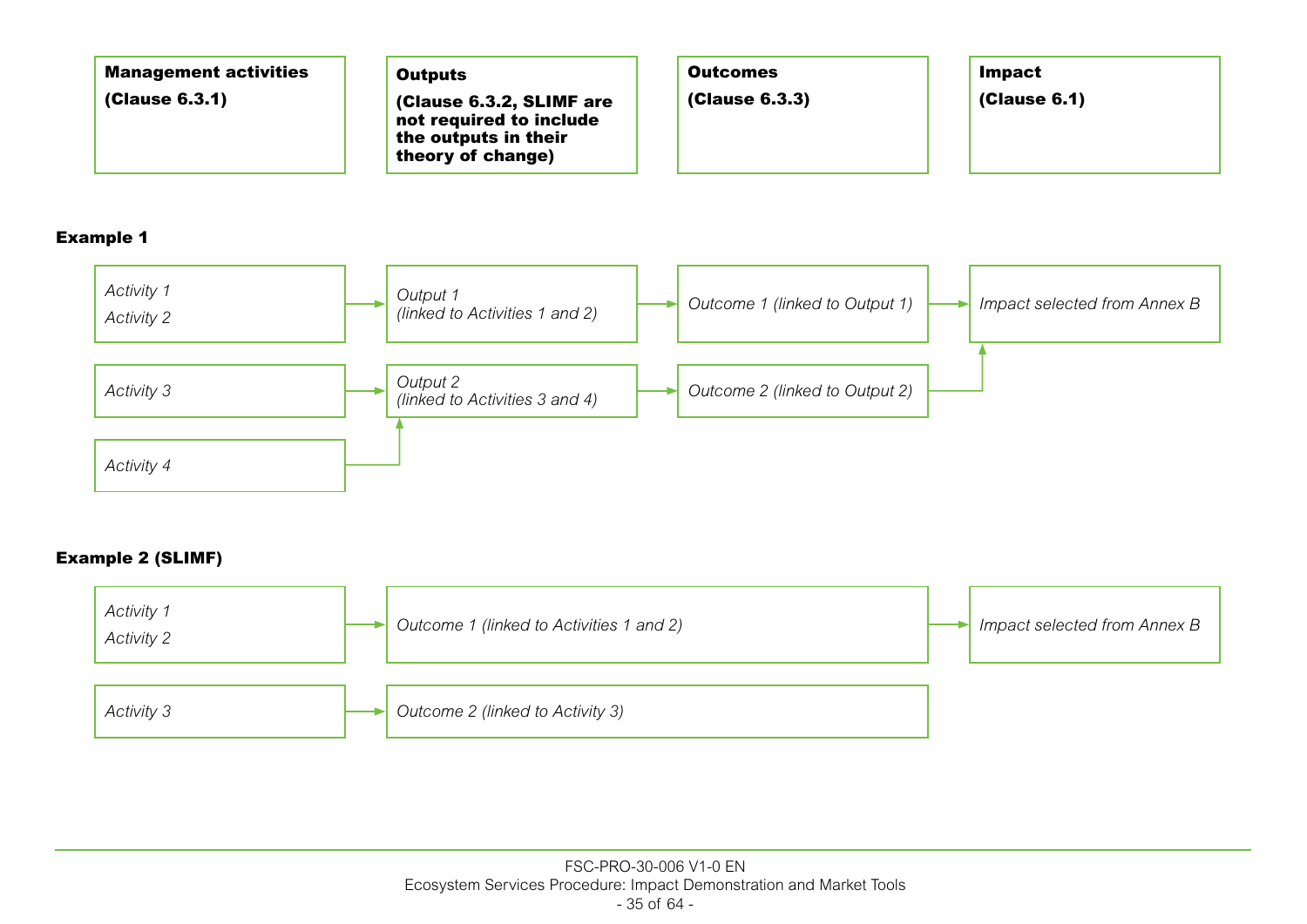| Management activities (Clause 6.3.1) | Outputs (Clause 6.3.2, SLIMF are not required to include the outputs in their theory of change) | Outcomes (Clause 6.3.3) | Impact (Clause 6.1) |
|---|---|---|---|

**Example 1**

| Management activities | Outputs | Outcomes | Impact |
|---|---|---|---|
| *Activity 1*<br>*Activity 2* | *Output 1 (linked to Activities 1 and 2)* | *Outcome 1 (linked to Output 1)* | *Impact selected from Annex B* |
| *Activity 3* | *Output 2 (linked to Activities 3 and 4)* | *Outcome 2 (linked to Output 2)* | → *Impact selected from Annex B* |
| *Activity 4* | → *Output 2* | | |

**Example 2 (SLIMF)**

| Management activities | Outcomes | Impact |
|---|---|---|
| *Activity 1*<br>*Activity 2* | *Outcome 1 (linked to Activities 1 and 2)* | *Impact selected from Annex B* |
| *Activity 3* | *Outcome 2 (linked to Activity 3)* | |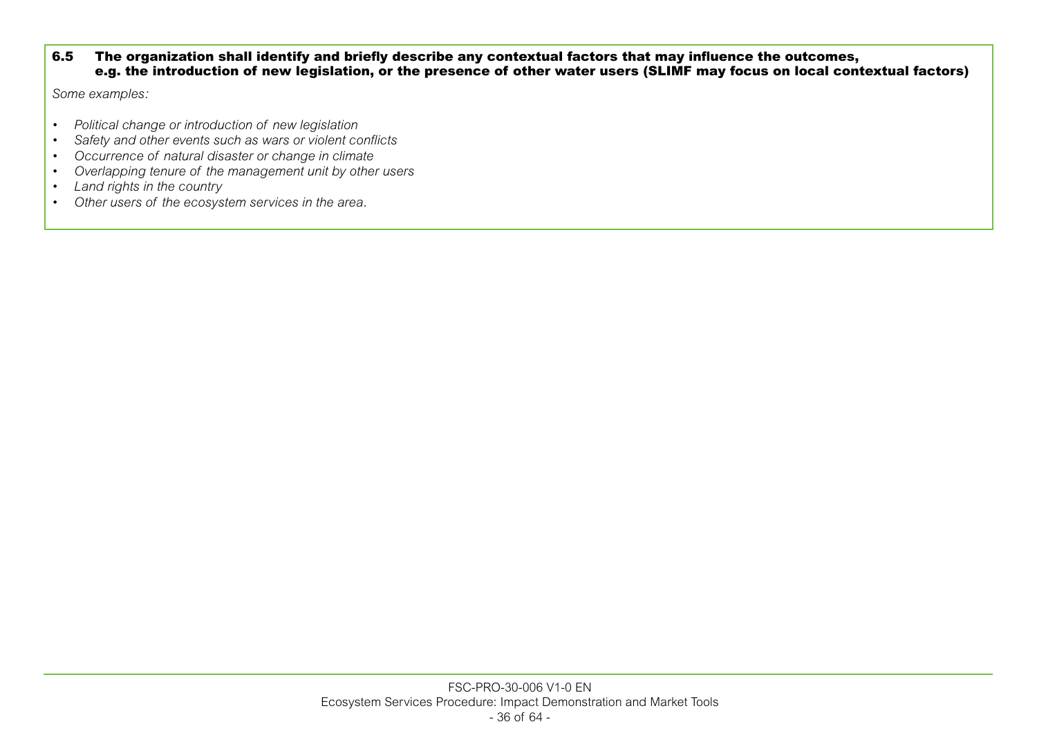**6.5 The organization shall identify and briefly describe any contextual factors that may influence the outcomes, e.g. the introduction of new legislation, or the presence of other water users (SLIMF may focus on local contextual factors)**

*Some examples:*

- *Political change or introduction of new legislation*
- *Safety and other events such as wars or violent conflicts*
- *Occurrence of natural disaster or change in climate*
- *Overlapping tenure of the management unit by other users*
- *Land rights in the country*
- *Other users of the ecosystem services in the area.*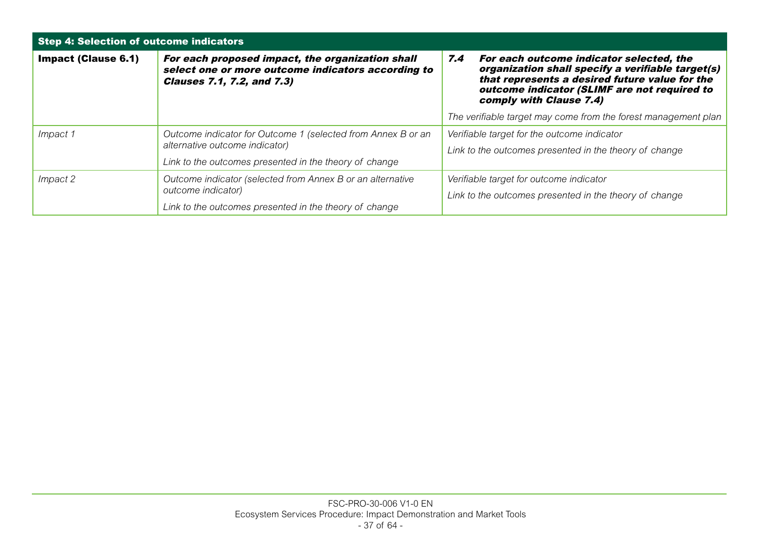| Step 4: Selection of outcome indicators | | |
|---|---|---|
| **Impact (Clause 6.1)** | ***For each proposed impact, the organization shall select one or more outcome indicators according to Clauses 7.1, 7.2, and 7.3)*** | ***7.4 For each outcome indicator selected, the organization shall specify a verifiable target(s) that represents a desired future value for the outcome indicator (SLIMF are not required to comply with Clause 7.4)***<br><br>*The verifiable target may come from the forest management plan* |
| *Impact 1* | *Outcome indicator for Outcome 1 (selected from Annex B or an alternative outcome indicator)*<br><br>*Link to the outcomes presented in the theory of change* | *Verifiable target for the outcome indicator*<br><br>*Link to the outcomes presented in the theory of change* |
| *Impact 2* | *Outcome indicator (selected from Annex B or an alternative outcome indicator)*<br><br>*Link to the outcomes presented in the theory of change* | *Verifiable target for outcome indicator*<br><br>*Link to the outcomes presented in the theory of change* |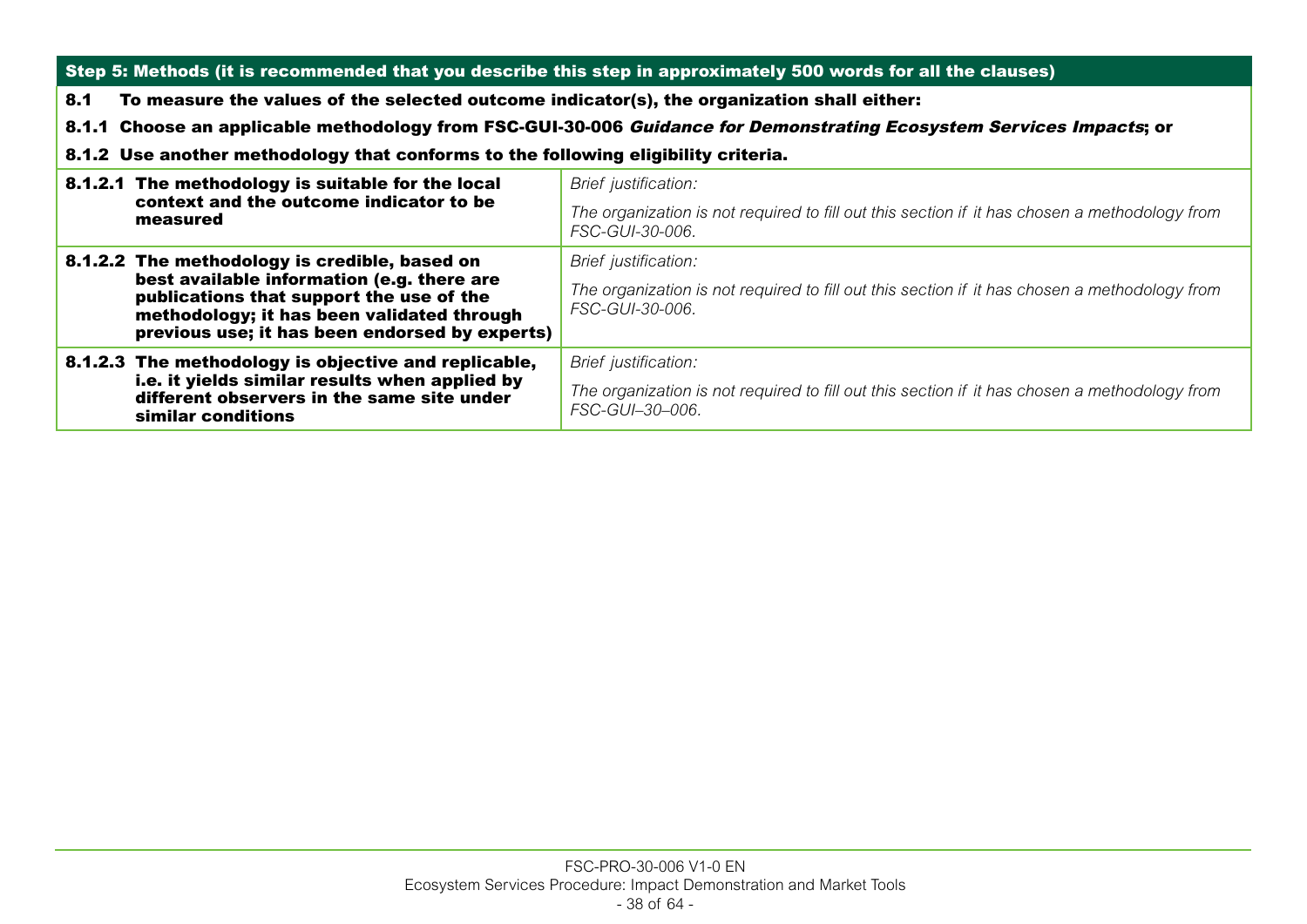## Step 5: Methods (it is recommended that you describe this step in approximately 500 words for all the clauses)

**8.1 To measure the values of the selected outcome indicator(s), the organization shall either:**

**8.1.1 Choose an applicable methodology from FSC-GUI-30-006 *Guidance for Demonstrating Ecosystem Services Impacts*; or**

**8.1.2 Use another methodology that conforms to the following eligibility criteria.**

| | |
|---|---|
| **8.1.2.1 The methodology is suitable for the local context and the outcome indicator to be measured** | *Brief justification:*<br><br>*The organization is not required to fill out this section if it has chosen a methodology from FSC-GUI-30-006.* |
| **8.1.2.2 The methodology is credible, based on best available information (e.g. there are publications that support the use of the methodology; it has been validated through previous use; it has been endorsed by experts)** | *Brief justification:*<br><br>*The organization is not required to fill out this section if it has chosen a methodology from FSC-GUI-30-006.* |
| **8.1.2.3 The methodology is objective and replicable, i.e. it yields similar results when applied by different observers in the same site under similar conditions** | *Brief justification:*<br><br>*The organization is not required to fill out this section if it has chosen a methodology from FSC-GUI–30–006.* |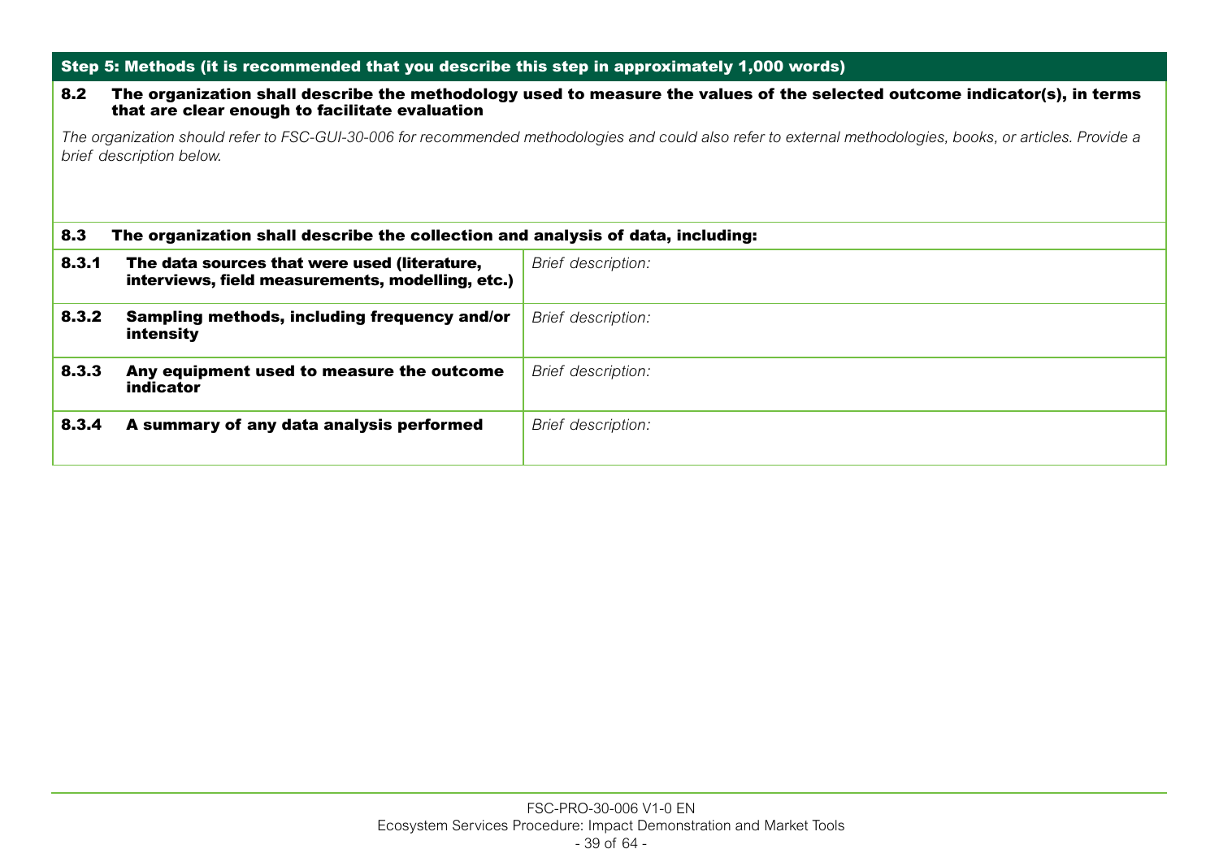**Step 5: Methods (it is recommended that you describe this step in approximately 1,000 words)**

**8.2 The organization shall describe the methodology used to measure the values of the selected outcome indicator(s), in terms that are clear enough to facilitate evaluation**

*The organization should refer to FSC-GUI-30-006 for recommended methodologies and could also refer to external methodologies, books, or articles. Provide a brief description below.*

**8.3 The organization shall describe the collection and analysis of data, including:**

| | |
|---|---|
| **8.3.1 The data sources that were used (literature, interviews, field measurements, modelling, etc.)** | *Brief description:* |
| **8.3.2 Sampling methods, including frequency and/or intensity** | *Brief description:* |
| **8.3.3 Any equipment used to measure the outcome indicator** | *Brief description:* |
| **8.3.4 A summary of any data analysis performed** | *Brief description:* |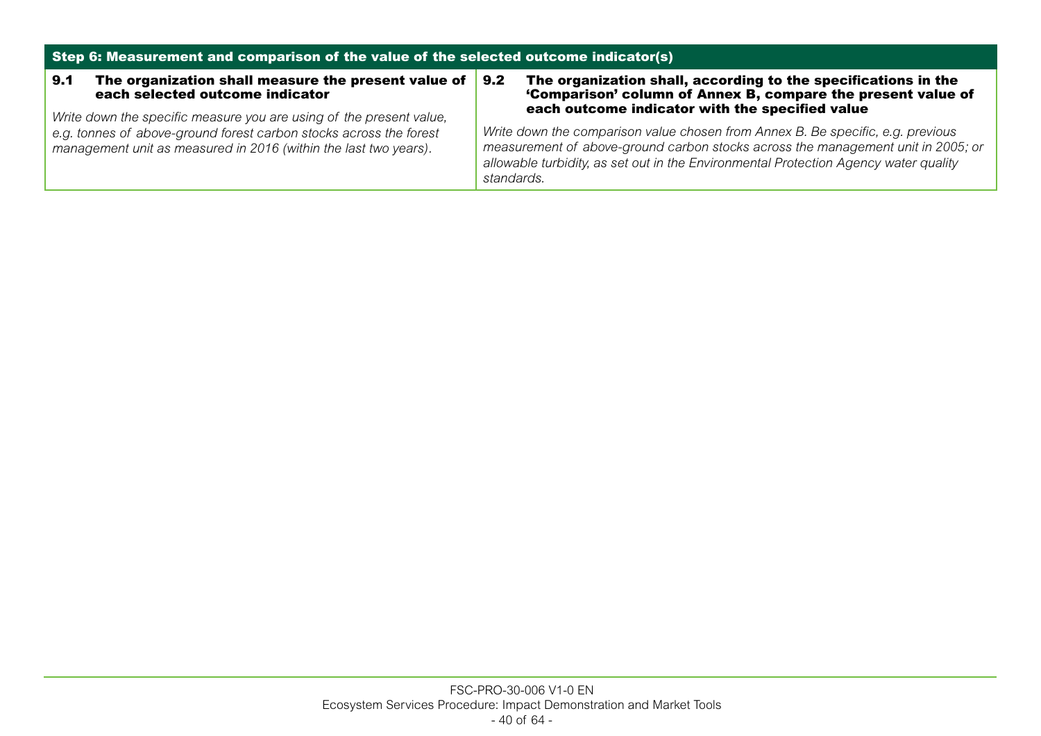| Step 6: Measurement and comparison of the value of the selected outcome indicator(s) | |
|---|---|
| **9.1 The organization shall measure the present value of each selected outcome indicator**<br><br>*Write down the specific measure you are using of the present value, e.g. tonnes of above-ground forest carbon stocks across the forest management unit as measured in 2016 (within the last two years).* | **9.2 The organization shall, according to the specifications in the 'Comparison' column of Annex B, compare the present value of each outcome indicator with the specified value**<br><br>*Write down the comparison value chosen from Annex B. Be specific, e.g. previous measurement of above-ground carbon stocks across the management unit in 2005; or allowable turbidity, as set out in the Environmental Protection Agency water quality standards.* |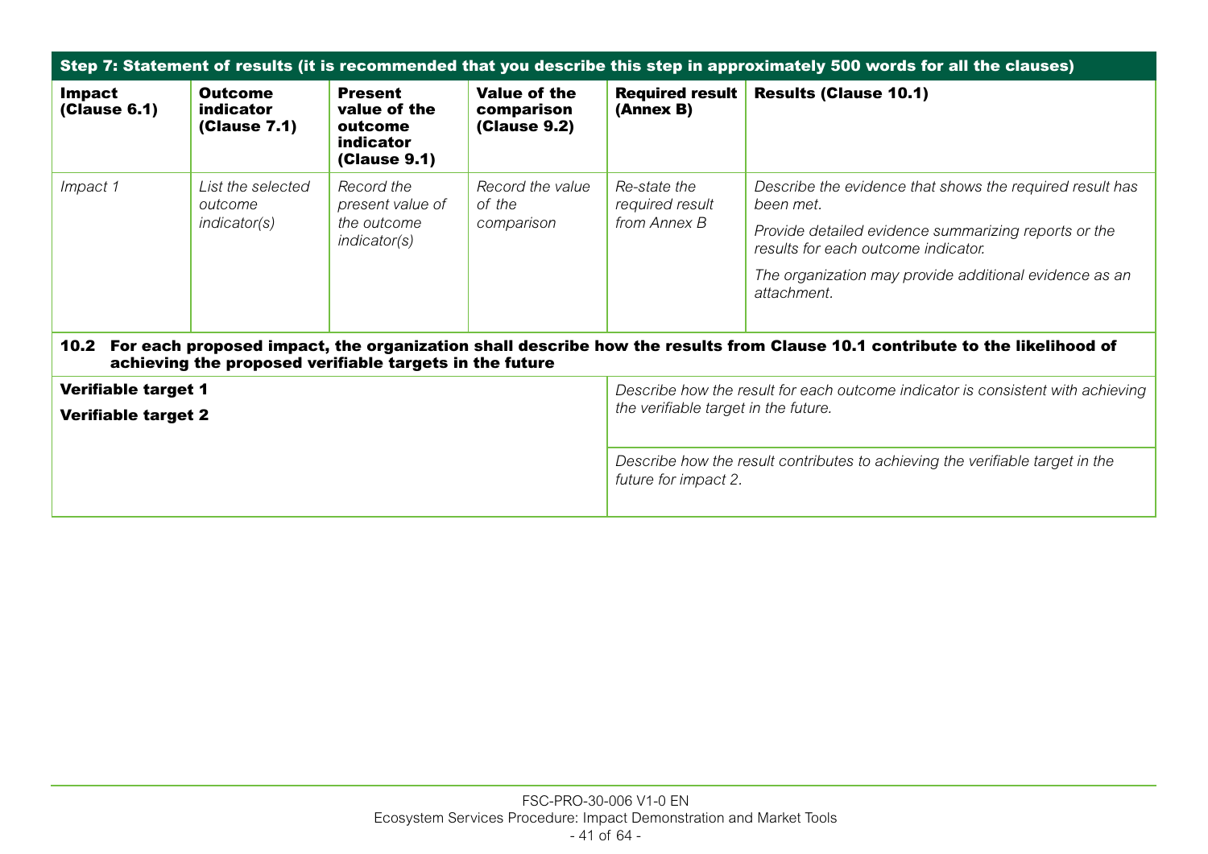| Step 7: Statement of results (it is recommended that you describe this step in approximately 500 words for all the clauses) | | | | | |
|---|---|---|---|---|---|
| **Impact (Clause 6.1)** | **Outcome indicator (Clause 7.1)** | **Present value of the outcome indicator (Clause 9.1)** | **Value of the comparison (Clause 9.2)** | **Required result (Annex B)** | **Results (Clause 10.1)** |
| *Impact 1* | *List the selected outcome indicator(s)* | *Record the present value of the outcome indicator(s)* | *Record the value of the comparison* | *Re-state the required result from Annex B* | *Describe the evidence that shows the required result has been met.* <br> *Provide detailed evidence summarizing reports or the results for each outcome indicator.* <br> *The organization may provide additional evidence as an attachment.* |

| **10.2 For each proposed impact, the organization shall describe how the results from Clause 10.1 contribute to the likelihood of achieving the proposed verifiable targets in the future** | |
|---|---|
| **Verifiable target 1** <br> **Verifiable target 2** | *Describe how the result for each outcome indicator is consistent with achieving the verifiable target in the future.* |
| | *Describe how the result contributes to achieving the verifiable target in the future for impact 2.* |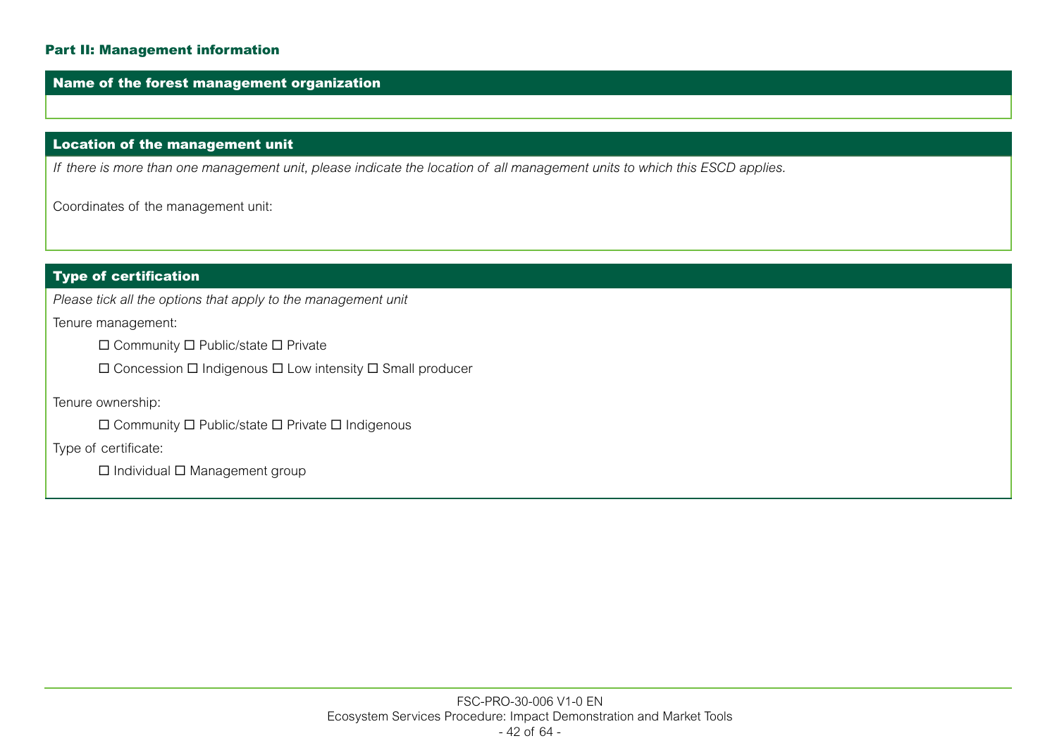#### Part II: Management information

| Name of the forest management organization |
|---|
| |

| Location of the management unit |
|---|
| *If there is more than one management unit, please indicate the location of all management units to which this ESCD applies.*<br><br>Coordinates of the management unit: |

| Type of certification |
|---|
| *Please tick all the options that apply to the management unit*<br><br>Tenure management:<br>☐ Community ☐ Public/state ☐ Private<br>☐ Concession ☐ Indigenous ☐ Low intensity ☐ Small producer<br><br>Tenure ownership:<br>☐ Community ☐ Public/state ☐ Private ☐ Indigenous<br><br>Type of certificate:<br>☐ Individual ☐ Management group |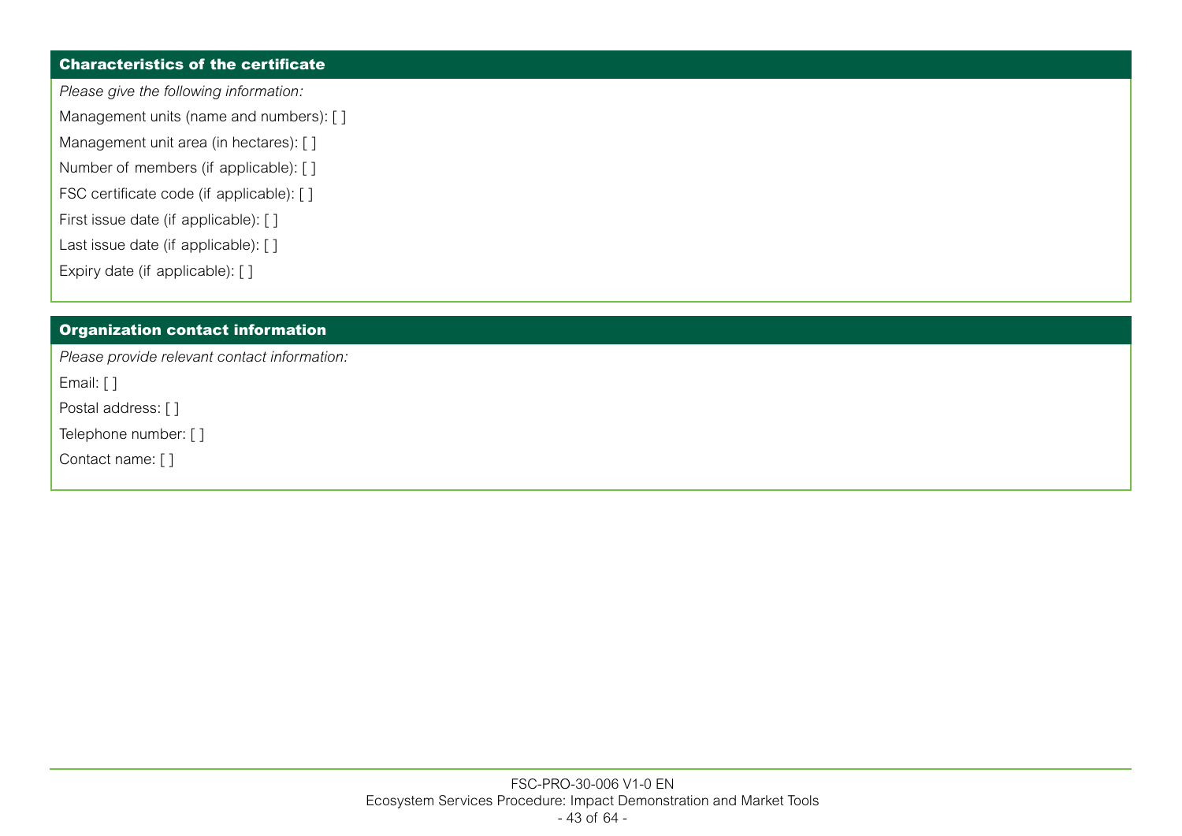**Characteristics of the certificate**

*Please give the following information:*

Management units (name and numbers): [ ]

Management unit area (in hectares): [ ]

Number of members (if applicable): [ ]

FSC certificate code (if applicable): [ ]

First issue date (if applicable): [ ]

Last issue date (if applicable): [ ]

Expiry date (if applicable): [ ]

**Organization contact information**

*Please provide relevant contact information:*

Email: [ ]

Postal address: [ ]

Telephone number: [ ]

Contact name: [ ]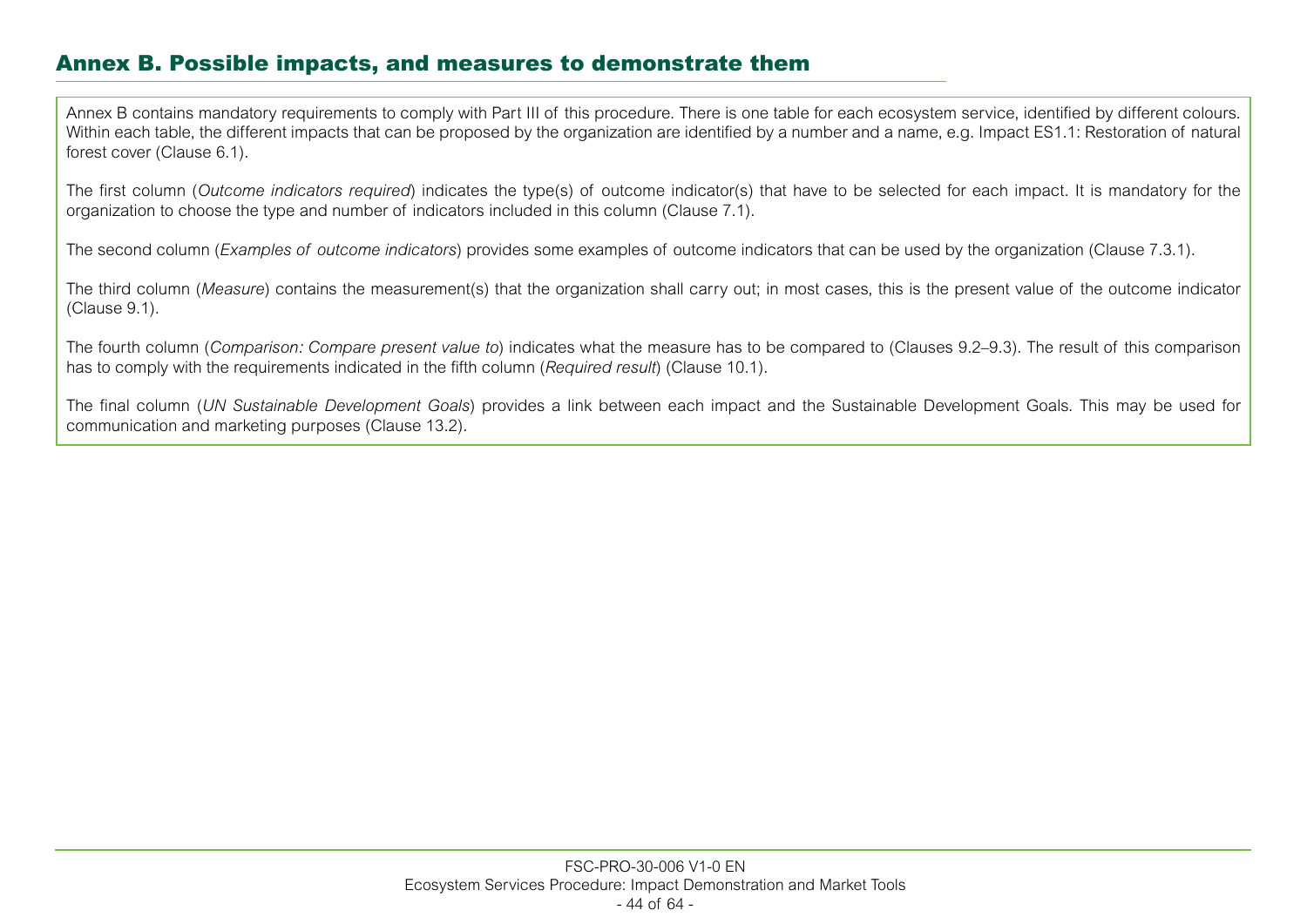## Annex B. Possible impacts, and measures to demonstrate them

Annex B contains mandatory requirements to comply with Part III of this procedure. There is one table for each ecosystem service, identified by different colours. Within each table, the different impacts that can be proposed by the organization are identified by a number and a name, e.g. Impact ES1.1: Restoration of natural forest cover (Clause 6.1).

The first column (*Outcome indicators required*) indicates the type(s) of outcome indicator(s) that have to be selected for each impact. It is mandatory for the organization to choose the type and number of indicators included in this column (Clause 7.1).

The second column (*Examples of outcome indicators*) provides some examples of outcome indicators that can be used by the organization (Clause 7.3.1).

The third column (*Measure*) contains the measurement(s) that the organization shall carry out; in most cases, this is the present value of the outcome indicator (Clause 9.1).

The fourth column (*Comparison: Compare present value to*) indicates what the measure has to be compared to (Clauses 9.2–9.3). The result of this comparison has to comply with the requirements indicated in the fifth column (*Required result*) (Clause 10.1).

The final column (*UN Sustainable Development Goals*) provides a link between each impact and the Sustainable Development Goals. This may be used for communication and marketing purposes (Clause 13.2).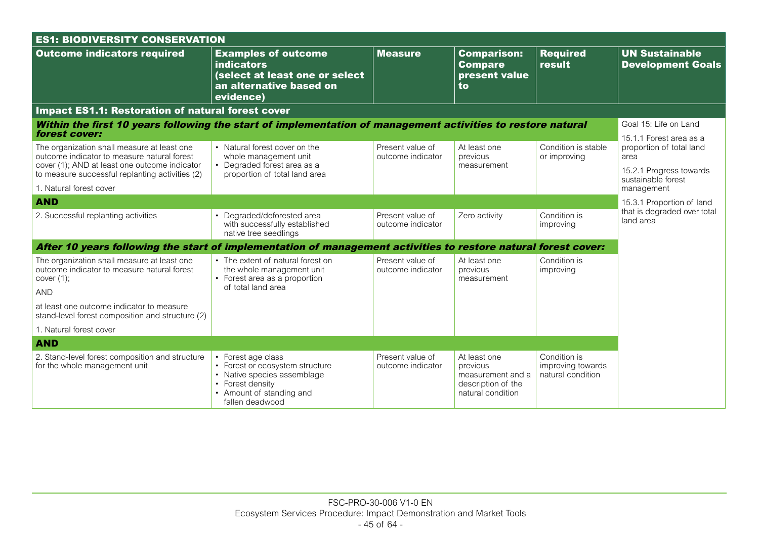| ES1: BIODIVERSITY CONSERVATION | | | | | |
|---|---|---|---|---|---|
| **Outcome indicators required** | **Examples of outcome indicators (select at least one or select an alternative based on evidence)** | **Measure** | **Comparison: Compare present value to** | **Required result** | **UN Sustainable Development Goals** |
| **Impact ES1.1: Restoration of natural forest cover** | | | | | |
| ***Within the first 10 years following the start of implementation of management activities to restore natural forest cover:*** | | | | | Goal 15: Life on Land<br><br>15.1.1 Forest area as a proportion of total land area<br><br>15.2.1 Progress towards sustainable forest management<br><br>15.3.1 Proportion of land that is degraded over total land area |
| The organization shall measure at least one outcome indicator to measure natural forest cover (1); AND at least one outcome indicator to measure successful replanting activities (2)<br><br>1. Natural forest cover | • Natural forest cover on the whole management unit<br>• Degraded forest area as a proportion of total land area | Present value of outcome indicator | At least one previous measurement | Condition is stable or improving | |
| **AND** | | | | | |
| 2. Successful replanting activities | • Degraded/deforested area with successfully established native tree seedlings | Present value of outcome indicator | Zero activity | Condition is improving | |
| ***After 10 years following the start of implementation of management activities to restore natural forest cover:*** | | | | | |
| The organization shall measure at least one outcome indicator to measure natural forest cover (1);<br><br>AND<br><br>at least one outcome indicator to measure stand-level forest composition and structure (2)<br><br>1. Natural forest cover | • The extent of natural forest on the whole management unit<br>• Forest area as a proportion of total land area | Present value of outcome indicator | At least one previous measurement | Condition is improving | |
| **AND** | | | | | |
| 2. Stand-level forest composition and structure for the whole management unit | • Forest age class<br>• Forest or ecosystem structure<br>• Native species assemblage<br>• Forest density<br>• Amount of standing and fallen deadwood | Present value of outcome indicator | At least one previous measurement and a description of the natural condition | Condition is improving towards natural condition | |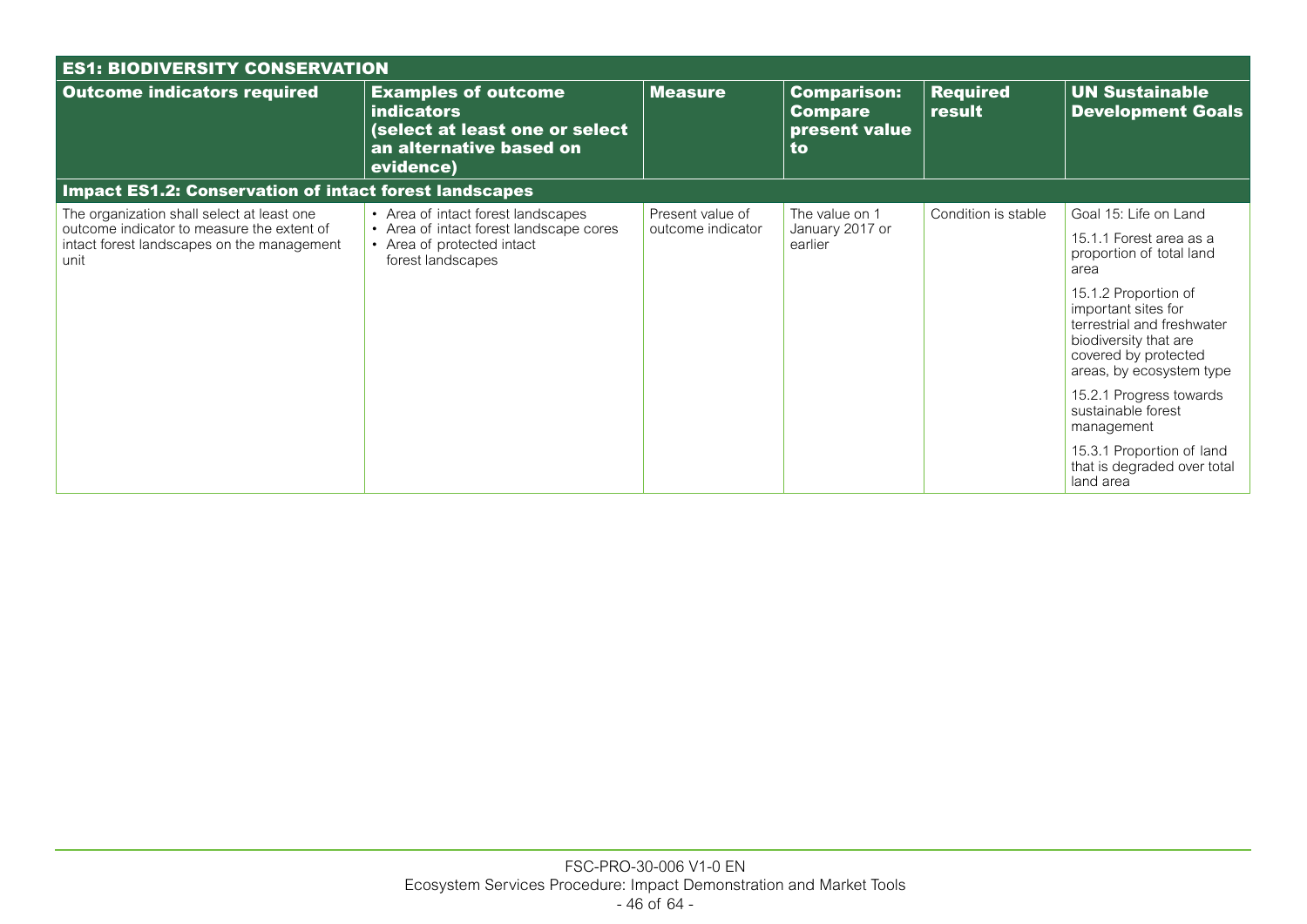| ES1: BIODIVERSITY CONSERVATION | | | | | |
|---|---|---|---|---|---|
| **Outcome indicators required** | **Examples of outcome indicators (select at least one or select an alternative based on evidence)** | **Measure** | **Comparison: Compare present value to** | **Required result** | **UN Sustainable Development Goals** |
| **Impact ES1.2: Conservation of intact forest landscapes** | | | | | |
| The organization shall select at least one outcome indicator to measure the extent of intact forest landscapes on the management unit | • Area of intact forest landscapes<br>• Area of intact forest landscape cores<br>• Area of protected intact forest landscapes | Present value of outcome indicator | The value on 1 January 2017 or earlier | Condition is stable | Goal 15: Life on Land<br><br>15.1.1 Forest area as a proportion of total land area<br><br>15.1.2 Proportion of important sites for terrestrial and freshwater biodiversity that are covered by protected areas, by ecosystem type<br><br>15.2.1 Progress towards sustainable forest management<br><br>15.3.1 Proportion of land that is degraded over total land area |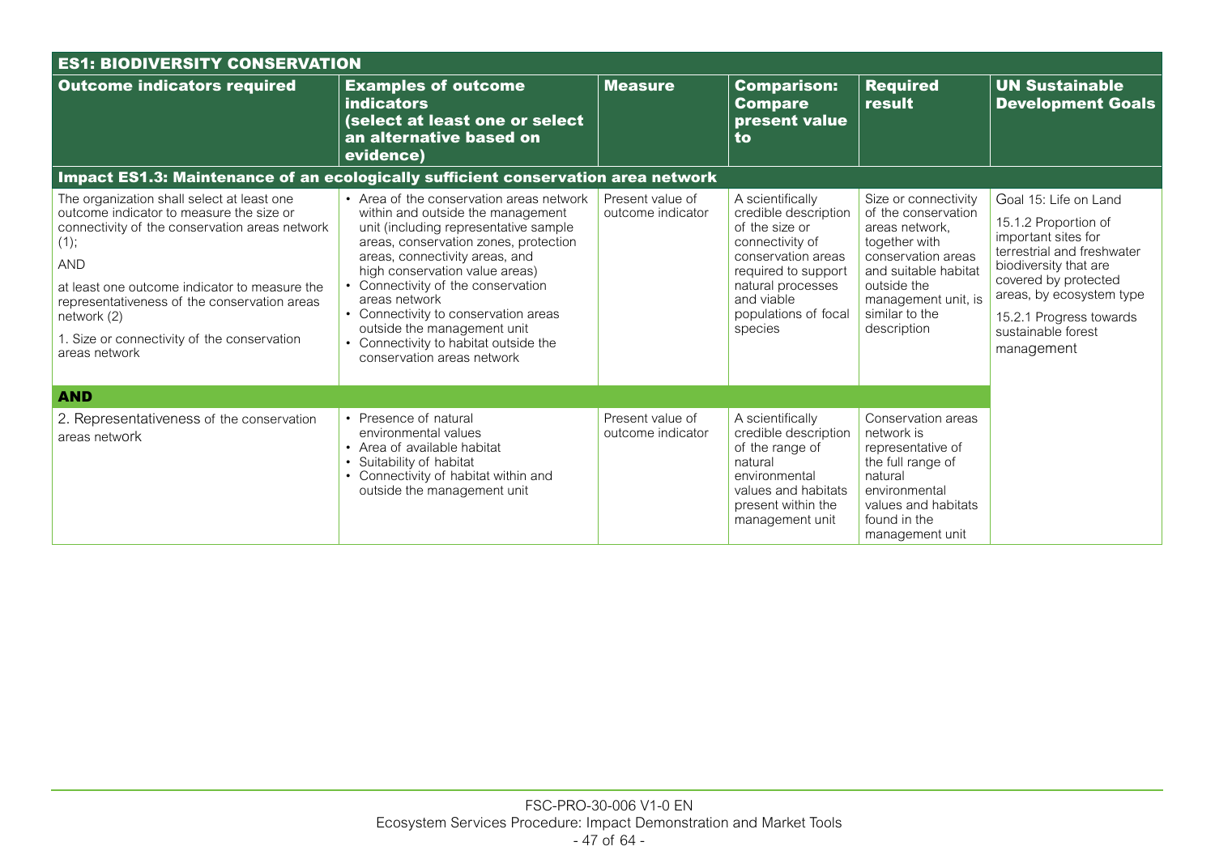| ES1: BIODIVERSITY CONSERVATION | | | | | |
|---|---|---|---|---|---|
| **Outcome indicators required** | **Examples of outcome indicators (select at least one or select an alternative based on evidence)** | **Measure** | **Comparison: Compare present value to** | **Required result** | **UN Sustainable Development Goals** |
| **Impact ES1.3: Maintenance of an ecologically sufficient conservation area network** | | | | | |
| The organization shall select at least one outcome indicator to measure the size or connectivity of the conservation areas network (1);<br>AND<br>at least one outcome indicator to measure the representativeness of the conservation areas network (2)<br>1. Size or connectivity of the conservation areas network | • Area of the conservation areas network within and outside the management unit (including representative sample areas, conservation zones, protection areas, connectivity areas, and high conservation value areas)<br>• Connectivity of the conservation areas network<br>• Connectivity to conservation areas outside the management unit<br>• Connectivity to habitat outside the conservation areas network | Present value of outcome indicator | A scientifically credible description of the size or connectivity of conservation areas required to support natural processes and viable populations of focal species | Size or connectivity of the conservation areas network, together with conservation areas and suitable habitat outside the management unit, is similar to the description | Goal 15: Life on Land<br>15.1.2 Proportion of important sites for terrestrial and freshwater biodiversity that are covered by protected areas, by ecosystem type<br>15.2.1 Progress towards sustainable forest management |
| **AND** | | | | | |
| 2. Representativeness of the conservation areas network | • Presence of natural environmental values<br>• Area of available habitat<br>• Suitability of habitat<br>• Connectivity of habitat within and outside the management unit | Present value of outcome indicator | A scientifically credible description of the range of natural environmental values and habitats present within the management unit | Conservation areas network is representative of the full range of natural environmental values and habitats found in the management unit | |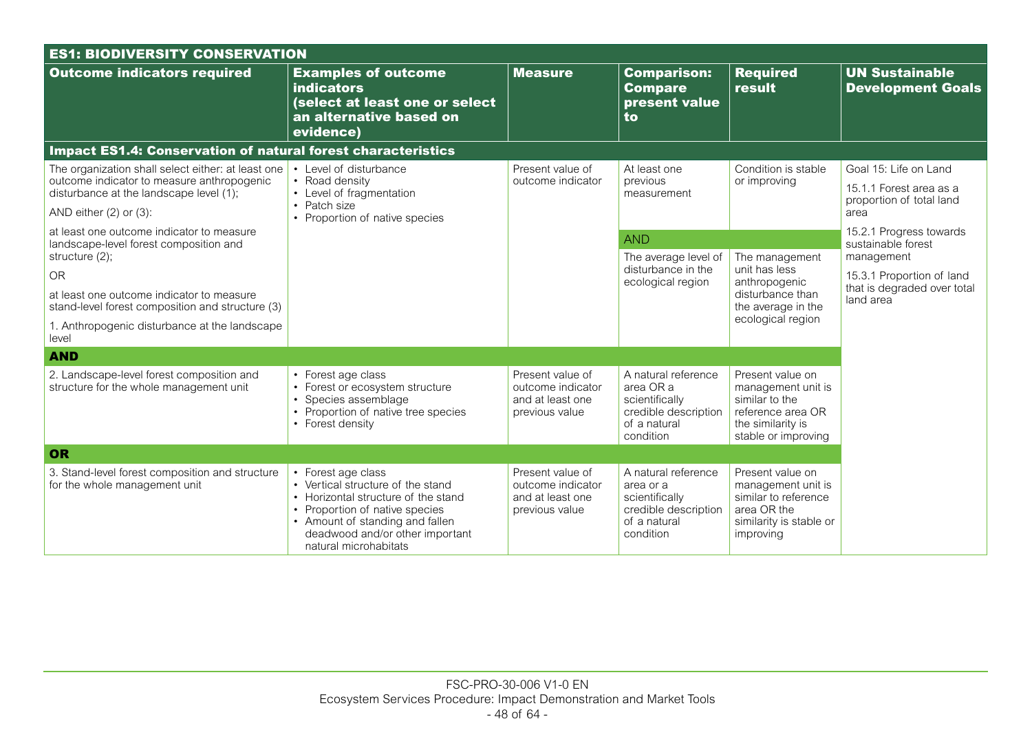| ES1: BIODIVERSITY CONSERVATION | | | | | |
|---|---|---|---|---|---|
| **Outcome indicators required** | **Examples of outcome indicators (select at least one or select an alternative based on evidence)** | **Measure** | **Comparison: Compare present value to** | **Required result** | **UN Sustainable Development Goals** |
| **Impact ES1.4: Conservation of natural forest characteristics** | | | | | |
| The organization shall select either: at least one outcome indicator to measure anthropogenic disturbance at the landscape level (1);<br>AND either (2) or (3):<br>at least one outcome indicator to measure landscape-level forest composition and structure (2);<br>OR<br>at least one outcome indicator to measure stand-level forest composition and structure (3)<br>1. Anthropogenic disturbance at the landscape level | • Level of disturbance<br>• Road density<br>• Level of fragmentation<br>• Patch size<br>• Proportion of native species | Present value of outcome indicator | At least one previous measurement<br>AND<br>The average level of disturbance in the ecological region | Condition is stable or improving<br><br>The management unit has less anthropogenic disturbance than the average in the ecological region | Goal 15: Life on Land<br>15.1.1 Forest area as a proportion of total land area<br>15.2.1 Progress towards sustainable forest management<br>15.3.1 Proportion of land that is degraded over total land area |
| **AND** | | | | | |
| 2. Landscape-level forest composition and structure for the whole management unit | • Forest age class<br>• Forest or ecosystem structure<br>• Species assemblage<br>• Proportion of native tree species<br>• Forest density | Present value of outcome indicator and at least one previous value | A natural reference area OR a scientifically credible description of a natural condition | Present value on management unit is similar to the reference area OR the similarity is stable or improving | |
| **OR** | | | | | |
| 3. Stand-level forest composition and structure for the whole management unit | • Forest age class<br>• Vertical structure of the stand<br>• Horizontal structure of the stand<br>• Proportion of native species<br>• Amount of standing and fallen deadwood and/or other important natural microhabitats | Present value of outcome indicator and at least one previous value | A natural reference area or a scientifically credible description of a natural condition | Present value on management unit is similar to reference area OR the similarity is stable or improving | |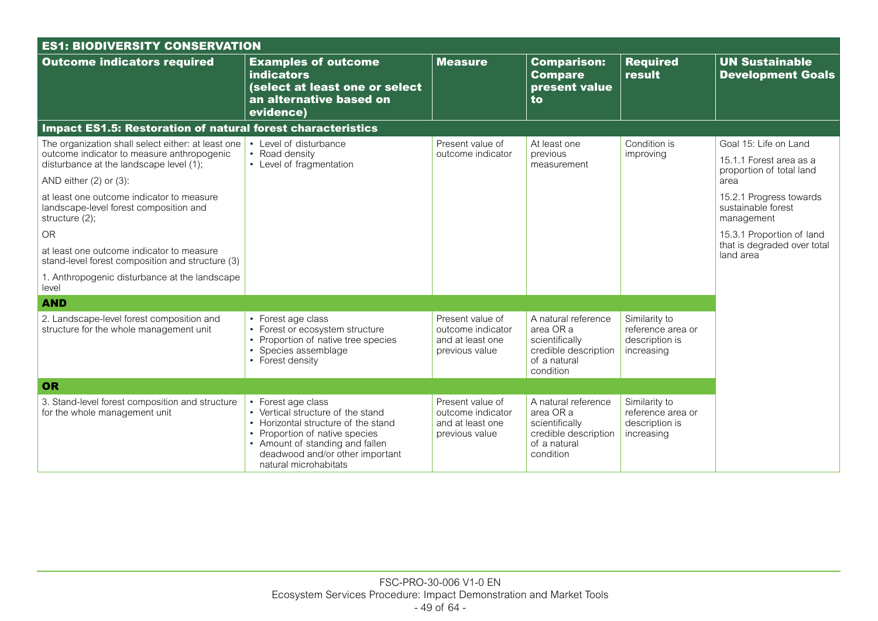| ES1: BIODIVERSITY CONSERVATION | | | | | |
|---|---|---|---|---|---|
| **Outcome indicators required** | **Examples of outcome indicators (select at least one or select an alternative based on evidence)** | **Measure** | **Comparison: Compare present value to** | **Required result** | **UN Sustainable Development Goals** |
| **Impact ES1.5: Restoration of natural forest characteristics** | | | | | |
| The organization shall select either: at least one outcome indicator to measure anthropogenic disturbance at the landscape level (1);<br><br>AND either (2) or (3):<br><br>at least one outcome indicator to measure landscape-level forest composition and structure (2);<br><br>OR<br><br>at least one outcome indicator to measure stand-level forest composition and structure (3)<br><br>1. Anthropogenic disturbance at the landscape level | • Level of disturbance<br>• Road density<br>• Level of fragmentation | Present value of outcome indicator | At least one previous measurement | Condition is improving | Goal 15: Life on Land<br><br>15.1.1 Forest area as a proportion of total land area<br><br>15.2.1 Progress towards sustainable forest management<br><br>15.3.1 Proportion of land that is degraded over total land area |
| **AND** | | | | | |
| 2. Landscape-level forest composition and structure for the whole management unit | • Forest age class<br>• Forest or ecosystem structure<br>• Proportion of native tree species<br>• Species assemblage<br>• Forest density | Present value of outcome indicator and at least one previous value | A natural reference area OR a scientifically credible description of a natural condition | Similarity to reference area or description is increasing | |
| **OR** | | | | | |
| 3. Stand-level forest composition and structure for the whole management unit | • Forest age class<br>• Vertical structure of the stand<br>• Horizontal structure of the stand<br>• Proportion of native species<br>• Amount of standing and fallen deadwood and/or other important natural microhabitats | Present value of outcome indicator and at least one previous value | A natural reference area OR a scientifically credible description of a natural condition | Similarity to reference area or description is increasing | |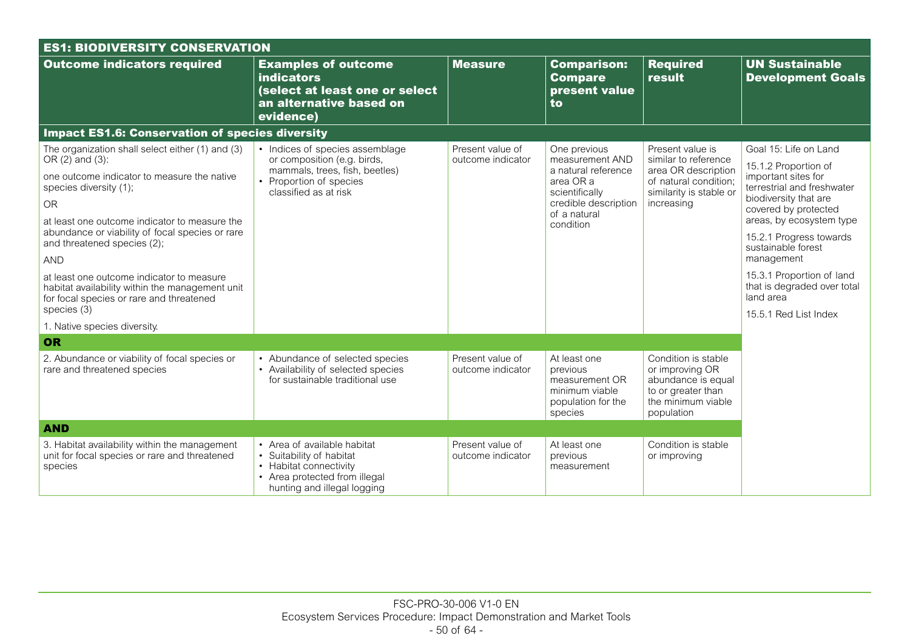| ES1: BIODIVERSITY CONSERVATION | | | | | |
|---|---|---|---|---|---|
| **Outcome indicators required** | **Examples of outcome indicators (select at least one or select an alternative based on evidence)** | **Measure** | **Comparison: Compare present value to** | **Required result** | **UN Sustainable Development Goals** |
| **Impact ES1.6: Conservation of species diversity** | | | | | |
| The organization shall select either (1) and (3) OR (2) and (3):<br>one outcome indicator to measure the native species diversity (1);<br>OR<br>at least one outcome indicator to measure the abundance or viability of focal species or rare and threatened species (2);<br>AND<br>at least one outcome indicator to measure habitat availability within the management unit for focal species or rare and threatened species (3)<br>1. Native species diversity. | • Indices of species assemblage or composition (e.g. birds, mammals, trees, fish, beetles)<br>• Proportion of species classified as at risk | Present value of outcome indicator | One previous measurement AND a natural reference area OR a scientifically credible description of a natural condition | Present value is similar to reference area OR description of natural condition; similarity is stable or increasing | Goal 15: Life on Land<br>15.1.2 Proportion of important sites for terrestrial and freshwater biodiversity that are covered by protected areas, by ecosystem type<br>15.2.1 Progress towards sustainable forest management<br>15.3.1 Proportion of land that is degraded over total land area<br>15.5.1 Red List Index |
| **OR** | | | | | |
| 2. Abundance or viability of focal species or rare and threatened species | • Abundance of selected species<br>• Availability of selected species for sustainable traditional use | Present value of outcome indicator | At least one previous measurement OR minimum viable population for the species | Condition is stable or improving OR abundance is equal to or greater than the minimum viable population | |
| **AND** | | | | | |
| 3. Habitat availability within the management unit for focal species or rare and threatened species | • Area of available habitat<br>• Suitability of habitat<br>• Habitat connectivity<br>• Area protected from illegal hunting and illegal logging | Present value of outcome indicator | At least one previous measurement | Condition is stable or improving | |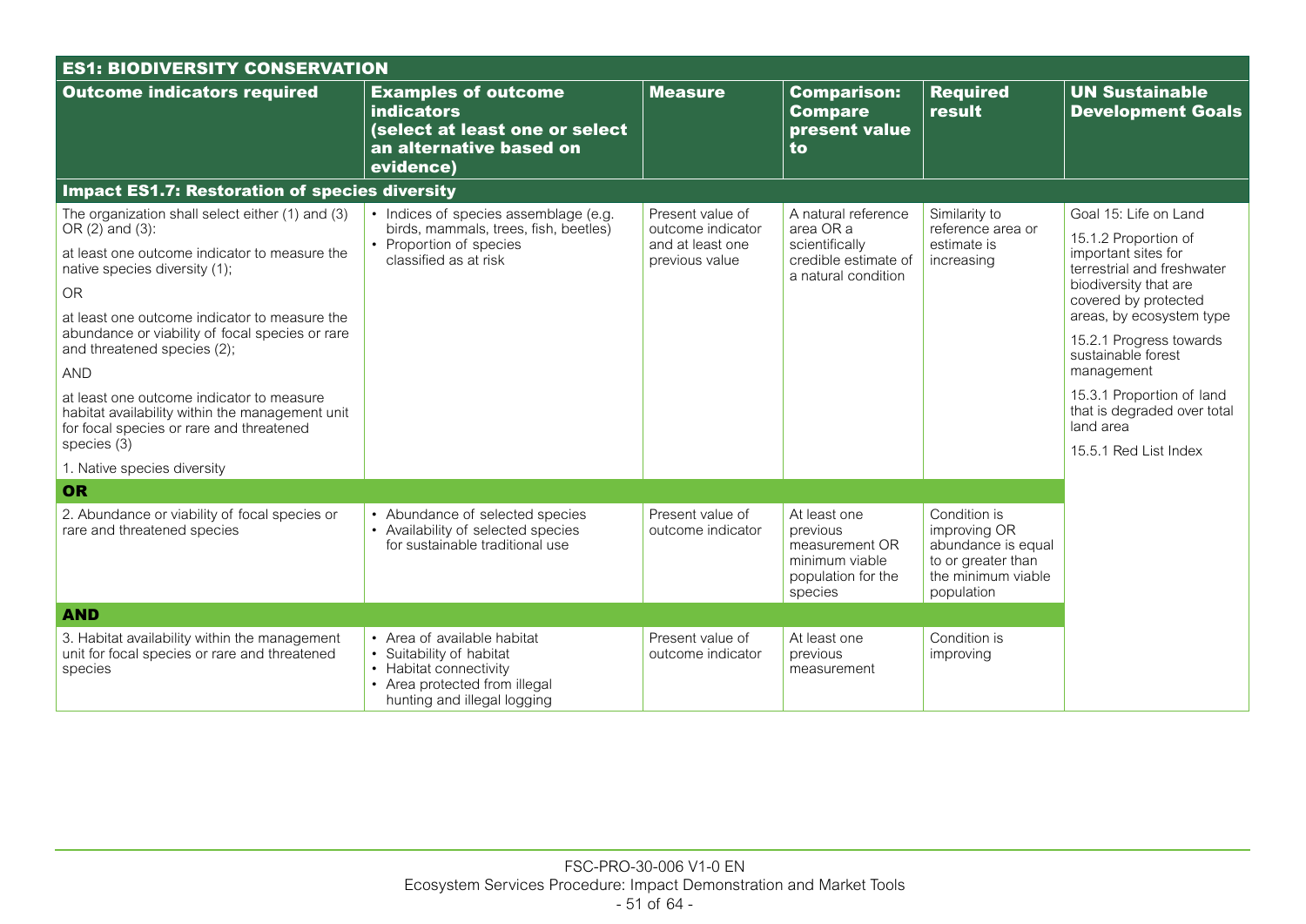| **ES1: BIODIVERSITY CONSERVATION** | | | | | |
|---|---|---|---|---|---|
| **Outcome indicators required** | **Examples of outcome indicators (select at least one or select an alternative based on evidence)** | **Measure** | **Comparison: Compare present value to** | **Required result** | **UN Sustainable Development Goals** |
| **Impact ES1.7: Restoration of species diversity** | | | | | |
| The organization shall select either (1) and (3) OR (2) and (3):<br>at least one outcome indicator to measure the native species diversity (1);<br>OR<br>at least one outcome indicator to measure the abundance or viability of focal species or rare and threatened species (2);<br>AND<br>at least one outcome indicator to measure habitat availability within the management unit for focal species or rare and threatened species (3)<br>1. Native species diversity | • Indices of species assemblage (e.g. birds, mammals, trees, fish, beetles)<br>• Proportion of species classified as at risk | Present value of outcome indicator and at least one previous value | A natural reference area OR a scientifically credible estimate of a natural condition | Similarity to reference area or estimate is increasing | Goal 15: Life on Land<br>15.1.2 Proportion of important sites for terrestrial and freshwater biodiversity that are covered by protected areas, by ecosystem type<br>15.2.1 Progress towards sustainable forest management<br>15.3.1 Proportion of land that is degraded over total land area<br>15.5.1 Red List Index |
| **OR** | | | | | |
| 2. Abundance or viability of focal species or rare and threatened species | • Abundance of selected species<br>• Availability of selected species for sustainable traditional use | Present value of outcome indicator | At least one previous measurement OR minimum viable population for the species | Condition is improving OR abundance is equal to or greater than the minimum viable population | |
| **AND** | | | | | |
| 3. Habitat availability within the management unit for focal species or rare and threatened species | • Area of available habitat<br>• Suitability of habitat<br>• Habitat connectivity<br>• Area protected from illegal hunting and illegal logging | Present value of outcome indicator | At least one previous measurement | Condition is improving | |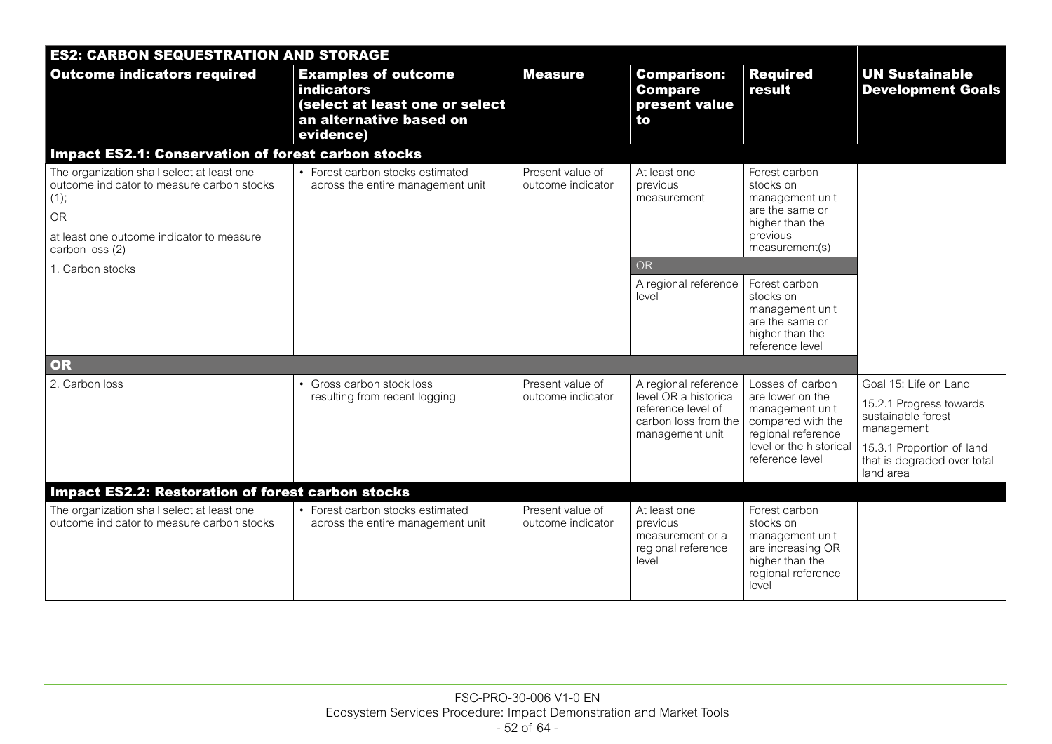| ES2: CARBON SEQUESTRATION AND STORAGE | | | | | |
|---|---|---|---|---|---|
| **Outcome indicators required** | **Examples of outcome indicators (select at least one or select an alternative based on evidence)** | **Measure** | **Comparison: Compare present value to** | **Required result** | **UN Sustainable Development Goals** |
| **Impact ES2.1: Conservation of forest carbon stocks** | | | | | |
| The organization shall select at least one outcome indicator to measure carbon stocks (1);<br>OR<br>at least one outcome indicator to measure carbon loss (2)<br>1. Carbon stocks | • Forest carbon stocks estimated across the entire management unit | Present value of outcome indicator | At least one previous measurement | Forest carbon stocks on management unit are the same or higher than the previous measurement(s) | |
| | | | OR | | |
| | | | A regional reference level | Forest carbon stocks on management unit are the same or higher than the reference level | |
| **OR** | | | | | |
| 2. Carbon loss | • Gross carbon stock loss resulting from recent logging | Present value of outcome indicator | A regional reference level OR a historical reference level of carbon loss from the management unit | Losses of carbon are lower on the management unit compared with the regional reference level or the historical reference level | Goal 15: Life on Land<br>15.2.1 Progress towards sustainable forest management<br>15.3.1 Proportion of land that is degraded over total land area |
| **Impact ES2.2: Restoration of forest carbon stocks** | | | | | |
| The organization shall select at least one outcome indicator to measure carbon stocks | • Forest carbon stocks estimated across the entire management unit | Present value of outcome indicator | At least one previous measurement or a regional reference level | Forest carbon stocks on management unit are increasing OR higher than the regional reference level | |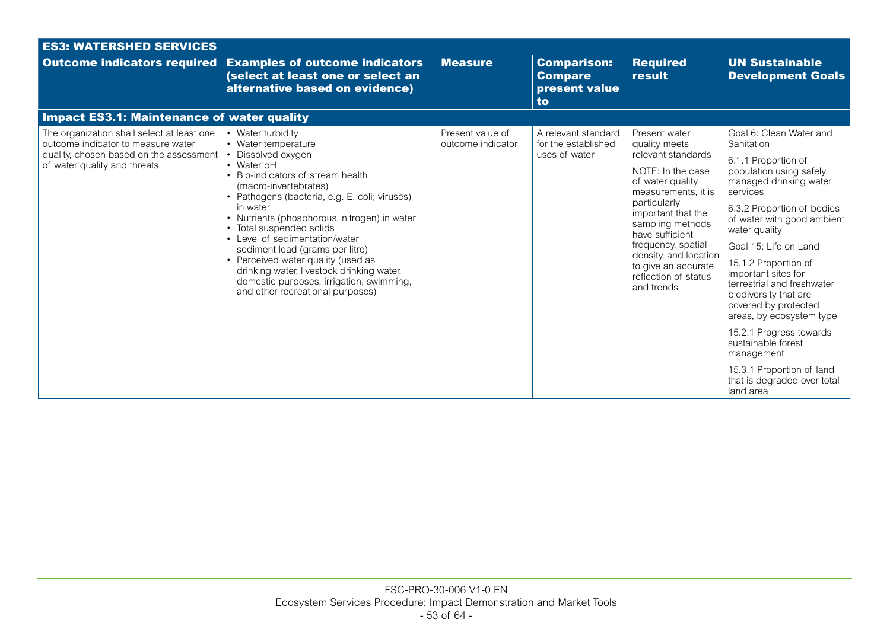| ES3: WATERSHED SERVICES | | | | | |
|---|---|---|---|---|---|
| **Outcome indicators required** | **Examples of outcome indicators (select at least one or select an alternative based on evidence)** | **Measure** | **Comparison: Compare present value to** | **Required result** | **UN Sustainable Development Goals** |
| **Impact ES3.1: Maintenance of water quality** | | | | | |
| The organization shall select at least one outcome indicator to measure water quality, chosen based on the assessment of water quality and threats | • Water turbidity<br>• Water temperature<br>• Dissolved oxygen<br>• Water pH<br>• Bio-indicators of stream health (macro-invertebrates)<br>• Pathogens (bacteria, e.g. E. coli; viruses) in water<br>• Nutrients (phosphorous, nitrogen) in water<br>• Total suspended solids<br>• Level of sedimentation/water sediment load (grams per litre)<br>• Perceived water quality (used as drinking water, livestock drinking water, domestic purposes, irrigation, swimming, and other recreational purposes) | Present value of outcome indicator | A relevant standard for the established uses of water | Present water quality meets relevant standards<br><br>NOTE: In the case of water quality measurements, it is particularly important that the sampling methods have sufficient frequency, spatial density, and location to give an accurate reflection of status and trends | Goal 6: Clean Water and Sanitation<br><br>6.1.1 Proportion of population using safely managed drinking water services<br><br>6.3.2 Proportion of bodies of water with good ambient water quality<br><br>Goal 15: Life on Land<br><br>15.1.2 Proportion of important sites for terrestrial and freshwater biodiversity that are covered by protected areas, by ecosystem type<br><br>15.2.1 Progress towards sustainable forest management<br><br>15.3.1 Proportion of land that is degraded over total land area |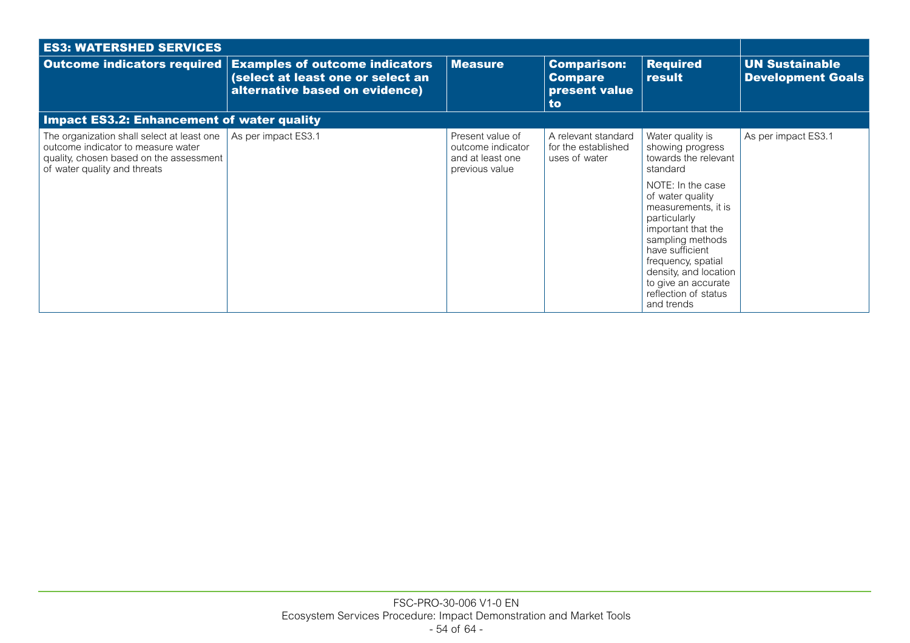| ES3: WATERSHED SERVICES | | | | | |
|---|---|---|---|---|---|
| **Outcome indicators required** | **Examples of outcome indicators (select at least one or select an alternative based on evidence)** | **Measure** | **Comparison: Compare present value to** | **Required result** | **UN Sustainable Development Goals** |
| **Impact ES3.2: Enhancement of water quality** | | | | | |
| The organization shall select at least one outcome indicator to measure water quality, chosen based on the assessment of water quality and threats | As per impact ES3.1 | Present value of outcome indicator and at least one previous value | A relevant standard for the established uses of water | Water quality is showing progress towards the relevant standard<br><br>NOTE: In the case of water quality measurements, it is particularly important that the sampling methods have sufficient frequency, spatial density, and location to give an accurate reflection of status and trends | As per impact ES3.1 |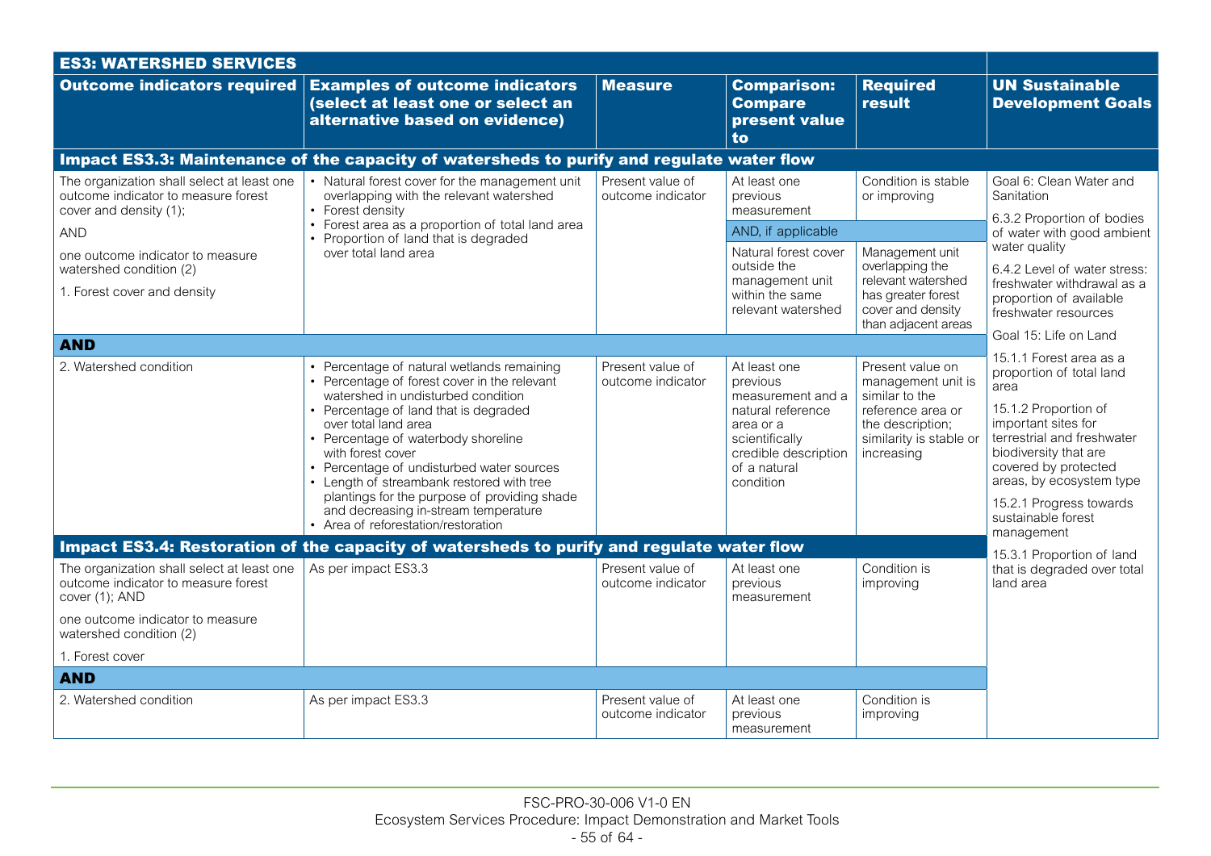| ES3: WATERSHED SERVICES | | | | | |
|---|---|---|---|---|---|
| **Outcome indicators required** | **Examples of outcome indicators (select at least one or select an alternative based on evidence)** | **Measure** | **Comparison: Compare present value to** | **Required result** | **UN Sustainable Development Goals** |
| **Impact ES3.3: Maintenance of the capacity of watersheds to purify and regulate water flow** | | | | | |
| The organization shall select at least one outcome indicator to measure forest cover and density (1);<br><br>AND<br><br>one outcome indicator to measure watershed condition (2)<br><br>1. Forest cover and density | • Natural forest cover for the management unit overlapping with the relevant watershed<br>• Forest density<br>• Forest area as a proportion of total land area<br>• Proportion of land that is degraded over total land area | Present value of outcome indicator | At least one previous measurement<br><br>AND, if applicable<br><br>Natural forest cover outside the management unit within the same relevant watershed | Condition is stable or improving<br><br><br><br>Management unit overlapping the relevant watershed has greater forest cover and density than adjacent areas | Goal 6: Clean Water and Sanitation<br><br>6.3.2 Proportion of bodies of water with good ambient water quality<br><br>6.4.2 Level of water stress: freshwater withdrawal as a proportion of available freshwater resources<br><br>Goal 15: Life on Land<br><br>15.1.1 Forest area as a proportion of total land area<br><br>15.1.2 Proportion of important sites for terrestrial and freshwater biodiversity that are covered by protected areas, by ecosystem type<br><br>15.2.1 Progress towards sustainable forest management<br><br>15.3.1 Proportion of land that is degraded over total land area |
| **AND** | | | | | |
| 2. Watershed condition | • Percentage of natural wetlands remaining<br>• Percentage of forest cover in the relevant watershed in undisturbed condition<br>• Percentage of land that is degraded over total land area<br>• Percentage of waterbody shoreline with forest cover<br>• Percentage of undisturbed water sources<br>• Length of streambank restored with tree plantings for the purpose of providing shade and decreasing in-stream temperature<br>• Area of reforestation/restoration | Present value of outcome indicator | At least one previous measurement and a natural reference area or a scientifically credible description of a natural condition | Present value on management unit is similar to the reference area or the description; similarity is stable or increasing | |
| **Impact ES3.4: Restoration of the capacity of watersheds to purify and regulate water flow** | | | | | |
| The organization shall select at least one outcome indicator to measure forest cover (1); AND<br><br>one outcome indicator to measure watershed condition (2)<br><br>1. Forest cover | As per impact ES3.3 | Present value of outcome indicator | At least one previous measurement | Condition is improving | |
| **AND** | | | | | |
| 2. Watershed condition | As per impact ES3.3 | Present value of outcome indicator | At least one previous measurement | Condition is improving | |

FSC-PRO-30-006 V1-0 EN
Ecosystem Services Procedure: Impact Demonstration and Market Tools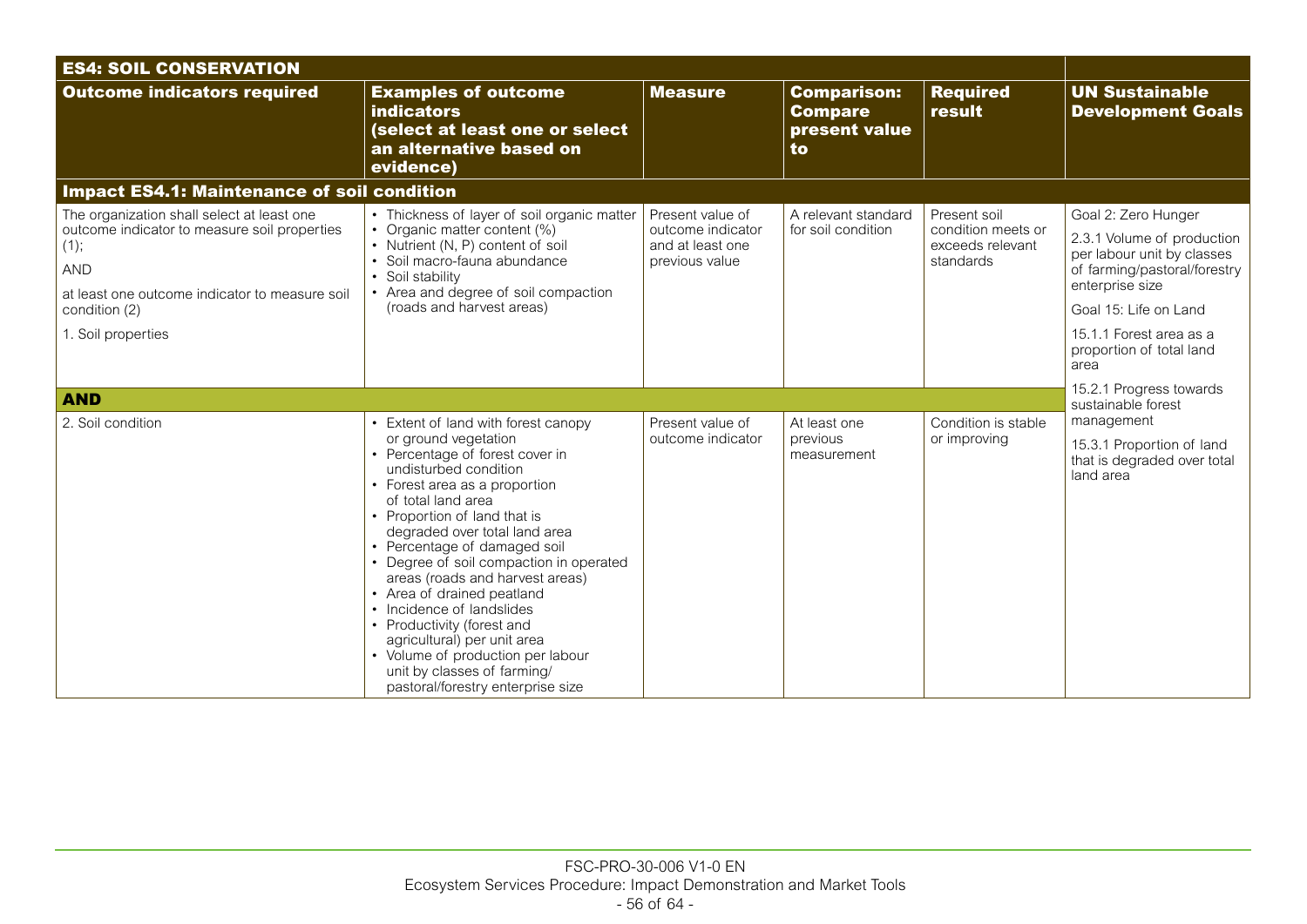| ES4: SOIL CONSERVATION | | | | | |
|---|---|---|---|---|---|
| **Outcome indicators required** | **Examples of outcome indicators (select at least one or select an alternative based on evidence)** | **Measure** | **Comparison: Compare present value to** | **Required result** | **UN Sustainable Development Goals** |
| **Impact ES4.1: Maintenance of soil condition** | | | | | |
| The organization shall select at least one outcome indicator to measure soil properties (1);<br><br>AND<br><br>at least one outcome indicator to measure soil condition (2)<br><br>1. Soil properties | • Thickness of layer of soil organic matter<br>• Organic matter content (%)<br>• Nutrient (N, P) content of soil<br>• Soil macro-fauna abundance<br>• Soil stability<br>• Area and degree of soil compaction (roads and harvest areas) | Present value of outcome indicator and at least one previous value | A relevant standard for soil condition | Present soil condition meets or exceeds relevant standards | Goal 2: Zero Hunger<br><br>2.3.1 Volume of production per labour unit by classes of farming/pastoral/forestry enterprise size<br><br>Goal 15: Life on Land<br><br>15.1.1 Forest area as a proportion of total land area<br><br>15.2.1 Progress towards sustainable forest management<br><br>15.3.1 Proportion of land that is degraded over total land area |
| **AND** | | | | | |
| 2. Soil condition | • Extent of land with forest canopy or ground vegetation<br>• Percentage of forest cover in undisturbed condition<br>• Forest area as a proportion of total land area<br>• Proportion of land that is degraded over total land area<br>• Percentage of damaged soil<br>• Degree of soil compaction in operated areas (roads and harvest areas)<br>• Area of drained peatland<br>• Incidence of landslides<br>• Productivity (forest and agricultural) per unit area<br>• Volume of production per labour unit by classes of farming/pastoral/forestry enterprise size | Present value of outcome indicator | At least one previous measurement | Condition is stable or improving | |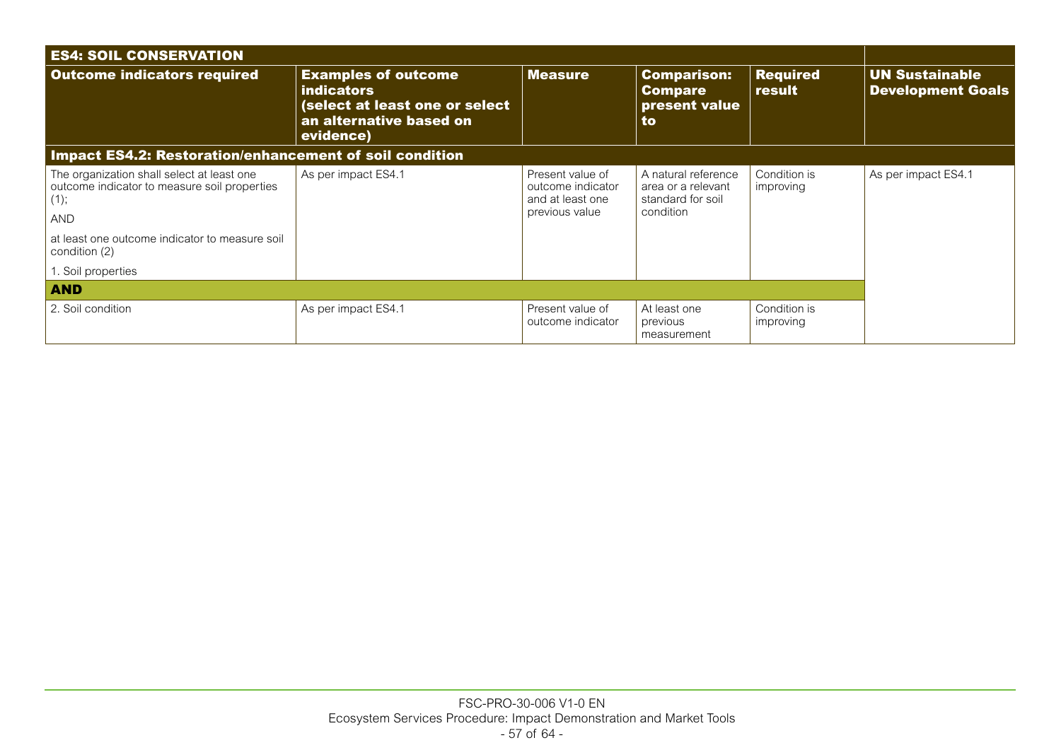| ES4: SOIL CONSERVATION | | | | | |
|---|---|---|---|---|---|
| **Outcome indicators required** | **Examples of outcome indicators (select at least one or select an alternative based on evidence)** | **Measure** | **Comparison: Compare present value to** | **Required result** | **UN Sustainable Development Goals** |
| **Impact ES4.2: Restoration/enhancement of soil condition** | | | | | |
| The organization shall select at least one outcome indicator to measure soil properties (1);<br><br>AND<br><br>at least one outcome indicator to measure soil condition (2)<br><br>1. Soil properties | As per impact ES4.1 | Present value of outcome indicator and at least one previous value | A natural reference area or a relevant standard for soil condition | Condition is improving | As per impact ES4.1 |
| **AND** | | | | | |
| 2. Soil condition | As per impact ES4.1 | Present value of outcome indicator | At least one previous measurement | Condition is improving | |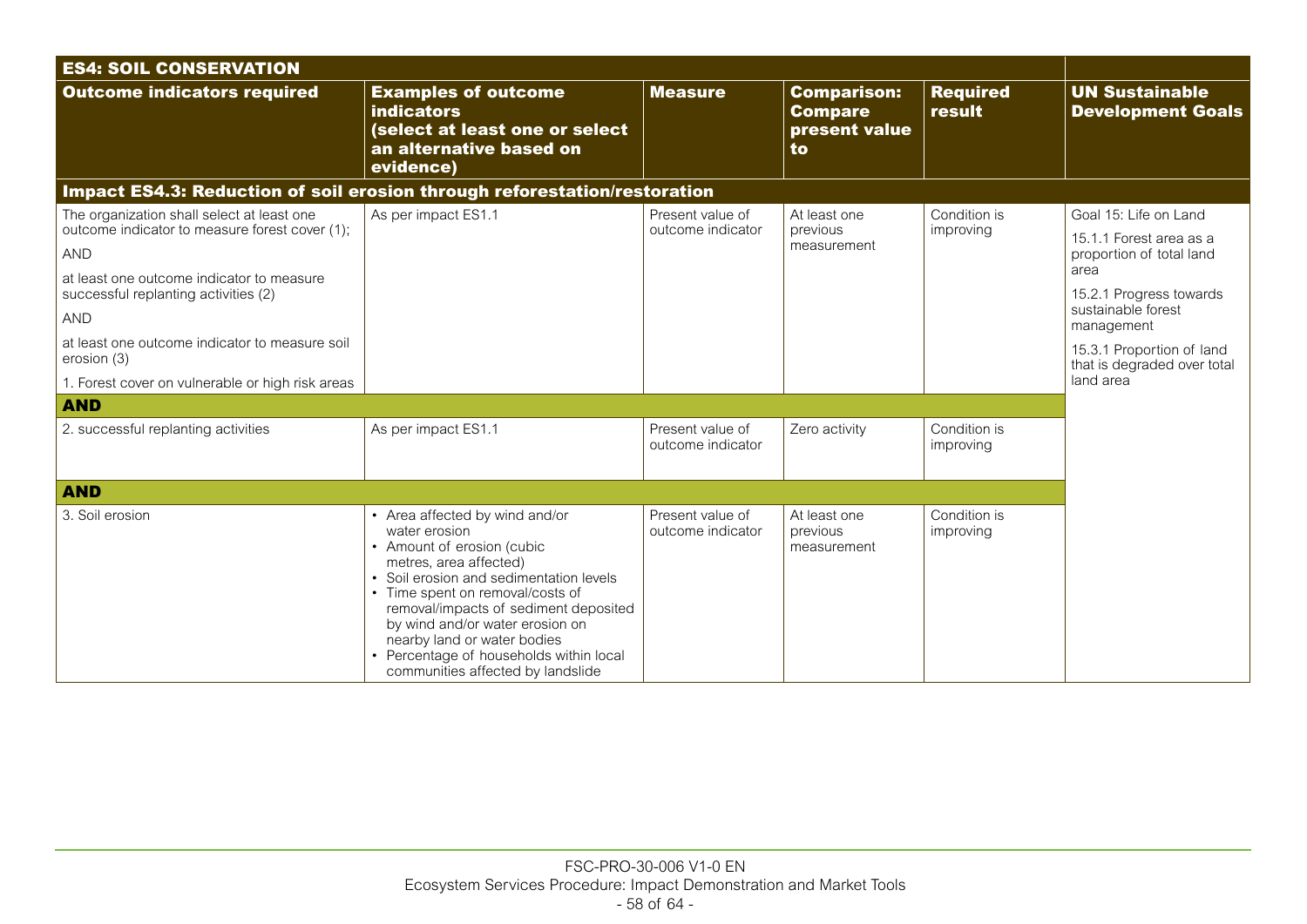| ES4: SOIL CONSERVATION | | | | | |
|---|---|---|---|---|---|
| **Outcome indicators required** | **Examples of outcome indicators (select at least one or select an alternative based on evidence)** | **Measure** | **Comparison: Compare present value to** | **Required result** | **UN Sustainable Development Goals** |
| **Impact ES4.3: Reduction of soil erosion through reforestation/restoration** | | | | | |
| The organization shall select at least one outcome indicator to measure forest cover (1);<br><br>AND<br><br>at least one outcome indicator to measure successful replanting activities (2)<br><br>AND<br><br>at least one outcome indicator to measure soil erosion (3)<br><br>1. Forest cover on vulnerable or high risk areas | As per impact ES1.1 | Present value of outcome indicator | At least one previous measurement | Condition is improving | Goal 15: Life on Land<br><br>15.1.1 Forest area as a proportion of total land area<br><br>15.2.1 Progress towards sustainable forest management<br><br>15.3.1 Proportion of land that is degraded over total land area |
| **AND** | | | | | |
| 2. successful replanting activities | As per impact ES1.1 | Present value of outcome indicator | Zero activity | Condition is improving | |
| **AND** | | | | | |
| 3. Soil erosion | • Area affected by wind and/or water erosion<br>• Amount of erosion (cubic metres, area affected)<br>• Soil erosion and sedimentation levels<br>• Time spent on removal/costs of removal/impacts of sediment deposited by wind and/or water erosion on nearby land or water bodies<br>• Percentage of households within local communities affected by landslide | Present value of outcome indicator | At least one previous measurement | Condition is improving | |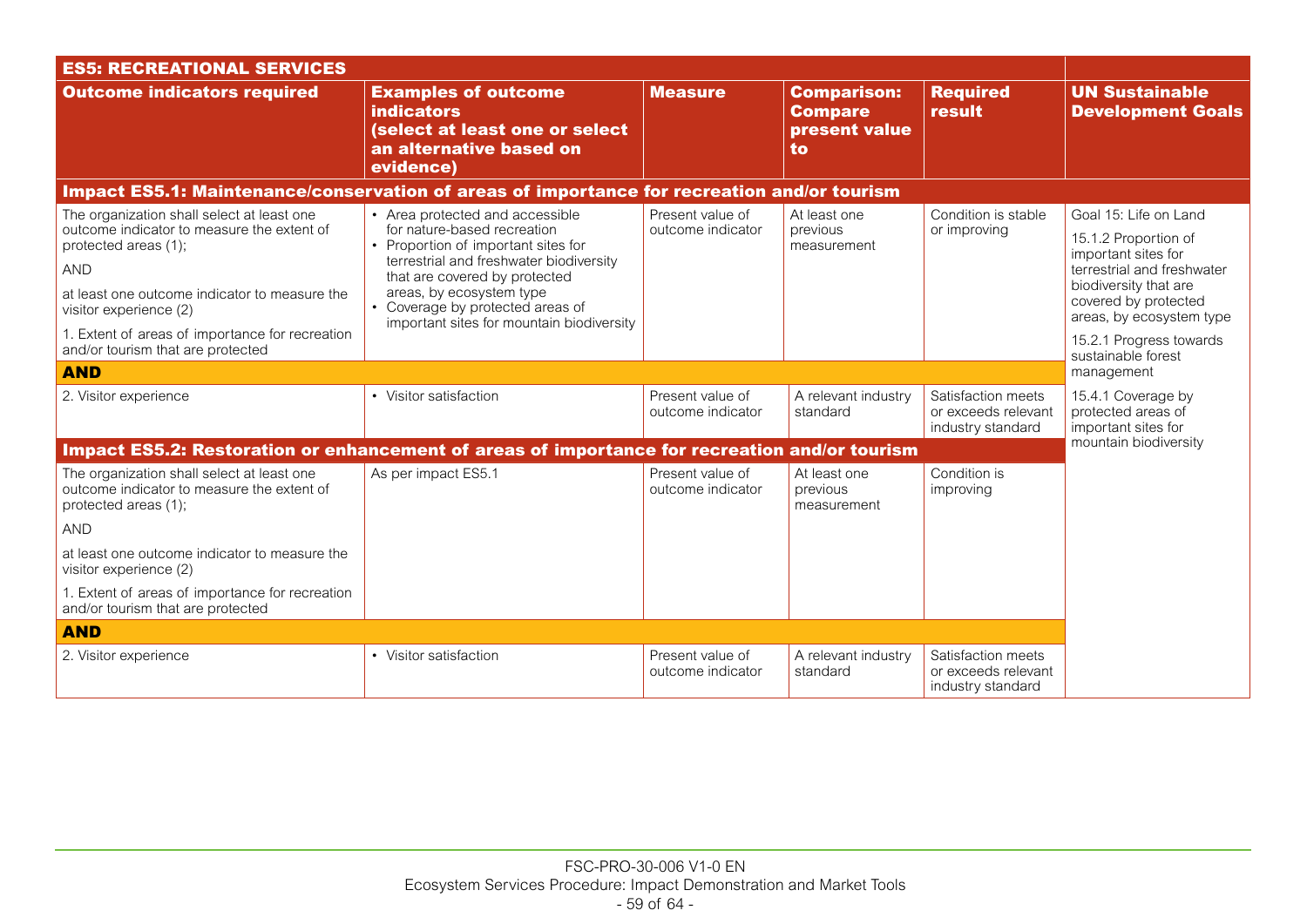| ES5: RECREATIONAL SERVICES | | | | | |
|---|---|---|---|---|---|
| **Outcome indicators required** | **Examples of outcome indicators (select at least one or select an alternative based on evidence)** | **Measure** | **Comparison: Compare present value to** | **Required result** | **UN Sustainable Development Goals** |
| **Impact ES5.1: Maintenance/conservation of areas of importance for recreation and/or tourism** | | | | | |
| The organization shall select at least one outcome indicator to measure the extent of protected areas (1);<br><br>AND<br><br>at least one outcome indicator to measure the visitor experience (2)<br><br>1. Extent of areas of importance for recreation and/or tourism that are protected | • Area protected and accessible for nature-based recreation<br>• Proportion of important sites for terrestrial and freshwater biodiversity that are covered by protected areas, by ecosystem type<br>• Coverage by protected areas of important sites for mountain biodiversity | Present value of outcome indicator | At least one previous measurement | Condition is stable or improving | Goal 15: Life on Land<br><br>15.1.2 Proportion of important sites for terrestrial and freshwater biodiversity that are covered by protected areas, by ecosystem type<br><br>15.2.1 Progress towards sustainable forest management<br><br>15.4.1 Coverage by protected areas of important sites for mountain biodiversity |
| **AND** | | | | | |
| 2. Visitor experience | • Visitor satisfaction | Present value of outcome indicator | A relevant industry standard | Satisfaction meets or exceeds relevant industry standard | |
| **Impact ES5.2: Restoration or enhancement of areas of importance for recreation and/or tourism** | | | | | |
| The organization shall select at least one outcome indicator to measure the extent of protected areas (1);<br><br>AND<br><br>at least one outcome indicator to measure the visitor experience (2)<br><br>1. Extent of areas of importance for recreation and/or tourism that are protected | As per impact ES5.1 | Present value of outcome indicator | At least one previous measurement | Condition is improving | |
| **AND** | | | | | |
| 2. Visitor experience | • Visitor satisfaction | Present value of outcome indicator | A relevant industry standard | Satisfaction meets or exceeds relevant industry standard | |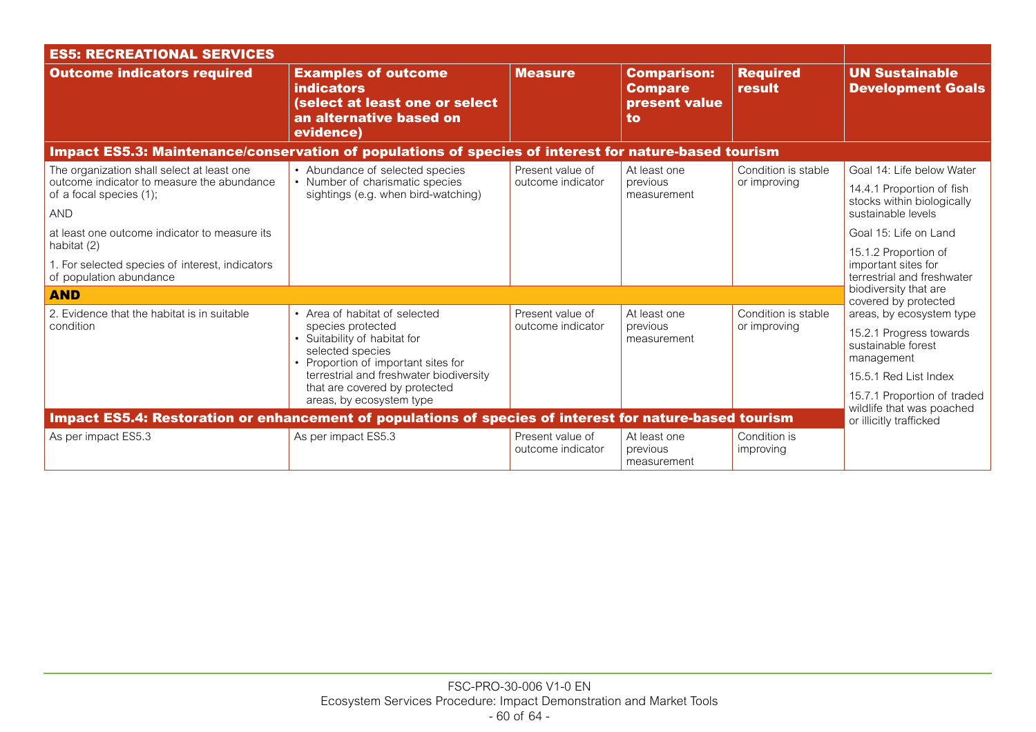| ES5: RECREATIONAL SERVICES | | | | | |
|---|---|---|---|---|---|
| **Outcome indicators required** | **Examples of outcome indicators (select at least one or select an alternative based on evidence)** | **Measure** | **Comparison: Compare present value to** | **Required result** | **UN Sustainable Development Goals** |
| **Impact ES5.3: Maintenance/conservation of populations of species of interest for nature-based tourism** | | | | | |
| The organization shall select at least one outcome indicator to measure the abundance of a focal species (1);<br>AND<br>at least one outcome indicator to measure its habitat (2)<br>1. For selected species of interest, indicators of population abundance | • Abundance of selected species<br>• Number of charismatic species sightings (e.g. when bird-watching) | Present value of outcome indicator | At least one previous measurement | Condition is stable or improving | Goal 14: Life below Water<br>14.4.1 Proportion of fish stocks within biologically sustainable levels<br>Goal 15: Life on Land<br>15.1.2 Proportion of important sites for terrestrial and freshwater biodiversity that are covered by protected areas, by ecosystem type<br>15.2.1 Progress towards sustainable forest management<br>15.5.1 Red List Index<br>15.7.1 Proportion of traded wildlife that was poached or illicitly trafficked |
| **AND** | | | | | |
| 2. Evidence that the habitat is in suitable condition | • Area of habitat of selected species protected<br>• Suitability of habitat for selected species<br>• Proportion of important sites for terrestrial and freshwater biodiversity that are covered by protected areas, by ecosystem type | Present value of outcome indicator | At least one previous measurement | Condition is stable or improving | |
| **Impact ES5.4: Restoration or enhancement of populations of species of interest for nature-based tourism** | | | | | |
| As per impact ES5.3 | As per impact ES5.3 | Present value of outcome indicator | At least one previous measurement | Condition is improving | |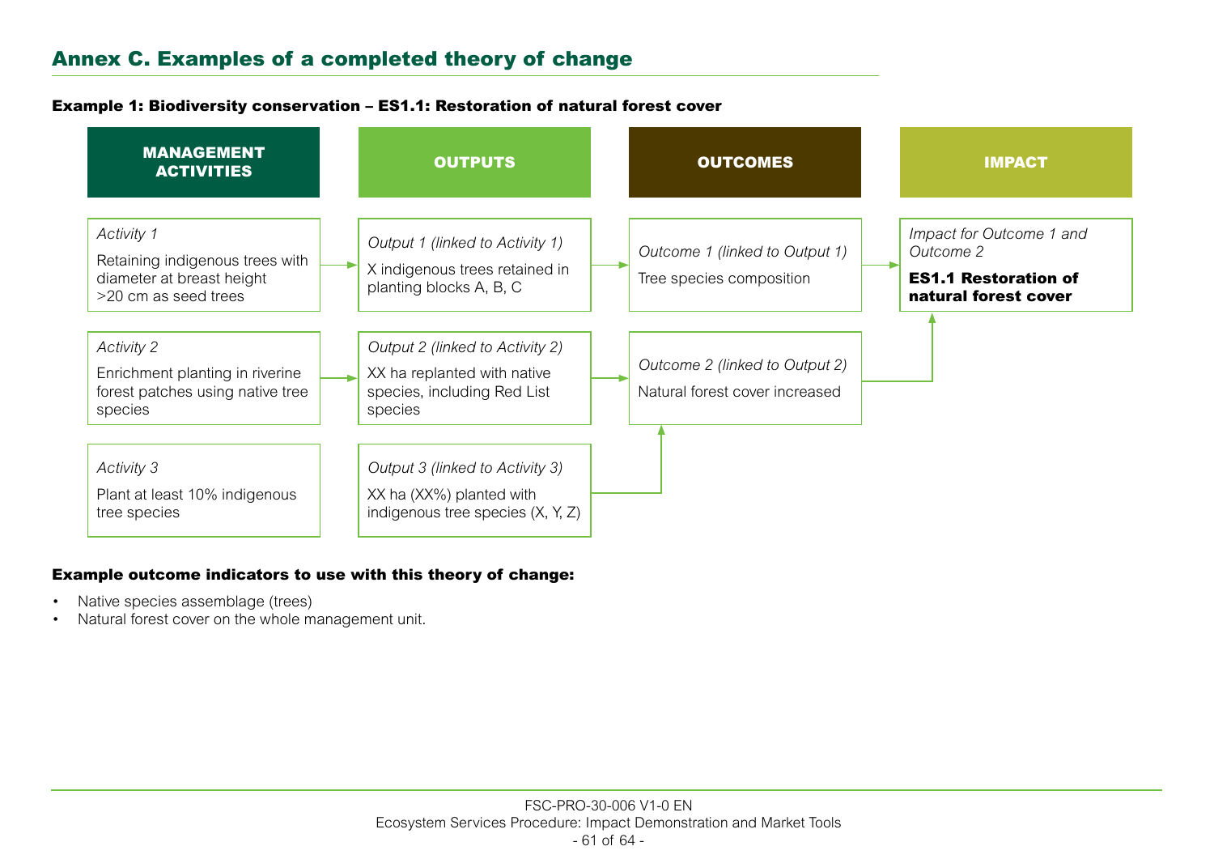## Annex C. Examples of a completed theory of change

**Example 1: Biodiversity conservation – ES1.1: Restoration of natural forest cover**

| MANAGEMENT ACTIVITIES | OUTPUTS | OUTCOMES | IMPACT |
|---|---|---|---|
| *Activity 1*<br>Retaining indigenous trees with diameter at breast height >20 cm as seed trees | *Output 1 (linked to Activity 1)*<br>X indigenous trees retained in planting blocks A, B, C | *Outcome 1 (linked to Output 1)*<br>Tree species composition | *Impact for Outcome 1 and Outcome 2*<br>**ES1.1 Restoration of natural forest cover** |
| *Activity 2*<br>Enrichment planting in riverine forest patches using native tree species | *Output 2 (linked to Activity 2)*<br>XX ha replanted with native species, including Red List species | *Outcome 2 (linked to Output 2)*<br>Natural forest cover increased | |
| *Activity 3*<br>Plant at least 10% indigenous tree species | *Output 3 (linked to Activity 3)*<br>XX ha (XX%) planted with indigenous tree species (X, Y, Z) | | |

**Example outcome indicators to use with this theory of change:**

- Native species assemblage (trees)
- Natural forest cover on the whole management unit.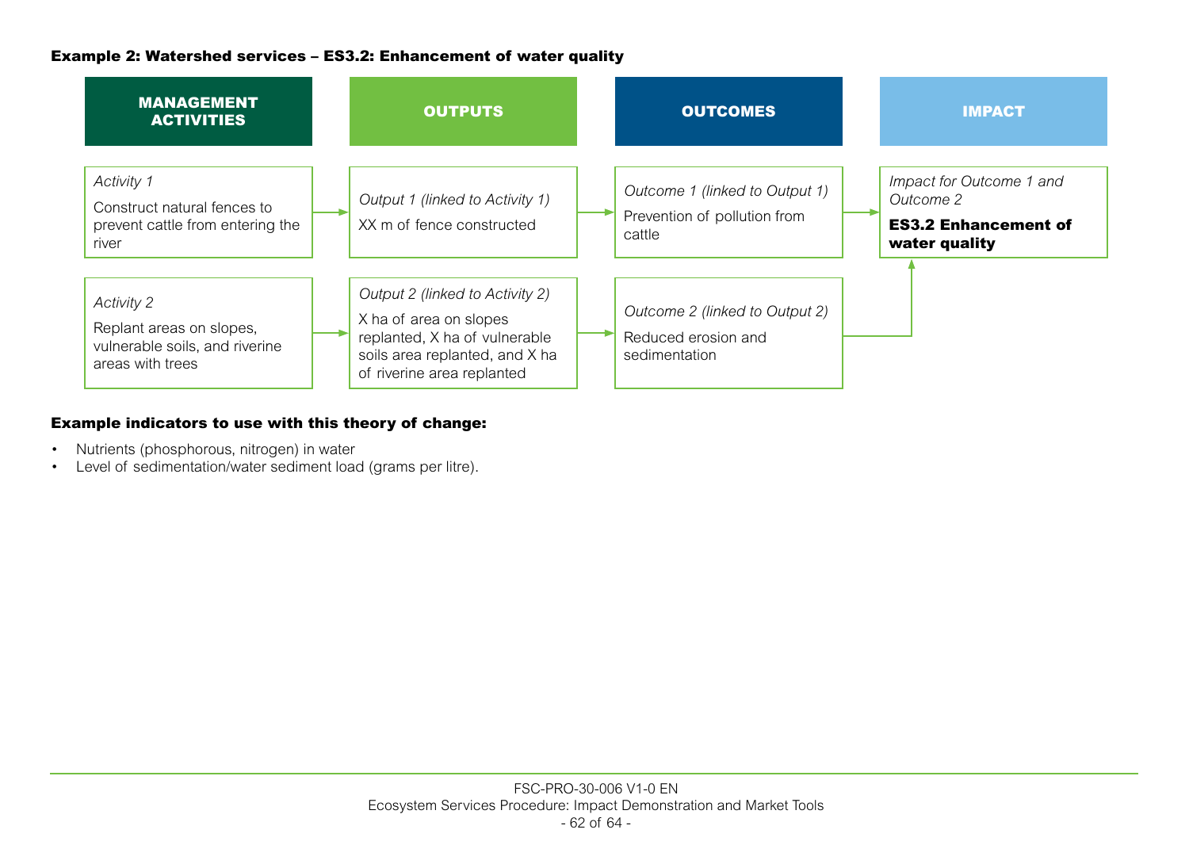**Example 2: Watershed services – ES3.2: Enhancement of water quality**

| MANAGEMENT ACTIVITIES | OUTPUTS | OUTCOMES | IMPACT |
|---|---|---|---|
| *Activity 1*<br>Construct natural fences to prevent cattle from entering the river | *Output 1 (linked to Activity 1)*<br>XX m of fence constructed | *Outcome 1 (linked to Output 1)*<br>Prevention of pollution from cattle | *Impact for Outcome 1 and Outcome 2*<br>**ES3.2 Enhancement of water quality** |
| *Activity 2*<br>Replant areas on slopes, vulnerable soils, and riverine areas with trees | *Output 2 (linked to Activity 2)*<br>X ha of area on slopes replanted, X ha of vulnerable soils area replanted, and X ha of riverine area replanted | *Outcome 2 (linked to Output 2)*<br>Reduced erosion and sedimentation | |

**Example indicators to use with this theory of change:**

- Nutrients (phosphorous, nitrogen) in water
- Level of sedimentation/water sediment load (grams per litre).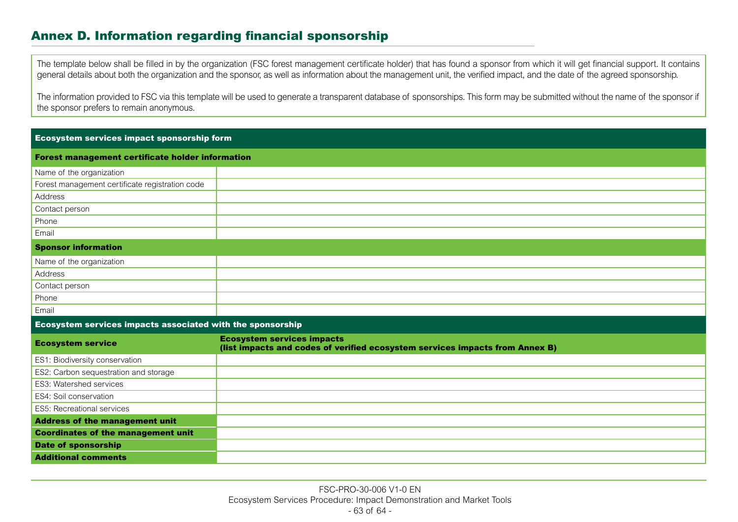## Annex D. Information regarding financial sponsorship

The template below shall be filled in by the organization (FSC forest management certificate holder) that has found a sponsor from which it will get financial support. It contains general details about both the organization and the sponsor, as well as information about the management unit, the verified impact, and the date of the agreed sponsorship.

The information provided to FSC via this template will be used to generate a transparent database of sponsorships. This form may be submitted without the name of the sponsor if the sponsor prefers to remain anonymous.

| **Ecosystem services impact sponsorship form** | |
|---|---|
| **Forest management certificate holder information** | |
| Name of the organization | |
| Forest management certificate registration code | |
| Address | |
| Contact person | |
| Phone | |
| Email | |
| **Sponsor information** | |
| Name of the organization | |
| Address | |
| Contact person | |
| Phone | |
| Email | |
| **Ecosystem services impacts associated with the sponsorship** | |
| **Ecosystem service** | **Ecosystem services impacts (list impacts and codes of verified ecosystem services impacts from Annex B)** |
| ES1: Biodiversity conservation | |
| ES2: Carbon sequestration and storage | |
| ES3: Watershed services | |
| ES4: Soil conservation | |
| ES5: Recreational services | |
| **Address of the management unit** | |
| **Coordinates of the management unit** | |
| **Date of sponsorship** | |
| **Additional comments** | |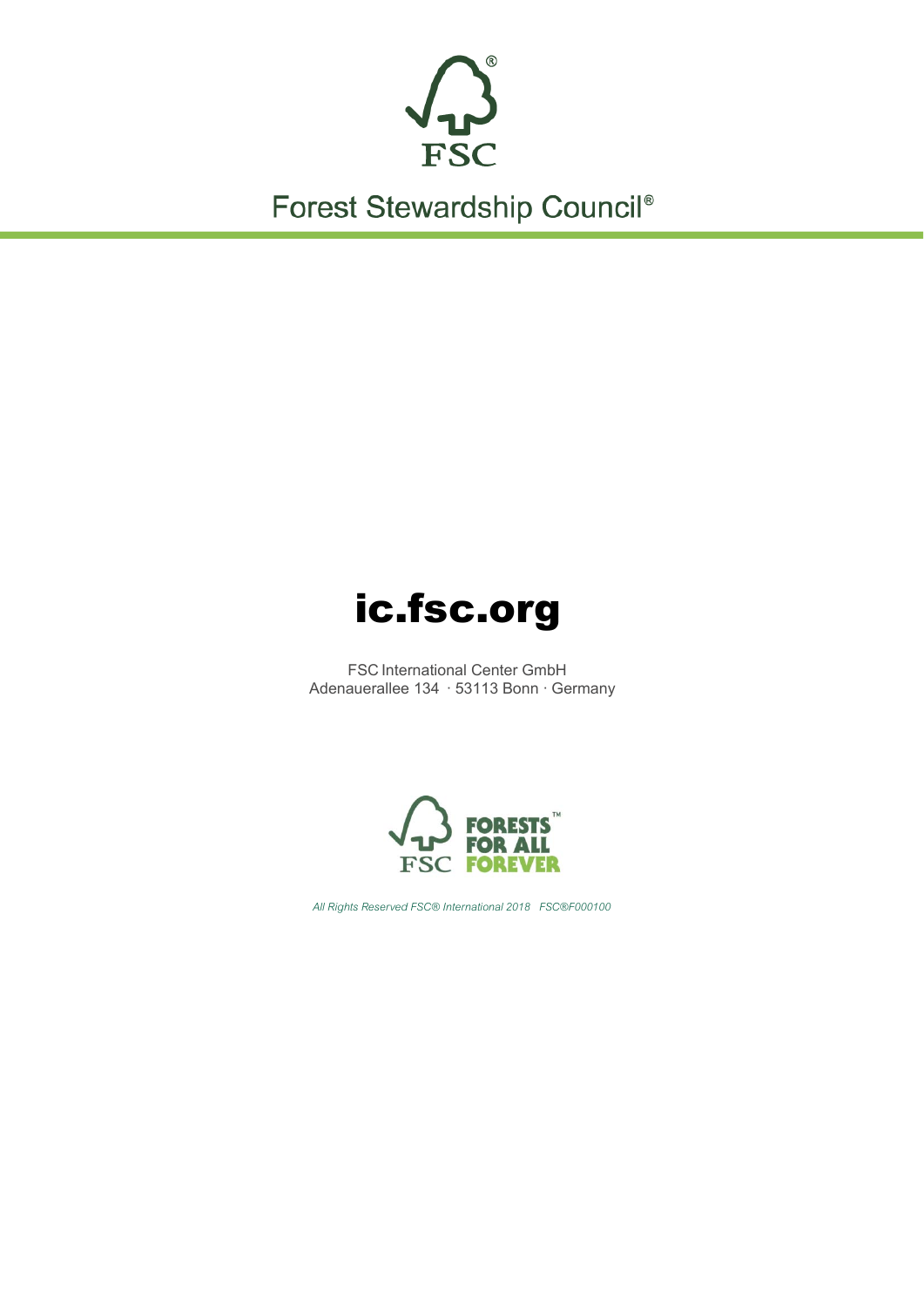FSC

Forest Stewardship Council®

**ic.fsc.org**

FSC International Center GmbH
Adenauerallee 134 · 53113 Bonn · Germany

FSC FORESTS FOR ALL FOREVER™

*All Rights Reserved FSC® International 2018 FSC®F000100*